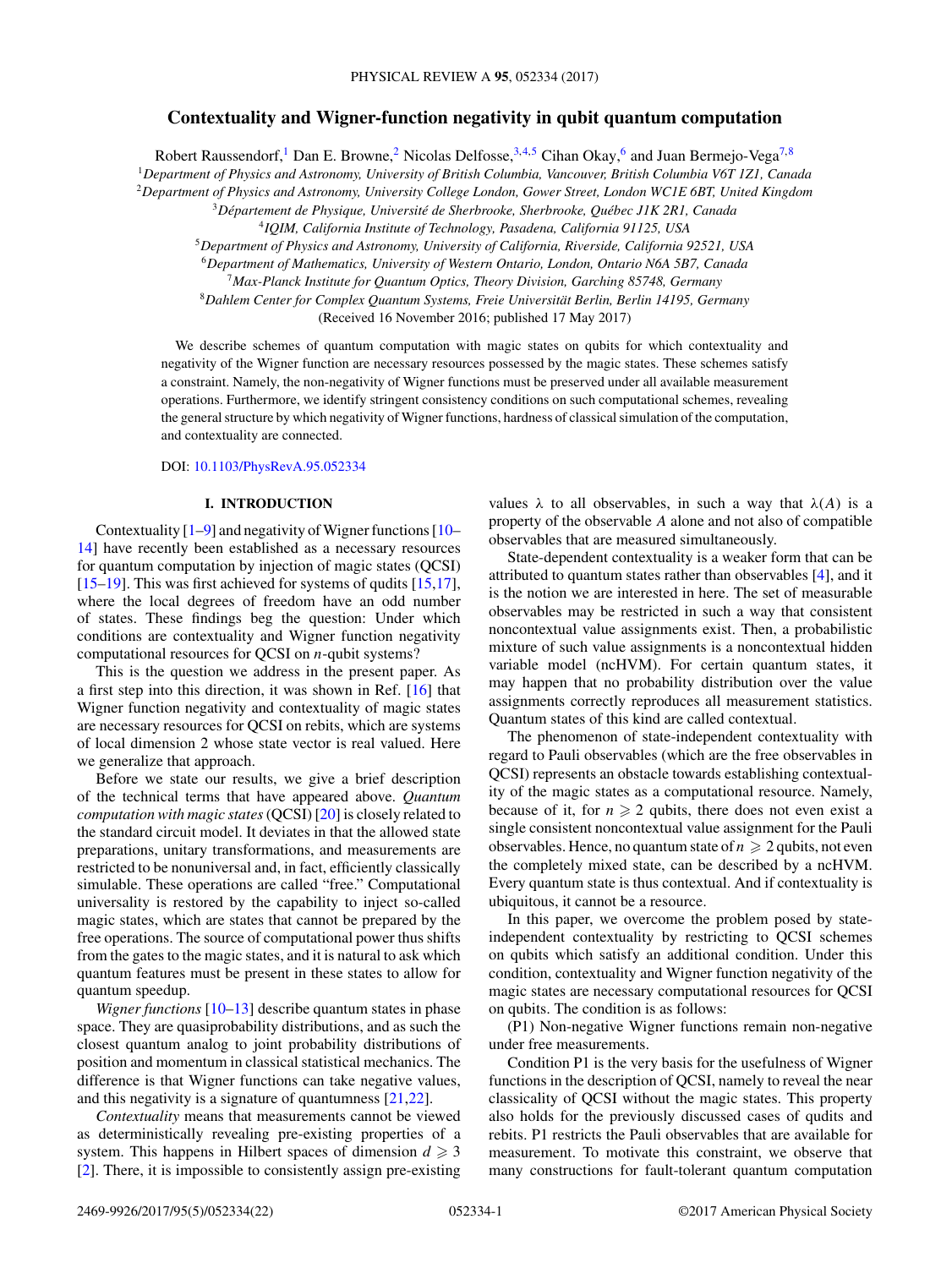# Contextuality and Wigner-function negativity in qubit quantum computation

Robert Raussendorf,[1] Dan E. Browne,[2] Nicolas Delfosse,[3,4,5] Cihan Okay,[6] and Juan Bermejo-Vega[7,8]

[1]Department of Physics and Astronomy, University of British Columbia, Vancouver, British Columbia V6T 1Z1, Canada
[2]Department of Physics and Astronomy, University College London, Gower Street, London WC1E 6BT, United Kingdom
[3]Département de Physique, Université de Sherbrooke, Sherbrooke, Québec J1K 2R1, Canada
[4]IQIM, California Institute of Technology, Pasadena, California 91125, USA
[5]Department of Physics and Astronomy, University of California, Riverside, California 92521, USA
[6]Department of Mathematics, University of Western Ontario, London, Ontario N6A 5B7, Canada
[7]Max-Planck Institute for Quantum Optics, Theory Division, Garching 85748, Germany
[8]Dahlem Center for Complex Quantum Systems, Freie Universität Berlin, Berlin 14195, Germany

(Received 16 November 2016; published 17 May 2017)

We describe schemes of quantum computation with magic states on qubits for which contextuality and negativity of the Wigner function are necessary resources possessed by the magic states. These schemes satisfy a constraint. Namely, the non-negativity of Wigner functions must be preserved under all available measurement operations. Furthermore, we identify stringent consistency conditions on such computational schemes, revealing the general structure by which negativity of Wigner functions, hardness of classical simulation of the computation, and contextuality are connected.

DOI: 10.1103/PhysRevA.95.052334

## I. INTRODUCTION

Contextuality [1–9] and negativity of Wigner functions [10–14] have recently been established as a necessary resources for quantum computation by injection of magic states (QCSI) [15–19]. This was first achieved for systems of qudits [15,17], where the local degrees of freedom have an odd number of states. These findings beg the question: Under which conditions are contextuality and Wigner function negativity computational resources for QCSI on $n$-qubit systems?

This is the question we address in the present paper. As a first step into this direction, it was shown in Ref. [16] that Wigner function negativity and contextuality of magic states are necessary resources for QCSI on rebits, which are systems of local dimension 2 whose state vector is real valued. Here we generalize that approach.

Before we state our results, we give a brief description of the technical terms that have appeared above. *Quantum computation with magic states* (QCSI) [20] is closely related to the standard circuit model. It deviates in that the allowed state preparations, unitary transformations, and measurements are restricted to be nonuniversal and, in fact, efficiently classically simulable. These operations are called "free." Computational universality is restored by the capability to inject so-called magic states, which are states that cannot be prepared by the free operations. The source of computational power thus shifts from the gates to the magic states, and it is natural to ask which quantum features must be present in these states to allow for quantum speedup.

*Wigner functions* [10–13] describe quantum states in phase space. They are quasiprobability distributions, and as such the closest quantum analog to joint probability distributions of position and momentum in classical statistical mechanics. The difference is that Wigner functions can take negative values, and this negativity is a signature of quantumness [21,22].

*Contextuality* means that measurements cannot be viewed as deterministically revealing pre-existing properties of a system. This happens in Hilbert spaces of dimension $d \geqslant 3$ [2]. There, it is impossible to consistently assign pre-existing values $\lambda$ to all observables, in such a way that $\lambda(A)$ is a property of the observable $A$ alone and not also of compatible observables that are measured simultaneously.

State-dependent contextuality is a weaker form that can be attributed to quantum states rather than observables [4], and it is the notion we are interested in here. The set of measurable observables may be restricted in such a way that consistent noncontextual value assignments exist. Then, a probabilistic mixture of such value assignments is a noncontextual hidden variable model (ncHVM). For certain quantum states, it may happen that no probability distribution over the value assignments correctly reproduces all measurement statistics. Quantum states of this kind are called contextual.

The phenomenon of state-independent contextuality with regard to Pauli observables (which are the free observables in QCSI) represents an obstacle towards establishing contextuality of the magic states as a computational resource. Namely, because of it, for $n \geqslant 2$ qubits, there does not exist a single consistent noncontextual value assignment for the Pauli observables. Hence, no quantum state of $n \geqslant 2$ qubits, not even the completely mixed state, can be described by a ncHVM. Every quantum state is thus contextual. And if contextuality is ubiquitous, it cannot be a resource.

In this paper, we overcome the problem posed by state-independent contextuality by restricting to QCSI schemes on qubits which satisfy an additional condition. Under this condition, contextuality and Wigner function negativity of the magic states are necessary computational resources for QCSI on qubits. The condition is as follows:

(P1) Non-negative Wigner functions remain non-negative under free measurements.

Condition P1 is the very basis for the usefulness of Wigner functions in the description of QCSI, namely to reveal the near classicality of QCSI without the magic states. This property also holds for the previously discussed cases of qudits and rebits. P1 restricts the Pauli observables that are available for measurement. To motivate this constraint, we observe that many constructions for fault-tolerant quantum computation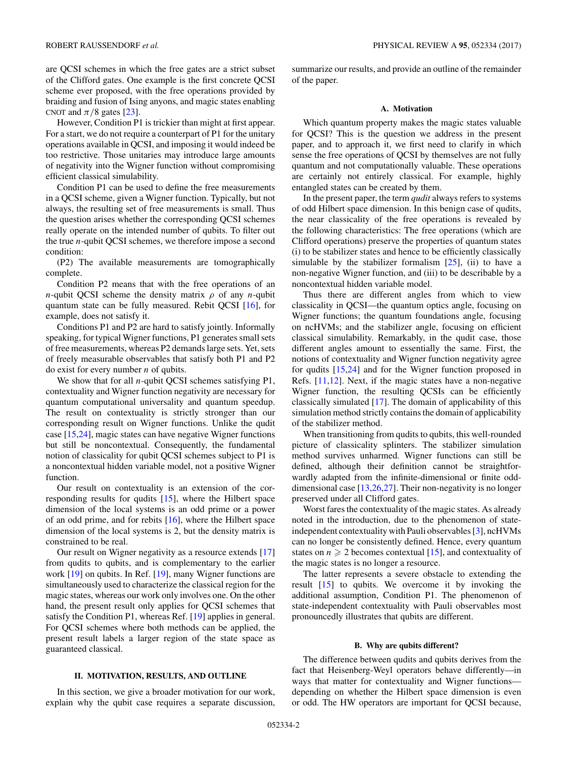are QCSI schemes in which the free gates are a strict subset of the Clifford gates. One example is the first concrete QCSI scheme ever proposed, with the free operations provided by braiding and fusion of Ising anyons, and magic states enabling CNOT and $\pi/8$ gates [23].

However, Condition P1 is trickier than might at first appear. For a start, we do not require a counterpart of P1 for the unitary operations available in QCSI, and imposing it would indeed be too restrictive. Those unitaries may introduce large amounts of negativity into the Wigner function without compromising efficient classical simulability.

Condition P1 can be used to define the free measurements in a QCSI scheme, given a Wigner function. Typically, but not always, the resulting set of free measurements is small. Thus the question arises whether the corresponding QCSI schemes really operate on the intended number of qubits. To filter out the true $n$-qubit QCSI schemes, we therefore impose a second condition:

(P2) The available measurements are tomographically complete.

Condition P2 means that with the free operations of an $n$-qubit QCSI scheme the density matrix $\rho$ of any $n$-qubit quantum state can be fully measured. Rebit QCSI [16], for example, does not satisfy it.

Conditions P1 and P2 are hard to satisfy jointly. Informally speaking, for typical Wigner functions, P1 generates small sets of free measurements, whereas P2 demands large sets. Yet, sets of freely measurable observables that satisfy both P1 and P2 do exist for every number $n$ of qubits.

We show that for all $n$-qubit QCSI schemes satisfying P1, contextuality and Wigner function negativity are necessary for quantum computational universality and quantum speedup. The result on contextuality is strictly stronger than our corresponding result on Wigner functions. Unlike the qudit case [15,24], magic states can have negative Wigner functions but still be noncontextual. Consequently, the fundamental notion of classicality for qubit QCSI schemes subject to P1 is a noncontextual hidden variable model, not a positive Wigner function.

Our result on contextuality is an extension of the corresponding results for qudits [15], where the Hilbert space dimension of the local systems is an odd prime or a power of an odd prime, and for rebits [16], where the Hilbert space dimension of the local systems is 2, but the density matrix is constrained to be real.

Our result on Wigner negativity as a resource extends [17] from qudits to qubits, and is complementary to the earlier work [19] on qubits. In Ref. [19], many Wigner functions are simultaneously used to characterize the classical region for the magic states, whereas our work only involves one. On the other hand, the present result only applies for QCSI schemes that satisfy the Condition P1, whereas Ref. [19] applies in general. For QCSI schemes where both methods can be applied, the present result labels a larger region of the state space as guaranteed classical.

## II. MOTIVATION, RESULTS, AND OUTLINE

In this section, we give a broader motivation for our work, explain why the qubit case requires a separate discussion, summarize our results, and provide an outline of the remainder of the paper.

### A. Motivation

Which quantum property makes the magic states valuable for QCSI? This is the question we address in the present paper, and to approach it, we first need to clarify in which sense the free operations of QCSI by themselves are not fully quantum and not computationally valuable. These operations are certainly not entirely classical. For example, highly entangled states can be created by them.

In the present paper, the term *qudit* always refers to systems of odd Hilbert space dimension. In this benign case of qudits, the near classicality of the free operations is revealed by the following characteristics: The free operations (which are Clifford operations) preserve the properties of quantum states (i) to be stabilizer states and hence to be efficiently classically simulable by the stabilizer formalism [25], (ii) to have a non-negative Wigner function, and (iii) to be describable by a noncontextual hidden variable model.

Thus there are different angles from which to view classicality in QCSI—the quantum optics angle, focusing on Wigner functions; the quantum foundations angle, focusing on ncHVMs; and the stabilizer angle, focusing on efficient classical simulability. Remarkably, in the qudit case, those different angles amount to essentially the same. First, the notions of contextuality and Wigner function negativity agree for qudits [15,24] and for the Wigner function proposed in Refs. [11,12]. Next, if the magic states have a non-negative Wigner function, the resulting QCSIs can be efficiently classically simulated [17]. The domain of applicability of this simulation method strictly contains the domain of applicability of the stabilizer method.

When transitioning from qudits to qubits, this well-rounded picture of classicality splinters. The stabilizer simulation method survives unharmed. Wigner functions can still be defined, although their definition cannot be straightforwardly adapted from the infinite-dimensional or finite odd-dimensional case [13,26,27]. Their non-negativity is no longer preserved under all Clifford gates.

Worst fares the contextuality of the magic states. As already noted in the introduction, due to the phenomenon of state-independent contextuality with Pauli observables [3], ncHVMs can no longer be consistently defined. Hence, every quantum states on $n \geqslant 2$ becomes contextual [15], and contextuality of the magic states is no longer a resource.

The latter represents a severe obstacle to extending the result [15] to qubits. We overcome it by invoking the additional assumption, Condition P1. The phenomenon of state-independent contextuality with Pauli observables most pronouncedly illustrates that qubits are different.

### B. Why are qubits different?

The difference between qudits and qubits derives from the fact that Heisenberg-Weyl operators behave differently—in ways that matter for contextuality and Wigner functions—depending on whether the Hilbert space dimension is even or odd. The HW operators are important for QCSI because,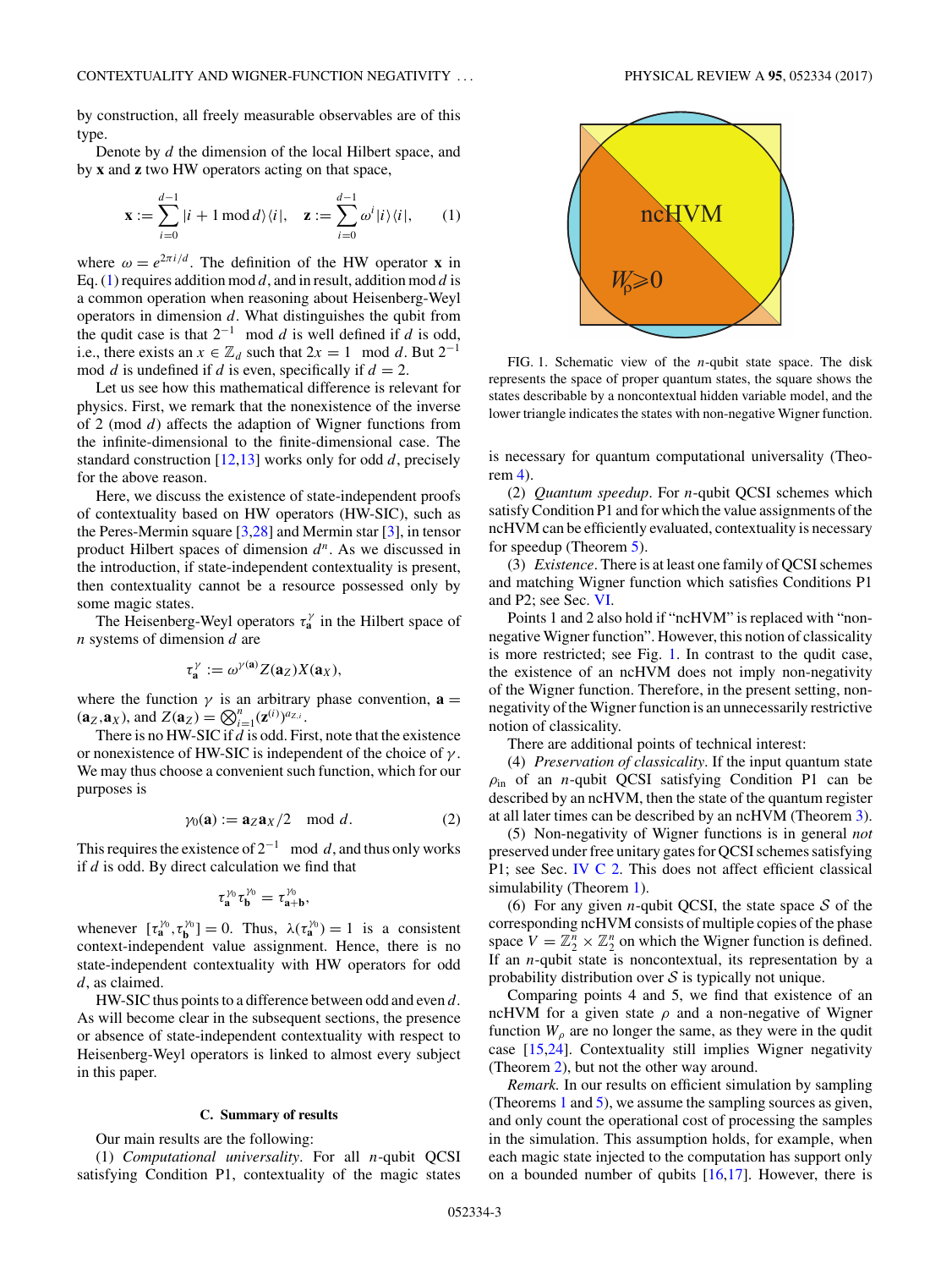by construction, all freely measurable observables are of this type.

Denote by $d$ the dimension of the local Hilbert space, and by $\mathbf{x}$ and $\mathbf{z}$ two HW operators acting on that space,

$$\mathbf{x} := \sum_{i=0}^{d-1} |i+1 \bmod d\rangle\langle i|, \quad \mathbf{z} := \sum_{i=0}^{d-1} \omega^i |i\rangle\langle i|, \tag{1}$$

where $\omega = e^{2\pi i/d}$. The definition of the HW operator $\mathbf{x}$ in Eq. (1) requires addition mod $d$, and in result, addition mod $d$ is a common operation when reasoning about Heisenberg-Weyl operators in dimension $d$. What distinguishes the qubit from the qudit case is that $2^{-1} \mod d$ is well defined if $d$ is odd, i.e., there exists an $x \in \mathbb{Z}_d$ such that $2x = 1 \mod d$. But $2^{-1}$ mod $d$ is undefined if $d$ is even, specifically if $d = 2$.

Let us see how this mathematical difference is relevant for physics. First, we remark that the nonexistence of the inverse of 2 (mod $d$) affects the adaption of Wigner functions from the infinite-dimensional to the finite-dimensional case. The standard construction [12,13] works only for odd $d$, precisely for the above reason.

Here, we discuss the existence of state-independent proofs of contextuality based on HW operators (HW-SIC), such as the Peres-Mermin square [3,28] and Mermin star [3], in tensor product Hilbert spaces of dimension $d^n$. As we discussed in the introduction, if state-independent contextuality is present, then contextuality cannot be a resource possessed only by some magic states.

The Heisenberg-Weyl operators $\tau_{\mathbf{a}}^{\gamma}$ in the Hilbert space of $n$ systems of dimension $d$ are

$$\tau_{\mathbf{a}}^{\gamma} := \omega^{\gamma(\mathbf{a})} Z(\mathbf{a}_Z) X(\mathbf{a}_X),$$

where the function $\gamma$ is an arbitrary phase convention, $\mathbf{a} = (\mathbf{a}_Z, \mathbf{a}_X)$, and $Z(\mathbf{a}_Z) = \bigotimes_{i=1}^n (\mathbf{z}^{(i)})^{a_{Z,i}}$.

There is no HW-SIC if $d$ is odd. First, note that the existence or nonexistence of HW-SIC is independent of the choice of $\gamma$. We may thus choose a convenient such function, which for our purposes is

$$\gamma_0(\mathbf{a}) := \mathbf{a}_Z \mathbf{a}_X / 2 \mod d. \tag{2}$$

This requires the existence of $2^{-1} \mod d$, and thus only works if $d$ is odd. By direct calculation we find that

$$\tau_{\mathbf{a}}^{\gamma_0} \tau_{\mathbf{b}}^{\gamma_0} = \tau_{\mathbf{a}+\mathbf{b}}^{\gamma_0},$$

whenever $[\tau_{\mathbf{a}}^{\gamma_0}, \tau_{\mathbf{b}}^{\gamma_0}] = 0$. Thus, $\lambda(\tau_{\mathbf{a}}^{\gamma_0}) = 1$ is a consistent context-independent value assignment. Hence, there is no state-independent contextuality with HW operators for odd $d$, as claimed.

HW-SIC thus points to a difference between odd and even $d$. As will become clear in the subsequent sections, the presence or absence of state-independent contextuality with respect to Heisenberg-Weyl operators is linked to almost every subject in this paper.

### C. Summary of results

Our main results are the following:

(1) *Computational universality*. For all $n$-qubit QCSI satisfying Condition P1, contextuality of the magic states is necessary for quantum computational universality (Theorem 4).

(2) *Quantum speedup*. For $n$-qubit QCSI schemes which satisfy Condition P1 and for which the value assignments of the ncHVM can be efficiently evaluated, contextuality is necessary for speedup (Theorem 5).

(3) *Existence*. There is at least one family of QCSI schemes and matching Wigner function which satisfies Conditions P1 and P2; see Sec. VI.

Points 1 and 2 also hold if "ncHVM" is replaced with "non-negative Wigner function". However, this notion of classicality is more restricted; see Fig. 1. In contrast to the qudit case, the existence of an ncHVM does not imply non-negativity of the Wigner function. Therefore, in the present setting, non-negativity of the Wigner function is an unnecessarily restrictive notion of classicality.

FIG. 1. Schematic view of the $n$-qubit state space. The disk represents the space of proper quantum states, the square shows the states describable by a noncontextual hidden variable model, and the lower triangle indicates the states with non-negative Wigner function.

There are additional points of technical interest:

(4) *Preservation of classicality*. If the input quantum state $\rho_{\text{in}}$ of an $n$-qubit QCSI satisfying Condition P1 can be described by an ncHVM, then the state of the quantum register at all later times can be described by an ncHVM (Theorem 3).

(5) Non-negativity of Wigner functions is in general *not* preserved under free unitary gates for QCSI schemes satisfying P1; see Sec. IV C 2. This does not affect efficient classical simulability (Theorem 1).

(6) For any given $n$-qubit QCSI, the state space $\mathcal{S}$ of the corresponding ncHVM consists of multiple copies of the phase space $V = \mathbb{Z}_2^n \times \mathbb{Z}_2^n$ on which the Wigner function is defined. If an $n$-qubit state is noncontextual, its representation by a probability distribution over $\mathcal{S}$ is typically not unique.

Comparing points 4 and 5, we find that existence of an ncHVM for a given state $\rho$ and a non-negative of Wigner function $W_\rho$ are no longer the same, as they were in the qudit case [15,24]. Contextuality still implies Wigner negativity (Theorem 2), but not the other way around.

*Remark.* In our results on efficient simulation by sampling (Theorems 1 and 5), we assume the sampling sources as given, and only count the operational cost of processing the samples in the simulation. This assumption holds, for example, when each magic state injected to the computation has support only on a bounded number of qubits [16,17]. However, there is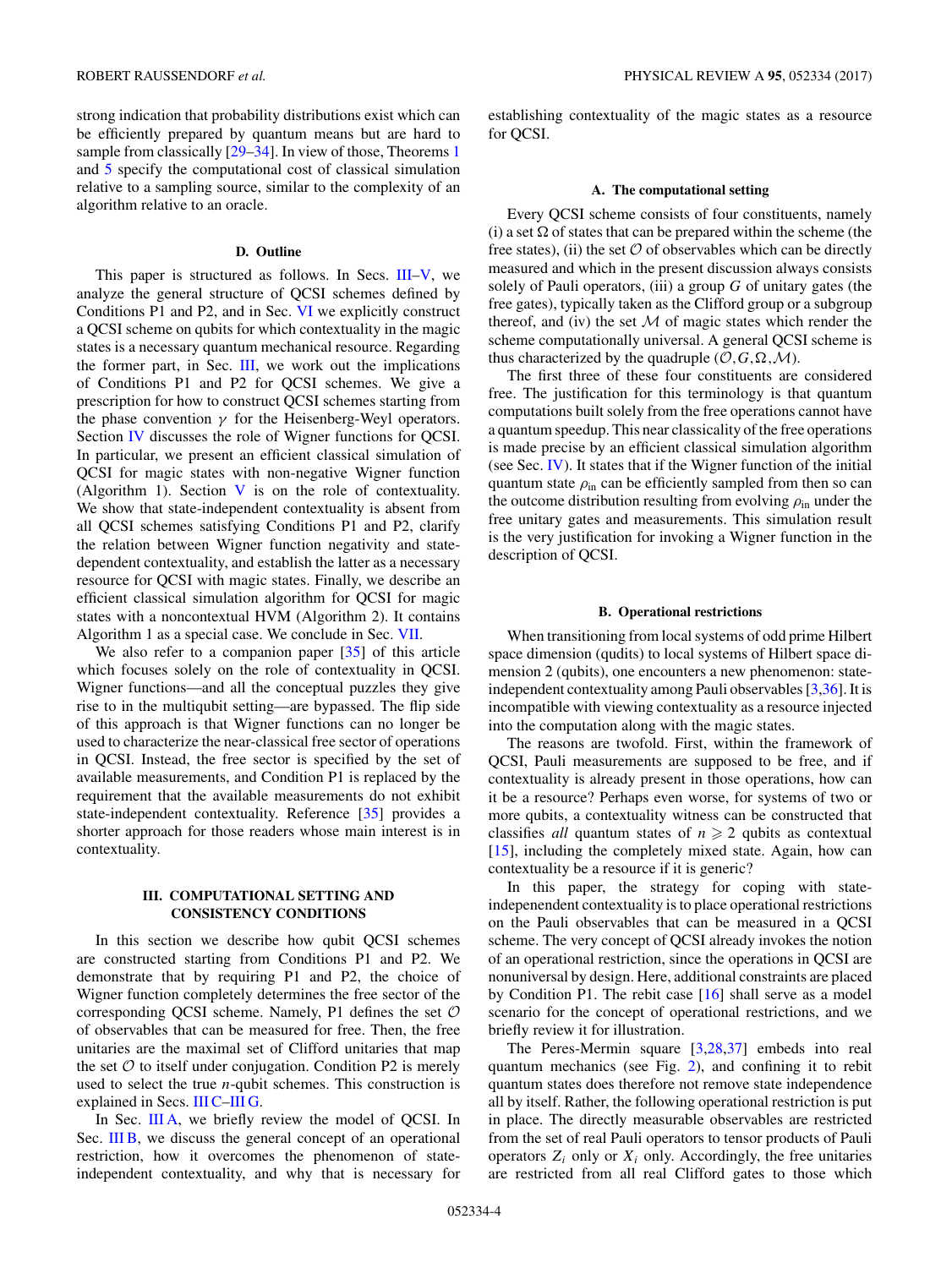strong indication that probability distributions exist which can be efficiently prepared by quantum means but are hard to sample from classically [29–34]. In view of those, Theorems 1 and 5 specify the computational cost of classical simulation relative to a sampling source, similar to the complexity of an algorithm relative to an oracle.

### D. Outline

This paper is structured as follows. In Secs. III–V, we analyze the general structure of QCSI schemes defined by Conditions P1 and P2, and in Sec. VI we explicitly construct a QCSI scheme on qubits for which contextuality in the magic states is a necessary quantum mechanical resource. Regarding the former part, in Sec. III, we work out the implications of Conditions P1 and P2 for QCSI schemes. We give a prescription for how to construct QCSI schemes starting from the phase convention $\gamma$ for the Heisenberg-Weyl operators. Section IV discusses the role of Wigner functions for QCSI. In particular, we present an efficient classical simulation of QCSI for magic states with non-negative Wigner function (Algorithm 1). Section V is on the role of contextuality. We show that state-independent contextuality is absent from all QCSI schemes satisfying Conditions P1 and P2, clarify the relation between Wigner function negativity and state-dependent contextuality, and establish the latter as a necessary resource for QCSI with magic states. Finally, we describe an efficient classical simulation algorithm for QCSI for magic states with a noncontextual HVM (Algorithm 2). It contains Algorithm 1 as a special case. We conclude in Sec. VII.

We also refer to a companion paper [35] of this article which focuses solely on the role of contextuality in QCSI. Wigner functions—and all the conceptual puzzles they give rise to in the multiqubit setting—are bypassed. The flip side of this approach is that Wigner functions can no longer be used to characterize the near-classical free sector of operations in QCSI. Instead, the free sector is specified by the set of available measurements, and Condition P1 is replaced by the requirement that the available measurements do not exhibit state-independent contextuality. Reference [35] provides a shorter approach for those readers whose main interest is in contextuality.

## III. COMPUTATIONAL SETTING AND CONSISTENCY CONDITIONS

In this section we describe how qubit QCSI schemes are constructed starting from Conditions P1 and P2. We demonstrate that by requiring P1 and P2, the choice of Wigner function completely determines the free sector of the corresponding QCSI scheme. Namely, P1 defines the set $\mathcal{O}$ of observables that can be measured for free. Then, the free unitaries are the maximal set of Clifford unitaries that map the set $\mathcal{O}$ to itself under conjugation. Condition P2 is merely used to select the true $n$-qubit schemes. This construction is explained in Secs. III C–III G.

In Sec. III A, we briefly review the model of QCSI. In Sec. III B, we discuss the general concept of an operational restriction, how it overcomes the phenomenon of state-independent contextuality, and why that is necessary for establishing contextuality of the magic states as a resource for QCSI.

### A. The computational setting

Every QCSI scheme consists of four constituents, namely (i) a set $\Omega$ of states that can be prepared within the scheme (the free states), (ii) the set $\mathcal{O}$ of observables which can be directly measured and which in the present discussion always consists solely of Pauli operators, (iii) a group $G$ of unitary gates (the free gates), typically taken as the Clifford group or a subgroup thereof, and (iv) the set $\mathcal{M}$ of magic states which render the scheme computationally universal. A general QCSI scheme is thus characterized by the quadruple $(\mathcal{O},G,\Omega,\mathcal{M})$.

The first three of these four constituents are considered free. The justification for this terminology is that quantum computations built solely from the free operations cannot have a quantum speedup. This near classicality of the free operations is made precise by an efficient classical simulation algorithm (see Sec. IV). It states that if the Wigner function of the initial quantum state $\rho_{\text{in}}$ can be efficiently sampled from then so can the outcome distribution resulting from evolving $\rho_{\text{in}}$ under the free unitary gates and measurements. This simulation result is the very justification for invoking a Wigner function in the description of QCSI.

### B. Operational restrictions

When transitioning from local systems of odd prime Hilbert space dimension (qudits) to local systems of Hilbert space dimension 2 (qubits), one encounters a new phenomenon: state-independent contextuality among Pauli observables [3,36]. It is incompatible with viewing contextuality as a resource injected into the computation along with the magic states.

The reasons are twofold. First, within the framework of QCSI, Pauli measurements are supposed to be free, and if contextuality is already present in those operations, how can it be a resource? Perhaps even worse, for systems of two or more qubits, a contextuality witness can be constructed that classifies *all* quantum states of $n \geqslant 2$ qubits as contextual [15], including the completely mixed state. Again, how can contextuality be a resource if it is generic?

In this paper, the strategy for coping with state-independent contextuality is to place operational restrictions on the Pauli observables that can be measured in a QCSI scheme. The very concept of QCSI already invokes the notion of an operational restriction, since the operations in QCSI are nonuniversal by design. Here, additional constraints are placed by Condition P1. The rebit case [16] shall serve as a model scenario for the concept of operational restrictions, and we briefly review it for illustration.

The Peres-Mermin square [3,28,37] embeds into real quantum mechanics (see Fig. 2), and confining it to rebit quantum states does therefore not remove state independence all by itself. Rather, the following operational restriction is put in place. The directly measurable observables are restricted from the set of real Pauli operators to tensor products of Pauli operators $Z_i$ only or $X_i$ only. Accordingly, the free unitaries are restricted from all real Clifford gates to those which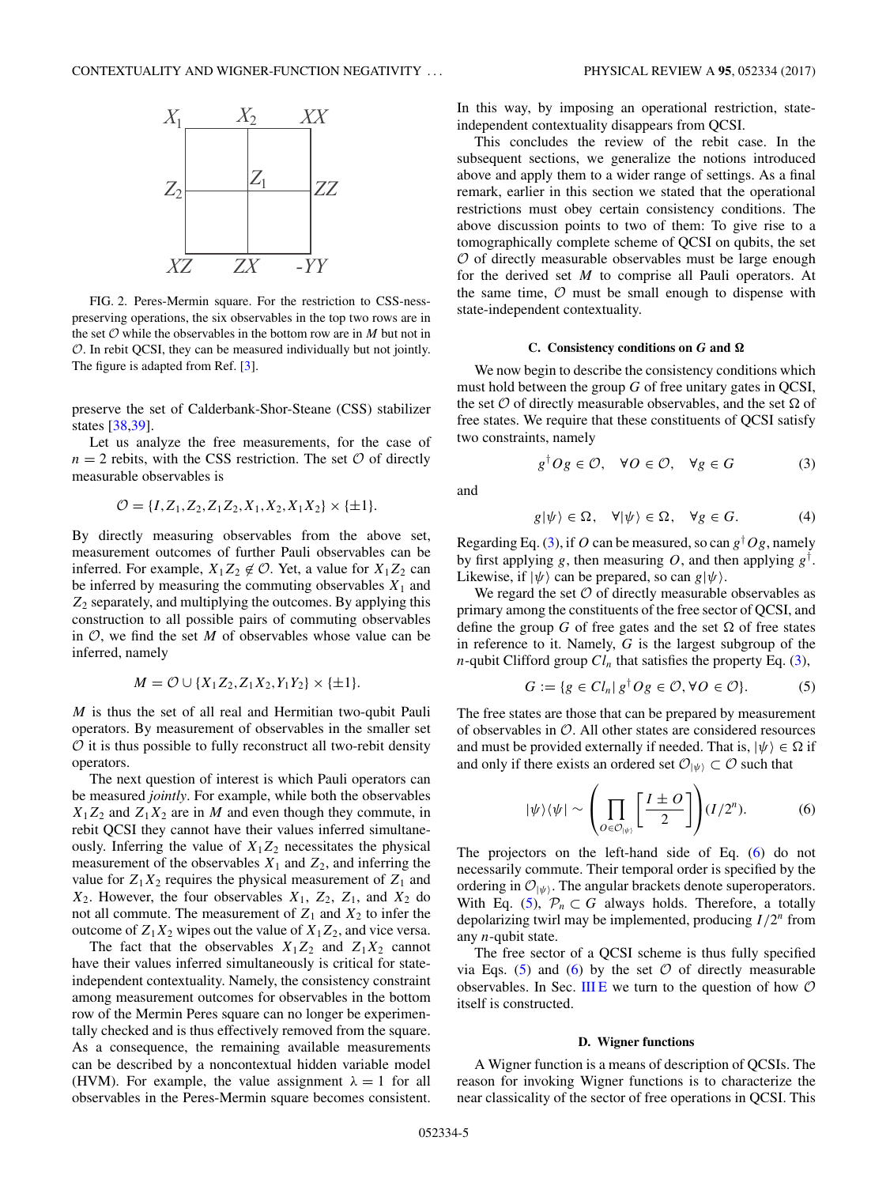FIG. 2. Peres-Mermin square. For the restriction to CSS-ness-preserving operations, the six observables in the top two rows are in the set $\mathcal{O}$ while the observables in the bottom row are in $M$ but not in $\mathcal{O}$. In rebit QCSI, they can be measured individually but not jointly. The figure is adapted from Ref. [3].

preserve the set of Calderbank-Shor-Steane (CSS) stabilizer states [38,39].

Let us analyze the free measurements, for the case of $n = 2$ rebits, with the CSS restriction. The set $\mathcal{O}$ of directly measurable observables is

$$\mathcal{O} = \{I, Z_1, Z_2, Z_1Z_2, X_1, X_2, X_1X_2\} \times \{\pm 1\}.$$

By directly measuring observables from the above set, measurement outcomes of further Pauli observables can be inferred. For example, $X_1Z_2 \notin \mathcal{O}$. Yet, a value for $X_1Z_2$ can be inferred by measuring the commuting observables $X_1$ and $Z_2$ separately, and multiplying the outcomes. By applying this construction to all possible pairs of commuting observables in $\mathcal{O}$, we find the set $M$ of observables whose value can be inferred, namely

$$M = \mathcal{O} \cup \{X_1Z_2, Z_1X_2, Y_1Y_2\} \times \{\pm 1\}.$$

$M$ is thus the set of all real and Hermitian two-qubit Pauli operators. By measurement of observables in the smaller set $\mathcal{O}$ it is thus possible to fully reconstruct all two-rebit density operators.

The next question of interest is which Pauli operators can be measured *jointly*. For example, while both the observables $X_1Z_2$ and $Z_1X_2$ are in $M$ and even though they commute, in rebit QCSI they cannot have their values inferred simultaneously. Inferring the value of $X_1Z_2$ necessitates the physical measurement of the observables $X_1$ and $Z_2$, and inferring the value for $Z_1X_2$ requires the physical measurement of $Z_1$ and $X_2$. However, the four observables $X_1$, $Z_2$, $Z_1$, and $X_2$ do not all commute. The measurement of $Z_1$ and $X_2$ to infer the outcome of $Z_1X_2$ wipes out the value of $X_1Z_2$, and vice versa.

The fact that the observables $X_1Z_2$ and $Z_1X_2$ cannot have their values inferred simultaneously is critical for state-independent contextuality. Namely, the consistency constraint among measurement outcomes for observables in the bottom row of the Mermin Peres square can no longer be experimentally checked and is thus effectively removed from the square. As a consequence, the remaining available measurements can be described by a noncontextual hidden variable model (HVM). For example, the value assignment $\lambda = 1$ for all observables in the Peres-Mermin square becomes consistent. In this way, by imposing an operational restriction, state-independent contextuality disappears from QCSI.

This concludes the review of the rebit case. In the subsequent sections, we generalize the notions introduced above and apply them to a wider range of settings. As a final remark, earlier in this section we stated that the operational restrictions must obey certain consistency conditions. The above discussion points to two of them: To give rise to a tomographically complete scheme of QCSI on qubits, the set $\mathcal{O}$ of directly measurable observables must be large enough for the derived set $M$ to comprise all Pauli operators. At the same time, $\mathcal{O}$ must be small enough to dispense with state-independent contextuality.

### C. Consistency conditions on $G$ and $\Omega$

We now begin to describe the consistency conditions which must hold between the group $G$ of free unitary gates in QCSI, the set $\mathcal{O}$ of directly measurable observables, and the set $\Omega$ of free states. We require that these constituents of QCSI satisfy two constraints, namely

$$g^\dagger O g \in \mathcal{O}, \quad \forall O \in \mathcal{O}, \quad \forall g \in G \tag{3}$$

and

$$g|\psi\rangle \in \Omega, \quad \forall |\psi\rangle \in \Omega, \quad \forall g \in G. \tag{4}$$

Regarding Eq. (3), if $O$ can be measured, so can $g^\dagger O g$, namely by first applying $g$, then measuring $O$, and then applying $g^\dagger$. Likewise, if $|\psi\rangle$ can be prepared, so can $g|\psi\rangle$.

We regard the set $\mathcal{O}$ of directly measurable observables as primary among the constituents of the free sector of QCSI, and define the group $G$ of free gates and the set $\Omega$ of free states in reference to it. Namely, $G$ is the largest subgroup of the $n$-qubit Clifford group $Cl_n$ that satisfies the property Eq. (3),

$$G := \{g \in Cl_n | \, g^\dagger O g \in \mathcal{O}, \forall O \in \mathcal{O}\}. \tag{5}$$

The free states are those that can be prepared by measurement of observables in $\mathcal{O}$. All other states are considered resources and must be provided externally if needed. That is, $|\psi\rangle \in \Omega$ if and only if there exists an ordered set $\mathcal{O}_{|\psi\rangle} \subset \mathcal{O}$ such that

$$|\psi\rangle\langle\psi| \sim \left( \prod_{O \in \mathcal{O}_{|\psi\rangle}} \left[ \frac{I \pm O}{2} \right] \right) (I/2^n). \tag{6}$$

The projectors on the left-hand side of Eq. (6) do not necessarily commute. Their temporal order is specified by the ordering in $\mathcal{O}_{|\psi\rangle}$. The angular brackets denote superoperators. With Eq. (5), $\mathcal{P}_n \subset G$ always holds. Therefore, a totally depolarizing twirl may be implemented, producing $I/2^n$ from any $n$-qubit state.

The free sector of a QCSI scheme is thus fully specified via Eqs. (5) and (6) by the set $\mathcal{O}$ of directly measurable observables. In Sec. III E we turn to the question of how $\mathcal{O}$ itself is constructed.

### D. Wigner functions

A Wigner function is a means of description of QCSIs. The reason for invoking Wigner functions is to characterize the near classicality of the sector of free operations in QCSI. This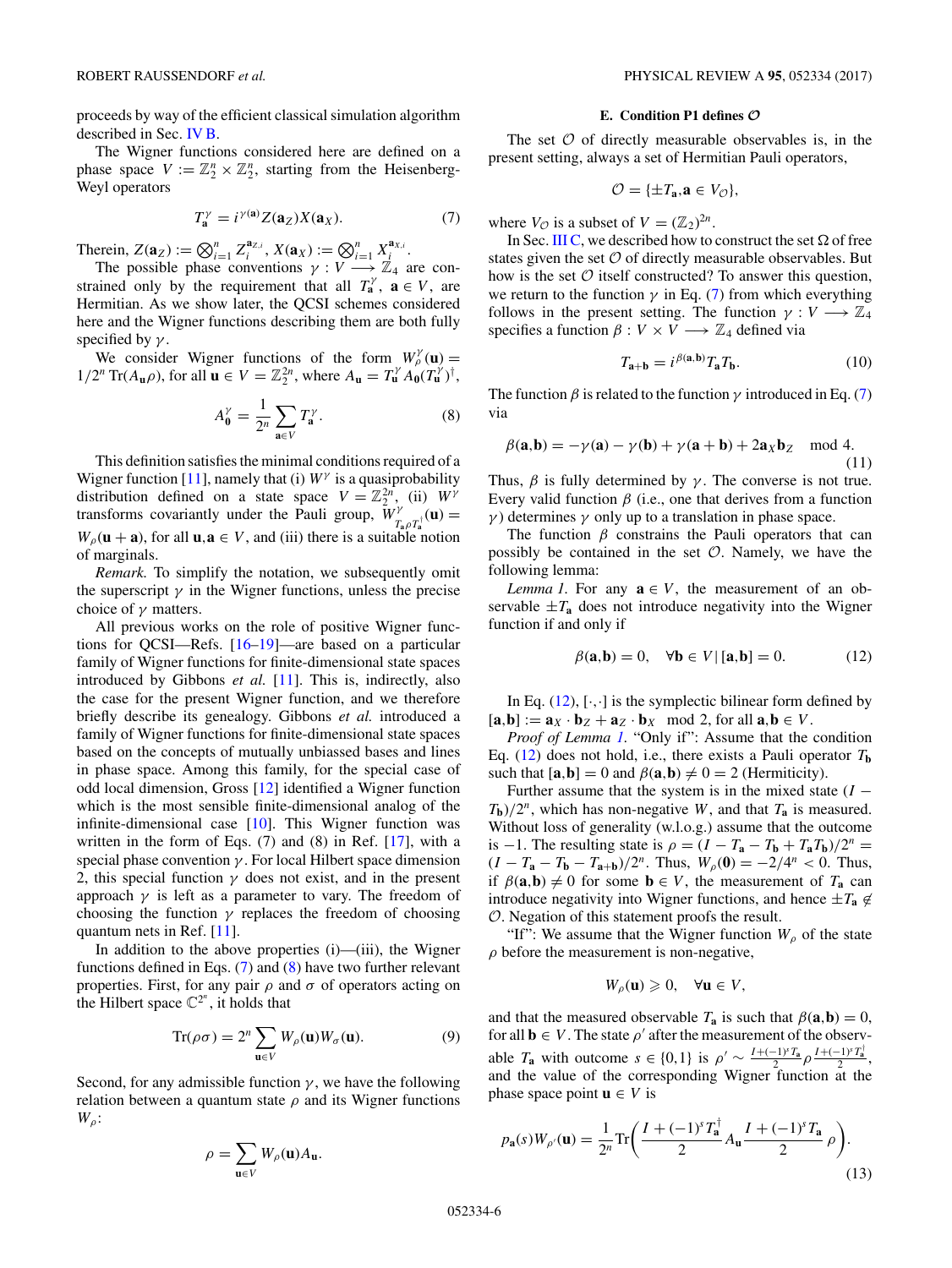proceeds by way of the efficient classical simulation algorithm described in Sec. IV B.

The Wigner functions considered here are defined on a phase space $V := \mathbb{Z}_2^n \times \mathbb{Z}_2^n$, starting from the Heisenberg-Weyl operators

$$T_{\mathbf{a}}^{\gamma} = i^{\gamma(\mathbf{a})} Z(\mathbf{a}_Z) X(\mathbf{a}_X). \tag{7}$$

Therein, $Z(\mathbf{a}_Z) := \bigotimes_{i=1}^n Z_i^{\mathbf{a}_{Z,i}}$, $X(\mathbf{a}_X) := \bigotimes_{i=1}^n X_i^{\mathbf{a}_{X,i}}$.

The possible phase conventions $\gamma : V \longrightarrow \mathbb{Z}_4$ are constrained only by the requirement that all $T_{\mathbf{a}}^{\gamma}$, $\mathbf{a} \in V$, are Hermitian. As we show later, the QCSI schemes considered here and the Wigner functions describing them are both fully specified by $\gamma$.

We consider Wigner functions of the form $W_\rho^{\gamma}(\mathbf{u}) = 1/2^n \,\mathrm{Tr}(A_{\mathbf{u}}\rho)$, for all $\mathbf{u} \in V = \mathbb{Z}_2^{2n}$, where $A_{\mathbf{u}} = T_{\mathbf{u}}^{\gamma} A_{\mathbf{0}} (T_{\mathbf{u}}^{\gamma})^{\dagger}$,

$$A_{\mathbf{0}}^{\gamma} = \frac{1}{2^n} \sum_{\mathbf{a}\in V} T_{\mathbf{a}}^{\gamma}. \tag{8}$$

This definition satisfies the minimal conditions required of a Wigner function [11], namely that (i) $W^{\gamma}$ is a quasiprobability distribution defined on a state space $V = \mathbb{Z}_2^{2n}$, (ii) $W^{\gamma}$ transforms covariantly under the Pauli group, $W^{\gamma}_{T_{\mathbf{a}}\rho T_{\mathbf{a}}^{\dagger}}(\mathbf{u}) = W_\rho(\mathbf{u}+\mathbf{a})$, for all $\mathbf{u},\mathbf{a} \in V$, and (iii) there is a suitable notion of marginals.

*Remark.* To simplify the notation, we subsequently omit the superscript $\gamma$ in the Wigner functions, unless the precise choice of $\gamma$ matters.

All previous works on the role of positive Wigner functions for QCSI—Refs. [16–19]—are based on a particular family of Wigner functions for finite-dimensional state spaces introduced by Gibbons *et al.* [11]. This is, indirectly, also the case for the present Wigner function, and we therefore briefly describe its genealogy. Gibbons *et al.* introduced a family of Wigner functions for finite-dimensional state spaces based on the concepts of mutually unbiased bases and lines in phase space. Among this family, for the special case of odd local dimension, Gross [12] identified a Wigner function which is the most sensible finite-dimensional analog of the infinite-dimensional case [10]. This Wigner function was written in the form of Eqs. (7) and (8) in Ref. [17], with a special phase convention $\gamma$. For local Hilbert space dimension 2, this special function $\gamma$ does not exist, and in the present approach $\gamma$ is left as a parameter to vary. The freedom of choosing the function $\gamma$ replaces the freedom of choosing quantum nets in Ref. [11].

In addition to the above properties (i)—(iii), the Wigner functions defined in Eqs. (7) and (8) have two further relevant properties. First, for any pair $\rho$ and $\sigma$ of operators acting on the Hilbert space $\mathbb{C}^{2^n}$, it holds that

$$\mathrm{Tr}(\rho\sigma) = 2^n \sum_{\mathbf{u}\in V} W_\rho(\mathbf{u}) W_\sigma(\mathbf{u}). \tag{9}$$

Second, for any admissible function $\gamma$, we have the following relation between a quantum state $\rho$ and its Wigner functions $W_\rho$:

$$\rho = \sum_{\mathbf{u}\in V} W_\rho(\mathbf{u}) A_{\mathbf{u}}.$$

### E. Condition P1 defines $\mathcal{O}$

The set $\mathcal{O}$ of directly measurable observables is, in the present setting, always a set of Hermitian Pauli operators,

$$\mathcal{O} = \{\pm T_{\mathbf{a}}, \mathbf{a} \in V_{\mathcal{O}}\},$$

where $V_{\mathcal{O}}$ is a subset of $V = (\mathbb{Z}_2)^{2n}$.

In Sec. III C, we described how to construct the set $\Omega$ of free states given the set $\mathcal{O}$ of directly measurable observables. But how is the set $\mathcal{O}$ itself constructed? To answer this question, we return to the function $\gamma$ in Eq. (7) from which everything follows in the present setting. The function $\gamma : V \longrightarrow \mathbb{Z}_4$ specifies a function $\beta : V \times V \longrightarrow \mathbb{Z}_4$ defined via

$$T_{\mathbf{a}+\mathbf{b}} = i^{\beta(\mathbf{a},\mathbf{b})} T_{\mathbf{a}} T_{\mathbf{b}}. \tag{10}$$

The function $\beta$ is related to the function $\gamma$ introduced in Eq. (7) via

$$\beta(\mathbf{a},\mathbf{b}) = -\gamma(\mathbf{a}) - \gamma(\mathbf{b}) + \gamma(\mathbf{a}+\mathbf{b}) + 2\mathbf{a}_X\mathbf{b}_Z \mod 4. \tag{11}$$

Thus, $\beta$ is fully determined by $\gamma$. The converse is not true. Every valid function $\beta$ (i.e., one that derives from a function $\gamma$) determines $\gamma$ only up to a translation in phase space.

The function $\beta$ constrains the Pauli operators that can possibly be contained in the set $\mathcal{O}$. Namely, we have the following lemma:

*Lemma 1.* For any $\mathbf{a} \in V$, the measurement of an observable $\pm T_{\mathbf{a}}$ does not introduce negativity into the Wigner function if and only if

$$\beta(\mathbf{a},\mathbf{b}) = 0, \quad \forall \mathbf{b} \in V \,|\, [\mathbf{a},\mathbf{b}] = 0. \tag{12}$$

In Eq. (12), $[\cdot,\cdot]$ is the symplectic bilinear form defined by $[\mathbf{a},\mathbf{b}] := \mathbf{a}_X \cdot \mathbf{b}_Z + \mathbf{a}_Z \cdot \mathbf{b}_X \mod 2$, for all $\mathbf{a},\mathbf{b} \in V$.

*Proof of Lemma 1.* "Only if": Assume that the condition Eq. (12) does not hold, i.e., there exists a Pauli operator $T_{\mathbf{b}}$ such that $[\mathbf{a},\mathbf{b}] = 0$ and $\beta(\mathbf{a},\mathbf{b}) \neq 0 = 2$ (Hermiticity).

Further assume that the system is in the mixed state $(I - T_{\mathbf{b}})/2^n$, which has non-negative $W$, and that $T_{\mathbf{a}}$ is measured. Without loss of generality (w.l.o.g.) assume that the outcome is $-1$. The resulting state is $\rho = (I - T_{\mathbf{a}} - T_{\mathbf{b}} + T_{\mathbf{a}}T_{\mathbf{b}})/2^n = (I - T_{\mathbf{a}} - T_{\mathbf{b}} - T_{\mathbf{a}+\mathbf{b}})/2^n$. Thus, $W_\rho(\mathbf{0}) = -2/4^n < 0$. Thus, if $\beta(\mathbf{a},\mathbf{b}) \neq 0$ for some $\mathbf{b} \in V$, the measurement of $T_{\mathbf{a}}$ can introduce negativity into Wigner functions, and hence $\pm T_{\mathbf{a}} \notin \mathcal{O}$. Negation of this statement proofs the result.

"If": We assume that the Wigner function $W_\rho$ of the state $\rho$ before the measurement is non-negative,

$$W_\rho(\mathbf{u}) \geqslant 0, \quad \forall \mathbf{u} \in V,$$

and that the measured observable $T_{\mathbf{a}}$ is such that $\beta(\mathbf{a},\mathbf{b}) = 0$, for all $\mathbf{b} \in V$. The state $\rho'$ after the measurement of the observable $T_{\mathbf{a}}$ with outcome $s \in \{0,1\}$ is $\rho' \sim \frac{I+(-1)^s T_{\mathbf{a}}}{2} \rho \frac{I+(-1)^s T_{\mathbf{a}}^{\dagger}}{2}$, and the value of the corresponding Wigner function at the phase space point $\mathbf{u} \in V$ is

$$p_{\mathbf{a}}(s) W_{\rho'}(\mathbf{u}) = \frac{1}{2^n} \mathrm{Tr}\left(\frac{I+(-1)^s T_{\mathbf{a}}^{\dagger}}{2} A_{\mathbf{u}} \frac{I+(-1)^s T_{\mathbf{a}}}{2}\rho\right). \tag{13}$$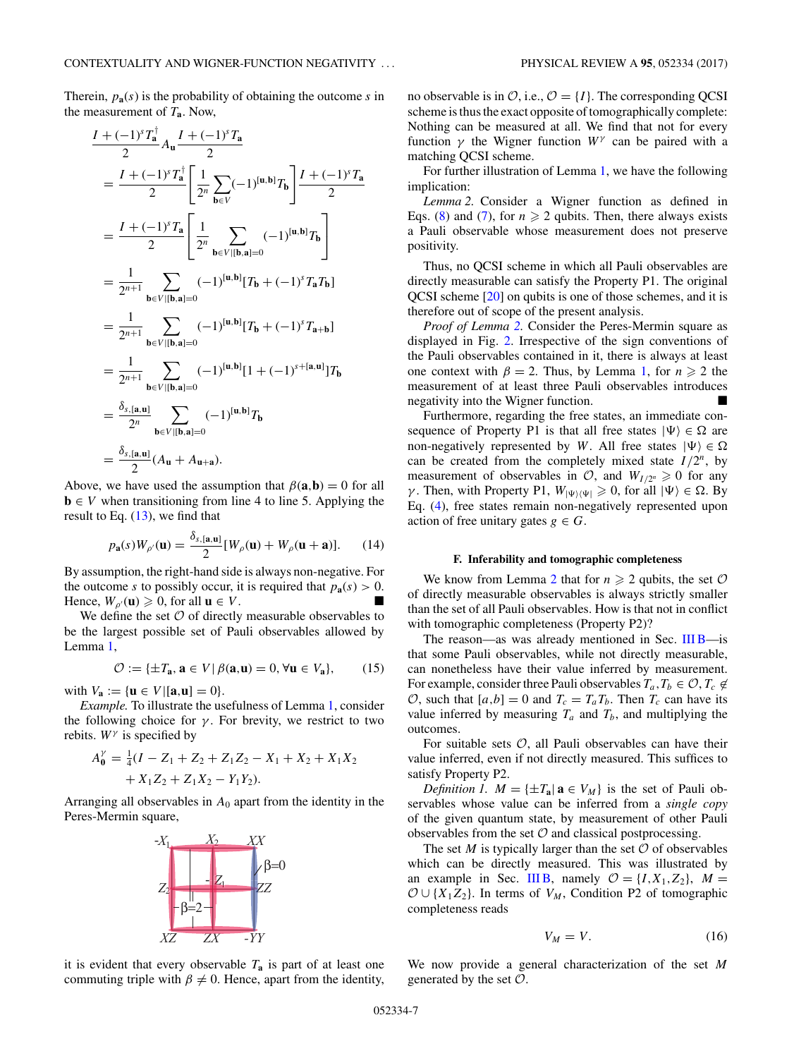Therein, $p_{\mathbf{a}}(s)$ is the probability of obtaining the outcome $s$ in the measurement of $T_{\mathbf{a}}$. Now,

$$
\begin{aligned}
&\frac{I+(-1)^s T_{\mathbf{a}}^\dagger}{2} A_{\mathbf{u}} \frac{I+(-1)^s T_{\mathbf{a}}}{2} \\
&= \frac{I+(-1)^s T_{\mathbf{a}}^\dagger}{2}\left[\frac{1}{2^n}\sum_{\mathbf{b}\in V}(-1)^{[\mathbf{u},\mathbf{b}]}T_{\mathbf{b}}\right]\frac{I+(-1)^s T_{\mathbf{a}}}{2} \\
&= \frac{I+(-1)^s T_{\mathbf{a}}}{2}\left[\frac{1}{2^n}\sum_{\mathbf{b}\in V|[\mathbf{b},\mathbf{a}]=0}(-1)^{[\mathbf{u},\mathbf{b}]}T_{\mathbf{b}}\right] \\
&= \frac{1}{2^{n+1}}\sum_{\mathbf{b}\in V|[\mathbf{b},\mathbf{a}]=0}(-1)^{[\mathbf{u},\mathbf{b}]}[T_{\mathbf{b}}+(-1)^s T_{\mathbf{a}}T_{\mathbf{b}}] \\
&= \frac{1}{2^{n+1}}\sum_{\mathbf{b}\in V|[\mathbf{b},\mathbf{a}]=0}(-1)^{[\mathbf{u},\mathbf{b}]}[T_{\mathbf{b}}+(-1)^s T_{\mathbf{a}+\mathbf{b}}] \\
&= \frac{1}{2^{n+1}}\sum_{\mathbf{b}\in V|[\mathbf{b},\mathbf{a}]=0}(-1)^{[\mathbf{u},\mathbf{b}]}[1+(-1)^{s+[\mathbf{a},\mathbf{u}]}]T_{\mathbf{b}} \\
&= \frac{\delta_{s,[\mathbf{a},\mathbf{u}]}}{2^n}\sum_{\mathbf{b}\in V|[\mathbf{b},\mathbf{a}]=0}(-1)^{[\mathbf{u},\mathbf{b}]}T_{\mathbf{b}} \\
&= \frac{\delta_{s,[\mathbf{a},\mathbf{u}]}}{2}(A_{\mathbf{u}}+A_{\mathbf{u}+\mathbf{a}}).
\end{aligned}
$$

Above, we have used the assumption that $\beta(\mathbf{a},\mathbf{b})=0$ for all $\mathbf{b}\in V$ when transitioning from line 4 to line 5. Applying the result to Eq. (13), we find that

$$
p_{\mathbf{a}}(s)W_{\rho'}(\mathbf{u}) = \frac{\delta_{s,[\mathbf{a},\mathbf{u}]}}{2}[W_\rho(\mathbf{u})+W_\rho(\mathbf{u}+\mathbf{a})]. \tag{14}
$$

By assumption, the right-hand side is always non-negative. For the outcome $s$ to possibly occur, it is required that $p_{\mathbf{a}}(s)>0$. Hence, $W_{\rho'}(\mathbf{u})\geqslant 0$, for all $\mathbf{u}\in V$. ∎

We define the set $\mathcal{O}$ of directly measurable observables to be the largest possible set of Pauli observables allowed by Lemma 1,

$$
\mathcal{O} := \{\pm T_{\mathbf{a}},\, \mathbf{a}\in V\,|\,\beta(\mathbf{a},\mathbf{u})=0,\,\forall \mathbf{u}\in V_{\mathbf{a}}\}, \tag{15}
$$

with $V_{\mathbf{a}} := \{\mathbf{u}\in V|[\mathbf{a},\mathbf{u}]=0\}$.

*Example.* To illustrate the usefulness of Lemma 1, consider the following choice for $\gamma$. For brevity, we restrict to two rebits. $W^\gamma$ is specified by

$$
A_{\mathbf{0}}^\gamma = \tfrac{1}{4}(I - Z_1 + Z_2 + Z_1Z_2 - X_1 + X_2 + X_1X_2 + X_1Z_2 + Z_1X_2 - Y_1Y_2).
$$

Arranging all observables in $A_0$ apart from the identity in the Peres-Mermin square,

$$
\begin{array}{ccc}
-X_1 & X_2 & XX \\
Z_2 & -Z_1 & ZZ \\
XZ & ZX & -YY
\end{array}
\qquad (\text{column } \beta=0,\ \text{row } \beta=2)
$$

it is evident that every observable $T_{\mathbf{a}}$ is part of at least one commuting triple with $\beta\neq 0$. Hence, apart from the identity, no observable is in $\mathcal{O}$, i.e., $\mathcal{O}=\{I\}$. The corresponding QCSI scheme is thus the exact opposite of tomographically complete: Nothing can be measured at all. We find that not for every function $\gamma$ the Wigner function $W^\gamma$ can be paired with a matching QCSI scheme.

For further illustration of Lemma 1, we have the following implication:

*Lemma 2.* Consider a Wigner function as defined in Eqs. (8) and (7), for $n\geqslant 2$ qubits. Then, there always exists a Pauli observable whose measurement does not preserve positivity.

Thus, no QCSI scheme in which all Pauli observables are directly measurable can satisfy the Property P1. The original QCSI scheme [20] on qubits is one of those schemes, and it is therefore out of scope of the present analysis.

*Proof of Lemma 2.* Consider the Peres-Mermin square as displayed in Fig. 2. Irrespective of the sign conventions of the Pauli observables contained in it, there is always at least one context with $\beta=2$. Thus, by Lemma 1, for $n\geqslant 2$ the measurement of at least three Pauli observables introduces negativity into the Wigner function. ∎

Furthermore, regarding the free states, an immediate consequence of Property P1 is that all free states $|\Psi\rangle\in\Omega$ are non-negatively represented by $W$. All free states $|\Psi\rangle\in\Omega$ can be created from the completely mixed state $I/2^n$, by measurement of observables in $\mathcal{O}$, and $W_{I/2^n}\geqslant 0$ for any $\gamma$. Then, with Property P1, $W_{|\Psi\rangle\langle\Psi|}\geqslant 0$, for all $|\Psi\rangle\in\Omega$. By Eq. (4), free states remain non-negatively represented upon action of free unitary gates $g\in G$.

### F. Inferability and tomographic completeness

We know from Lemma 2 that for $n\geqslant 2$ qubits, the set $\mathcal{O}$ of directly measurable observables is always strictly smaller than the set of all Pauli observables. How is that not in conflict with tomographic completeness (Property P2)?

The reason—as was already mentioned in Sec. III B—is that some Pauli observables, while not directly measurable, can nonetheless have their value inferred by measurement. For example, consider three Pauli observables $T_a, T_b\in\mathcal{O}, T_c\notin\mathcal{O}$, such that $[a,b]=0$ and $T_c=T_aT_b$. Then $T_c$ can have its value inferred by measuring $T_a$ and $T_b$, and multiplying the outcomes.

For suitable sets $\mathcal{O}$, all Pauli observables can have their value inferred, even if not directly measured. This suffices to satisfy Property P2.

*Definition 1.* $M=\{\pm T_{\mathbf{a}}|\,\mathbf{a}\in V_M\}$ is the set of Pauli observables whose value can be inferred from a *single copy* of the given quantum state, by measurement of other Pauli observables from the set $\mathcal{O}$ and classical postprocessing.

The set $M$ is typically larger than the set $\mathcal{O}$ of observables which can be directly measured. This was illustrated by an example in Sec. III B, namely $\mathcal{O}=\{I,X_1,Z_2\}$, $M=\mathcal{O}\cup\{X_1Z_2\}$. In terms of $V_M$, Condition P2 of tomographic completeness reads

$$
V_M = V. \tag{16}
$$

We now provide a general characterization of the set $M$ generated by the set $\mathcal{O}$.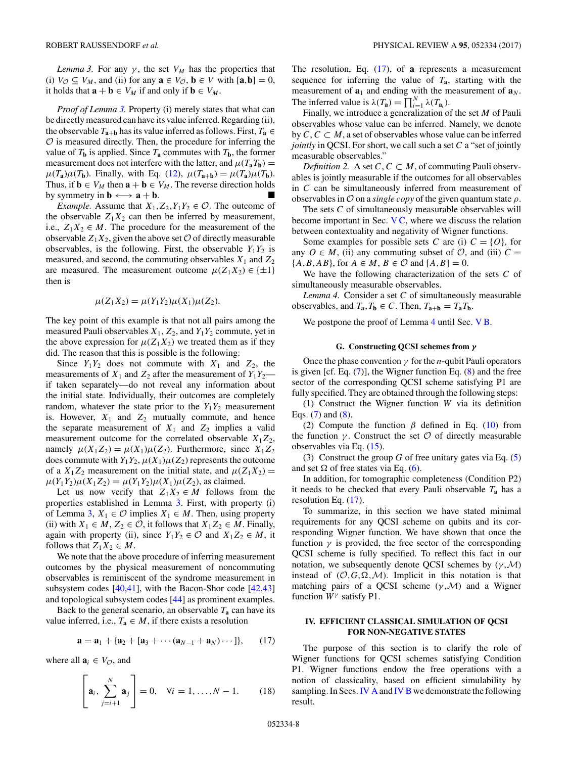*Lemma 3.* For any $\gamma$, the set $V_M$ has the properties that (i) $V_{\mathcal{O}} \subseteq V_M$, and (ii) for any $\mathbf{a} \in V_{\mathcal{O}}$, $\mathbf{b} \in V$ with $[\mathbf{a},\mathbf{b}] = 0$, it holds that $\mathbf{a}+\mathbf{b} \in V_M$ if and only if $\mathbf{b} \in V_M$.

*Proof of Lemma 3.* Property (i) merely states that what can be directly measured can have its value inferred. Regarding (ii), the observable $T_{\mathbf{a}+\mathbf{b}}$ has its value inferred as follows. First, $T_\mathbf{a} \in \mathcal{O}$ is measured directly. Then, the procedure for inferring the value of $T_\mathbf{b}$ is applied. Since $T_\mathbf{a}$ commutes with $T_\mathbf{b}$, the former measurement does not interfere with the latter, and $\mu(T_\mathbf{a}T_\mathbf{b}) = \mu(T_\mathbf{a})\mu(T_\mathbf{b})$. Finally, with Eq. (12), $\mu(T_{\mathbf{a}+\mathbf{b}}) = \mu(T_\mathbf{a})\mu(T_\mathbf{b})$. Thus, if $\mathbf{b} \in V_M$ then $\mathbf{a}+\mathbf{b} \in V_M$. The reverse direction holds by symmetry in $\mathbf{b} \longleftrightarrow \mathbf{a}+\mathbf{b}$. ■

*Example.* Assume that $X_1, Z_2, Y_1Y_2 \in \mathcal{O}$. The outcome of the observable $Z_1X_2$ can then be inferred by measurement, i.e., $Z_1X_2 \in M$. The procedure for the measurement of the observable $Z_1X_2$, given the above set $\mathcal{O}$ of directly measurable observables, is the following. First, the observable $Y_1Y_2$ is measured, and second, the commuting observables $X_1$ and $Z_2$ are measured. The measurement outcome $\mu(Z_1X_2) \in \{\pm 1\}$ then is

$$\mu(Z_1X_2) = \mu(Y_1Y_2)\mu(X_1)\mu(Z_2).$$

The key point of this example is that not all pairs among the measured Pauli observables $X_1$, $Z_2$, and $Y_1Y_2$ commute, yet in the above expression for $\mu(Z_1X_2)$ we treated them as if they did. The reason that this is possible is the following:

Since $Y_1Y_2$ does not commute with $X_1$ and $Z_2$, the measurements of $X_1$ and $Z_2$ after the measurement of $Y_1Y_2$—if taken separately—do not reveal any information about the initial state. Individually, their outcomes are completely random, whatever the state prior to the $Y_1Y_2$ measurement is. However, $X_1$ and $Z_2$ mutually commute, and hence the separate measurement of $X_1$ and $Z_2$ implies a valid measurement outcome for the correlated observable $X_1Z_2$, namely $\mu(X_1Z_2) = \mu(X_1)\mu(Z_2)$. Furthermore, since $X_1Z_2$ does commute with $Y_1Y_2$, $\mu(X_1)\mu(Z_2)$ represents the outcome of a $X_1Z_2$ measurement on the initial state, and $\mu(Z_1X_2) = \mu(Y_1Y_2)\mu(X_1Z_2) = \mu(Y_1Y_2)\mu(X_1)\mu(Z_2)$, as claimed.

Let us now verify that $Z_1X_2 \in M$ follows from the properties established in Lemma 3. First, with property (i) of Lemma 3, $X_1 \in \mathcal{O}$ implies $X_1 \in M$. Then, using property (ii) with $X_1 \in M$, $Z_2 \in \mathcal{O}$, it follows that $X_1Z_2 \in M$. Finally, again with property (ii), since $Y_1Y_2 \in \mathcal{O}$ and $X_1Z_2 \in M$, it follows that $Z_1X_2 \in M$.

We note that the above procedure of inferring measurement outcomes by the physical measurement of noncommuting observables is reminiscent of the syndrome measurement in subsystem codes [40,41], with the Bacon-Shor code [42,43] and topological subsystem codes [44] as prominent examples.

Back to the general scenario, an observable $T_\mathbf{a}$ can have its value inferred, i.e., $T_\mathbf{a} \in M$, if there exists a resolution

$$\mathbf{a} = \mathbf{a}_1 + \{\mathbf{a}_2 + [\mathbf{a}_3 + \cdots (\mathbf{a}_{N-1} + \mathbf{a}_N)\cdots]\}, \qquad (17)$$

where all $\mathbf{a}_i \in V_{\mathcal{O}}$, and

$$\left[\mathbf{a}_i, \sum_{j=i+1}^{N} \mathbf{a}_j\right] = 0, \quad \forall i = 1,\ldots,N-1. \qquad (18)$$

The resolution, Eq. (17), of $\mathbf{a}$ represents a measurement sequence for inferring the value of $T_\mathbf{a}$, starting with the measurement of $\mathbf{a}_1$ and ending with the measurement of $\mathbf{a}_N$. The inferred value is $\lambda(T_\mathbf{a}) = \prod_{i=1}^{N} \lambda(T_{\mathbf{a}_i})$.

Finally, we introduce a generalization of the set $M$ of Pauli observables whose value can be inferred. Namely, we denote by $C$, $C \subset M$, a set of observables whose value can be inferred *jointly* in QCSI. For short, we call such a set $C$ a "set of jointly measurable observables."

*Definition 2.* A set $C$, $C \subset M$, of commuting Pauli observables is jointly measurable if the outcomes for all observables in $C$ can be simultaneously inferred from measurement of observables in $\mathcal{O}$ on a *single copy* of the given quantum state $\rho$.

The sets $C$ of simultaneously measurable observables will become important in Sec. V C, where we discuss the relation between contextuality and negativity of Wigner functions.

Some examples for possible sets $C$ are (i) $C = \{O\}$, for any $O \in M$, (ii) any commuting subset of $\mathcal{O}$, and (iii) $C = \{A, B, AB\}$, for $A \in M$, $B \in \mathcal{O}$ and $[A,B] = 0$.

We have the following characterization of the sets $C$ of simultaneously measurable observables.

*Lemma 4.* Consider a set $C$ of simultaneously measurable observables, and $T_\mathbf{a}, T_\mathbf{b} \in C$. Then, $T_{\mathbf{a}+\mathbf{b}} = T_\mathbf{a}T_\mathbf{b}$.

We postpone the proof of Lemma 4 until Sec. V B.

### G. Constructing QCSI schemes from $\gamma$

Once the phase convention $\gamma$ for the $n$-qubit Pauli operators is given [cf. Eq. (7)], the Wigner function Eq. (8) and the free sector of the corresponding QCSI scheme satisfying P1 are fully specified. They are obtained through the following steps:

(1) Construct the Wigner function $W$ via its definition Eqs. (7) and (8).

(2) Compute the function $\beta$ defined in Eq. (10) from the function $\gamma$. Construct the set $\mathcal{O}$ of directly measurable observables via Eq. (15).

(3) Construct the group $G$ of free unitary gates via Eq. (5) and set $\Omega$ of free states via Eq. (6).

In addition, for tomographic completeness (Condition P2) it needs to be checked that every Pauli observable $T_\mathbf{a}$ has a resolution Eq. (17).

To summarize, in this section we have stated minimal requirements for any QCSI scheme on qubits and its corresponding Wigner function. We have shown that once the function $\gamma$ is provided, the free sector of the corresponding QCSI scheme is fully specified. To reflect this fact in our notation, we subsequently denote QCSI schemes by $(\gamma,\mathcal{M})$ instead of $(\mathcal{O},G,\Omega,\mathcal{M})$. Implicit in this notation is that matching pairs of a QCSI scheme $(\gamma,\mathcal{M})$ and a Wigner function $W^\gamma$ satisfy P1.

## IV. EFFICIENT CLASSICAL SIMULATION OF QCSI FOR NON-NEGATIVE STATES

The purpose of this section is to clarify the role of Wigner functions for QCSI schemes satisfying Condition P1. Wigner functions endow the free operations with a notion of classicality, based on efficient simulability by sampling. In Secs. IV A and IV B we demonstrate the following result.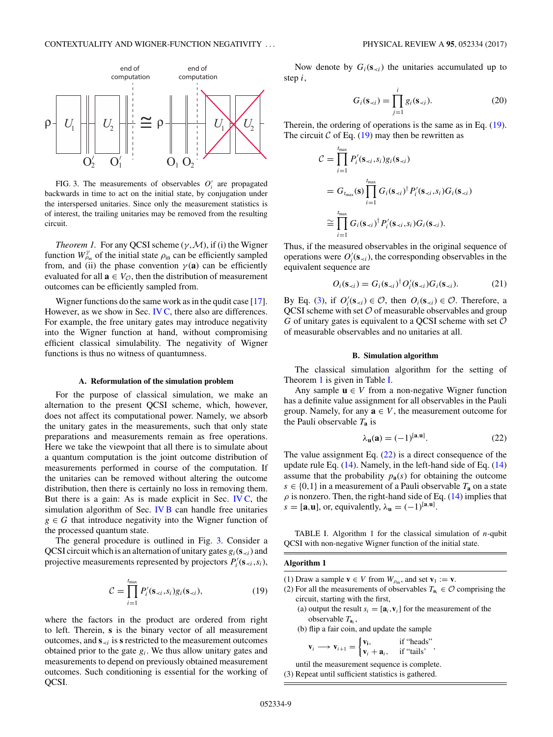FIG. 3. The measurements of observables $O_i'$ are propagated backwards in time to act on the initial state, by conjugation under the interspersed unitaries. Since only the measurement statistics is of interest, the trailing unitaries may be removed from the resulting circuit.

*Theorem 1.* For any QCSI scheme $(\gamma,\mathcal{M})$, if (i) the Wigner function $W^{\gamma}_{\rho_{\text{in}}}$ of the initial state $\rho_{\text{in}}$ can be efficiently sampled from, and (ii) the phase convention $\gamma(\mathbf{a})$ can be efficiently evaluated for all $\mathbf{a}\in V_{\mathcal{O}}$, then the distribution of measurement outcomes can be efficiently sampled from.

Wigner functions do the same work as in the qudit case [17]. However, as we show in Sec. IV C, there also are differences. For example, the free unitary gates may introduce negativity into the Wigner function at hand, without compromising efficient classical simulability. The negativity of Wigner functions is thus no witness of quantumness.

### A. Reformulation of the simulation problem

For the purpose of classical simulation, we make an alternation to the present QCSI scheme, which, however, does not affect its computational power. Namely, we absorb the unitary gates in the measurements, such that only state preparations and measurements remain as free operations. Here we take the viewpoint that all there is to simulate about a quantum computation is the joint outcome distribution of measurements performed in course of the computation. If the unitaries can be removed without altering the outcome distribution, then there is certainly no loss in removing them. But there is a gain: As is made explicit in Sec. IV C, the simulation algorithm of Sec. IV B can handle free unitaries $g\in G$ that introduce negativity into the Wigner function of the processed quantum state.

The general procedure is outlined in Fig. 3. Consider a QCSI circuit which is an alternation of unitary gates $g_i(\mathbf{s}_{\prec i})$ and projective measurements represented by projectors $P_i'(\mathbf{s}_{\prec i},s_i)$,

$$\mathcal{C}=\prod_{i=1}^{t_{\max}} P_i'(\mathbf{s}_{\prec i},s_i)g_i(\mathbf{s}_{\prec i}), \tag{19}$$

where the factors in the product are ordered from right to left. Therein, $\mathbf{s}$ is the binary vector of all measurement outcomes, and $\mathbf{s}_{\prec i}$ is $\mathbf{s}$ restricted to the measurement outcomes obtained prior to the gate $g_i$. We thus allow unitary gates and measurements to depend on previously obtained measurement outcomes. Such conditioning is essential for the working of QCSI.

Now denote by $G_i(\mathbf{s}_{\prec i})$ the unitaries accumulated up to step $i$,

$$G_i(\mathbf{s}_{\prec i})=\prod_{j=1}^{i} g_i(\mathbf{s}_{\prec i}). \tag{20}$$

Therein, the ordering of operations is the same as in Eq. (19). The circuit $\mathcal{C}$ of Eq. (19) may then be rewritten as

$$\begin{aligned}\mathcal{C}&=\prod_{i=1}^{t_{\max}} P_i'(\mathbf{s}_{\prec i},s_i)g_i(\mathbf{s}_{\prec i})\\ &=G_{t_{\max}}(\mathbf{s})\prod_{i=1}^{t_{\max}} G_i(\mathbf{s}_{\prec i})^{\dagger}P_i'(\mathbf{s}_{\prec i},s_i)G_i(\mathbf{s}_{\prec i})\\ &\cong\prod_{i=1}^{t_{\max}} G_i(\mathbf{s}_{\prec i})^{\dagger}P_i'(\mathbf{s}_{\prec i},s_i)G_i(\mathbf{s}_{\prec i}).\end{aligned}$$

Thus, if the measured observables in the original sequence of operations were $O_i'(\mathbf{s}_{\prec i})$, the corresponding observables in the equivalent sequence are

$$O_i(\mathbf{s}_{\prec i})=G_i(\mathbf{s}_{\prec i})^{\dagger}O_i'(\mathbf{s}_{\prec i})G_i(\mathbf{s}_{\prec i}). \tag{21}$$

By Eq. (3), if $O_i'(\mathbf{s}_{\prec i})\in\mathcal{O}$, then $O_i(\mathbf{s}_{\prec i})\in\mathcal{O}$. Therefore, a QCSI scheme with set $\mathcal{O}$ of measurable observables and group $G$ of unitary gates is equivalent to a QCSI scheme with set $\mathcal{O}$ of measurable observables and no unitaries at all.

### B. Simulation algorithm

The classical simulation algorithm for the setting of Theorem 1 is given in Table I.

Any sample $\mathbf{u}\in V$ from a non-negative Wigner function has a definite value assignment for all observables in the Pauli group. Namely, for any $\mathbf{a}\in V$, the measurement outcome for the Pauli observable $T_{\mathbf{a}}$ is

$$\lambda_{\mathbf{u}}(\mathbf{a})=(-1)^{[\mathbf{a},\mathbf{u}]}. \tag{22}$$

The value assignment Eq. (22) is a direct consequence of the update rule Eq. (14). Namely, in the left-hand side of Eq. (14) assume that the probability $p_{\mathbf{a}}(s)$ for obtaining the outcome $s\in\{0,1\}$ in a measurement of a Pauli observable $T_{\mathbf{a}}$ on a state $\rho$ is nonzero. Then, the right-hand side of Eq. (14) implies that $s=[\mathbf{a},\mathbf{u}]$, or, equivalently, $\lambda_{\mathbf{u}}=(-1)^{[\mathbf{a},\mathbf{u}]}$.

TABLE I. Algorithm 1 for the classical simulation of $n$-qubit QCSI with non-negative Wigner function of the initial state.

**Algorithm 1**

(1) Draw a sample $\mathbf{v}\in V$ from $W_{\rho_{\text{in}}}$, and set $\mathbf{v}_1:=\mathbf{v}$.
(2) For all the measurements of observables $T_{\mathbf{a}_i}\in\mathcal{O}$ comprising the circuit, starting with the first,
  (a) output the result $s_i=[\mathbf{a}_i,\mathbf{v}_i]$ for the measurement of the observable $T_{\mathbf{a}_i}$,
  (b) flip a fair coin, and update the sample
$$\mathbf{v}_i\longrightarrow\mathbf{v}_{i+1}=\begin{cases}\mathbf{v}_i, & \text{if "heads"}\\ \mathbf{v}_i+\mathbf{a}_i, & \text{if "tails'}\end{cases},$$
  until the measurement sequence is complete.
(3) Repeat until sufficient statistics is gathered.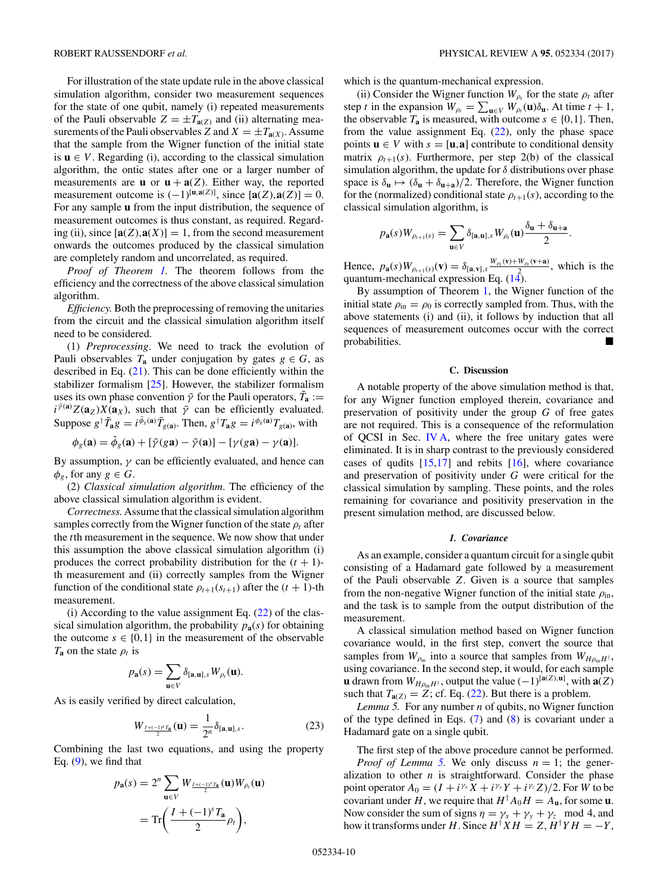For illustration of the state update rule in the above classical simulation algorithm, consider two measurement sequences for the state of one qubit, namely (i) repeated measurements of the Pauli observable $Z = \pm T_{\mathbf{a}(Z)}$ and (ii) alternating measurements of the Pauli observables $Z$ and $X = \pm T_{\mathbf{a}(X)}$. Assume that the sample from the Wigner function of the initial state is $\mathbf{u} \in V$. Regarding (i), according to the classical simulation algorithm, the ontic states after one or a larger number of measurements are $\mathbf{u}$ or $\mathbf{u} + \mathbf{a}(Z)$. Either way, the reported measurement outcome is $(-1)^{[\mathbf{u},\mathbf{a}(Z)]}$, since $[\mathbf{a}(Z),\mathbf{a}(Z)] = 0$. For any sample $\mathbf{u}$ from the input distribution, the sequence of measurement outcomes is thus constant, as required. Regarding (ii), since $[\mathbf{a}(Z),\mathbf{a}(X)] = 1$, from the second measurement onwards the outcomes produced by the classical simulation are completely random and uncorrelated, as required.

*Proof of Theorem 1.* The theorem follows from the efficiency and the correctness of the above classical simulation algorithm.

*Efficiency.* Both the preprocessing of removing the unitaries from the circuit and the classical simulation algorithm itself need to be considered.

(1) *Preprocessing.* We need to track the evolution of Pauli observables $T_{\mathbf{a}}$ under conjugation by gates $g \in G$, as described in Eq. (21). This can be done efficiently within the stabilizer formalism [25]. However, the stabilizer formalism uses its own phase convention $\tilde{\gamma}$ for the Pauli operators, $\tilde{T}_{\mathbf{a}} := i^{\tilde{\gamma}(\mathbf{a})} Z(\mathbf{a}_Z) X(\mathbf{a}_X)$, such that $\tilde{\gamma}$ can be efficiently evaluated. Suppose $g^\dagger \tilde{T}_{\mathbf{a}} g = i^{\tilde{\phi}_g(\mathbf{a})} \tilde{T}_{g(\mathbf{a})}$. Then, $g^\dagger T_{\mathbf{a}} g = i^{\phi_g(\mathbf{a})} T_{g(\mathbf{a})}$, with

$$\phi_g(\mathbf{a}) = \tilde{\phi}_g(\mathbf{a}) + [\tilde{\gamma}(g\mathbf{a}) - \tilde{\gamma}(\mathbf{a})] - [\gamma(g\mathbf{a}) - \gamma(\mathbf{a})].$$

By assumption, $\gamma$ can be efficiently evaluated, and hence can $\phi_g$, for any $g \in G$.

(2) *Classical simulation algorithm.* The efficiency of the above classical simulation algorithm is evident.

*Correctness.* Assume that the classical simulation algorithm samples correctly from the Wigner function of the state $\rho_t$ after the $t$th measurement in the sequence. We now show that under this assumption the above classical simulation algorithm (i) produces the correct probability distribution for the $(t+1)$-th measurement and (ii) correctly samples from the Wigner function of the conditional state $\rho_{t+1}(s_{t+1})$ after the $(t+1)$-th measurement.

(i) According to the value assignment Eq. (22) of the classical simulation algorithm, the probability $p_{\mathbf{a}}(s)$ for obtaining the outcome $s \in \{0,1\}$ in the measurement of the observable $T_{\mathbf{a}}$ on the state $\rho_t$ is

$$p_{\mathbf{a}}(s) = \sum_{\mathbf{u} \in V} \delta_{[\mathbf{a},\mathbf{u}],s} W_{\rho_t}(\mathbf{u}).$$

As is easily verified by direct calculation,

$$W_{\frac{I+(-1)^s T_{\mathbf{a}}}{2}}(\mathbf{u}) = \frac{1}{2^n}\delta_{[\mathbf{a},\mathbf{u}],s}. \tag{23}$$

Combining the last two equations, and using the property Eq. (9), we find that

$$\begin{aligned} p_{\mathbf{a}}(s) &= 2^n \sum_{\mathbf{u} \in V} W_{\frac{I+(-1)^s T_{\mathbf{a}}}{2}}(\mathbf{u}) W_{\rho_t}(\mathbf{u}) \\ &= \mathrm{Tr}\left(\frac{I+(-1)^s T_{\mathbf{a}}}{2}\rho_t\right), \end{aligned}$$

which is the quantum-mechanical expression.

(ii) Consider the Wigner function $W_{\rho_t}$ for the state $\rho_t$ after step $t$ in the expansion $W_{\rho_t} = \sum_{\mathbf{u} \in V} W_{\rho_t}(\mathbf{u})\delta_{\mathbf{u}}$. At time $t+1$, the observable $T_{\mathbf{a}}$ is measured, with outcome $s \in \{0,1\}$. Then, from the value assignment Eq. (22), only the phase space points $\mathbf{u} \in V$ with $s = [\mathbf{u},\mathbf{a}]$ contribute to conditional density matrix $\rho_{t+1}(s)$. Furthermore, per step 2(b) of the classical simulation algorithm, the update for $\delta$ distributions over phase space is $\delta_{\mathbf{u}} \mapsto (\delta_{\mathbf{u}} + \delta_{\mathbf{u}+\mathbf{a}})/2$. Therefore, the Wigner function for the (normalized) conditional state $\rho_{t+1}(s)$, according to the classical simulation algorithm, is

$$p_{\mathbf{a}}(s) W_{\rho_{t+1}(s)} = \sum_{\mathbf{u} \in V} \delta_{[\mathbf{a},\mathbf{u}],s} W_{\rho_t}(\mathbf{u}) \frac{\delta_{\mathbf{u}} + \delta_{\mathbf{u}+\mathbf{a}}}{2}.$$

Hence, $p_{\mathbf{a}}(s) W_{\rho_{t+1}(s)}(\mathbf{v}) = \delta_{[\mathbf{a},\mathbf{v}],s} \frac{W_{\rho_t}(\mathbf{v}) + W_{\rho_t}(\mathbf{v}+\mathbf{a})}{2}$, which is the quantum-mechanical expression Eq. (14).

By assumption of Theorem 1, the Wigner function of the initial state $\rho_{\text{in}} = \rho_0$ is correctly sampled from. Thus, with the above statements (i) and (ii), it follows by induction that all sequences of measurement outcomes occur with the correct probabilities. ■

### C. Discussion

A notable property of the above simulation method is that, for any Wigner function employed therein, covariance and preservation of positivity under the group $G$ of free gates are not required. This is a consequence of the reformulation of QCSI in Sec. IV A, where the free unitary gates were eliminated. It is in sharp contrast to the previously considered cases of qudits [15,17] and rebits [16], where covariance and preservation of positivity under $G$ were critical for the classical simulation by sampling. These points, and the roles remaining for covariance and positivity preservation in the present simulation method, are discussed below.

#### 1. Covariance

As an example, consider a quantum circuit for a single qubit consisting of a Hadamard gate followed by a measurement of the Pauli observable $Z$. Given is a source that samples from the non-negative Wigner function of the initial state $\rho_{\text{in}}$, and the task is to sample from the output distribution of the measurement.

A classical simulation method based on Wigner function covariance would, in the first step, convert the source that samples from $W_{\rho_{\text{in}}}$ into a source that samples from $W_{H\rho_{\text{in}}H^\dagger}$, using covariance. In the second step, it would, for each sample $\mathbf{u}$ drawn from $W_{H\rho_{\text{in}}H^\dagger}$, output the value $(-1)^{[\mathbf{a}(Z),\mathbf{u}]}$, with $\mathbf{a}(Z)$ such that $T_{\mathbf{a}(Z)} = Z$; cf. Eq. (22). But there is a problem.

*Lemma 5.* For any number $n$ of qubits, no Wigner function of the type defined in Eqs. (7) and (8) is covariant under a Hadamard gate on a single qubit.

The first step of the above procedure cannot be performed.

*Proof of Lemma 5.* We only discuss $n = 1$; the generalization to other $n$ is straightforward. Consider the phase point operator $A_0 = (I + i^{\gamma_x} X + i^{\gamma_y} Y + i^{\gamma_z} Z)/2$. For $W$ to be covariant under $H$, we require that $H^\dagger A_0 H = A_{\mathbf{u}}$, for some $\mathbf{u}$. Now consider the sum of signs $\eta = \gamma_x + \gamma_y + \gamma_z \mod 4$, and how it transforms under $H$. Since $H^\dagger X H = Z$, $H^\dagger Y H = -Y$,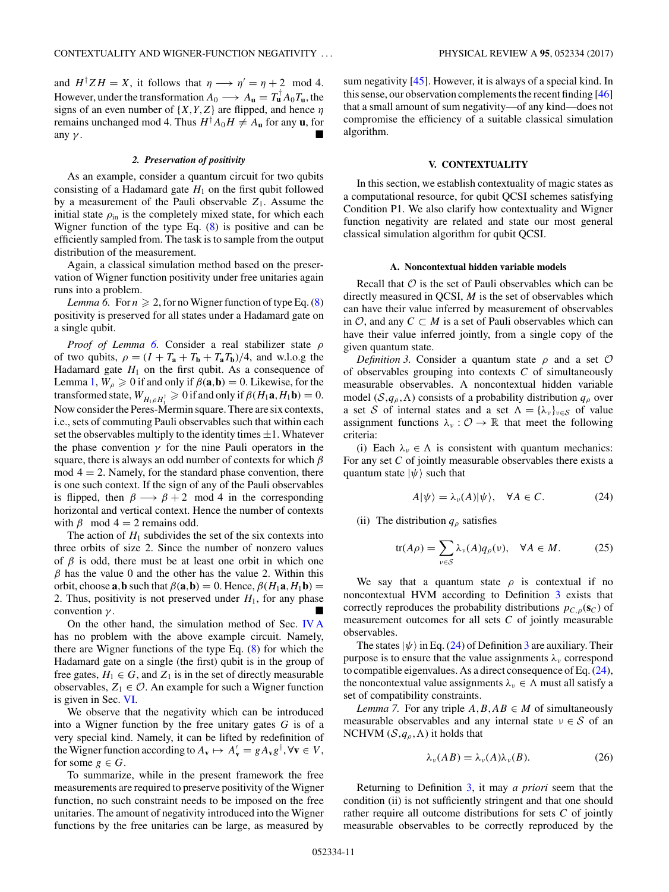and $H^\dagger Z H = X$, it follows that $\eta \longrightarrow \eta' = \eta + 2 \mod 4$. However, under the transformation $A_0 \longrightarrow A_\mathbf{u} = T_\mathbf{u}^\dagger A_0 T_\mathbf{u}$, the signs of an even number of $\{X,Y,Z\}$ are flipped, and hence $\eta$ remains unchanged mod 4. Thus $H^\dagger A_0 H \neq A_\mathbf{u}$ for any $\mathbf{u}$, for any $\gamma$. ■

#### 2. Preservation of positivity

As an example, consider a quantum circuit for two qubits consisting of a Hadamard gate $H_1$ on the first qubit followed by a measurement of the Pauli observable $Z_1$. Assume the initial state $\rho_{\text{in}}$ is the completely mixed state, for which each Wigner function of the type Eq. (8) is positive and can be efficiently sampled from. The task is to sample from the output distribution of the measurement.

Again, a classical simulation method based on the preservation of Wigner function positivity under free unitaries again runs into a problem.

*Lemma 6.* For $n \geqslant 2$, for no Wigner function of type Eq. (8) positivity is preserved for all states under a Hadamard gate on a single qubit.

*Proof of Lemma 6.* Consider a real stabilizer state $\rho$ of two qubits, $\rho = (I + T_\mathbf{a} + T_\mathbf{b} + T_\mathbf{a} T_\mathbf{b})/4$, and w.l.o.g the Hadamard gate $H_1$ on the first qubit. As a consequence of Lemma 1, $W_\rho \geqslant 0$ if and only if $\beta(\mathbf{a},\mathbf{b}) = 0$. Likewise, for the transformed state, $W_{H_1 \rho H_1^\dagger} \geqslant 0$ if and only if $\beta(H_1 \mathbf{a}, H_1 \mathbf{b}) = 0$. Now consider the Peres-Mermin square. There are six contexts, i.e., sets of commuting Pauli observables such that within each set the observables multiply to the identity times $\pm 1$. Whatever the phase convention $\gamma$ for the nine Pauli operators in the square, there is always an odd number of contexts for which $\beta \mod 4 = 2$. Namely, for the standard phase convention, there is one such context. If the sign of any of the Pauli observables is flipped, then $\beta \longrightarrow \beta + 2 \mod 4$ in the corresponding horizontal and vertical context. Hence the number of contexts with $\beta \mod 4 = 2$ remains odd.

The action of $H_1$ subdivides the set of the six contexts into three orbits of size 2. Since the number of nonzero values of $\beta$ is odd, there must be at least one orbit in which one $\beta$ has the value 0 and the other has the value 2. Within this orbit, choose $\mathbf{a},\mathbf{b}$ such that $\beta(\mathbf{a},\mathbf{b}) = 0$. Hence, $\beta(H_1 \mathbf{a}, H_1 \mathbf{b}) = 2$. Thus, positivity is not preserved under $H_1$, for any phase convention $\gamma$. ■

On the other hand, the simulation method of Sec. IV A has no problem with the above example circuit. Namely, there are Wigner functions of the type Eq. (8) for which the Hadamard gate on a single (the first) qubit is in the group of free gates, $H_1 \in G$, and $Z_1$ is in the set of directly measurable observables, $Z_1 \in \mathcal{O}$. An example for such a Wigner function is given in Sec. VI.

We observe that the negativity which can be introduced into a Wigner function by the free unitary gates $G$ is of a very special kind. Namely, it can be lifted by redefinition of the Wigner function according to $A_\mathbf{v} \mapsto A'_\mathbf{v} = g A_\mathbf{v} g^\dagger, \forall \mathbf{v} \in V$, for some $g \in G$.

To summarize, while in the present framework the free measurements are required to preserve positivity of the Wigner function, no such constraint needs to be imposed on the free unitaries. The amount of negativity introduced into the Wigner functions by the free unitaries can be large, as measured by sum negativity [45]. However, it is always of a special kind. In this sense, our observation complements the recent finding [46] that a small amount of sum negativity—of any kind—does not compromise the efficiency of a suitable classical simulation algorithm.

## V. CONTEXTUALITY

In this section, we establish contextuality of magic states as a computational resource, for qubit QCSI schemes satisfying Condition P1. We also clarify how contextuality and Wigner function negativity are related and state our most general classical simulation algorithm for qubit QCSI.

### A. Noncontextual hidden variable models

Recall that $\mathcal{O}$ is the set of Pauli observables which can be directly measured in QCSI, $M$ is the set of observables which can have their value inferred by measurement of observables in $\mathcal{O}$, and any $C \subset M$ is a set of Pauli observables which can have their value inferred jointly, from a single copy of the given quantum state.

*Definition 3.* Consider a quantum state $\rho$ and a set $\mathcal{O}$ of observables grouping into contexts $C$ of simultaneously measurable observables. A noncontextual hidden variable model $(\mathcal{S}, q_\rho, \Lambda)$ consists of a probability distribution $q_\rho$ over a set $\mathcal{S}$ of internal states and a set $\Lambda = \{\lambda_\nu\}_{\nu \in \mathcal{S}}$ of value assignment functions $\lambda_\nu : \mathcal{O} \rightarrow \mathbb{R}$ that meet the following criteria:

(i) Each $\lambda_\nu \in \Lambda$ is consistent with quantum mechanics: For any set $C$ of jointly measurable observables there exists a quantum state $|\psi\rangle$ such that

$$A|\psi\rangle = \lambda_\nu(A)|\psi\rangle, \quad \forall A \in C. \tag{24}$$

(ii) The distribution $q_\rho$ satisfies

$$\text{tr}(A\rho) = \sum_{\nu \in \mathcal{S}} \lambda_\nu(A) q_\rho(\nu), \quad \forall A \in M. \tag{25}$$

We say that a quantum state $\rho$ is contextual if no noncontextual HVM according to Definition 3 exists that correctly reproduces the probability distributions $p_{C,\rho}(\mathbf{s}_C)$ of measurement outcomes for all sets $C$ of jointly measurable observables.

The states $|\psi\rangle$ in Eq. (24) of Definition 3 are auxiliary. Their purpose is to ensure that the value assignments $\lambda_\nu$ correspond to compatible eigenvalues. As a direct consequence of Eq. (24), the noncontextual value assignments $\lambda_\nu \in \Lambda$ must all satisfy a set of compatibility constraints.

*Lemma 7.* For any triple $A, B, AB \in M$ of simultaneously measurable observables and any internal state $\nu \in \mathcal{S}$ of an NCHVM $(\mathcal{S}, q_\rho, \Lambda)$ it holds that

$$\lambda_\nu(AB) = \lambda_\nu(A)\lambda_\nu(B). \tag{26}$$

Returning to Definition 3, it may *a priori* seem that the condition (ii) is not sufficiently stringent and that one should rather require all outcome distributions for sets $C$ of jointly measurable observables to be correctly reproduced by the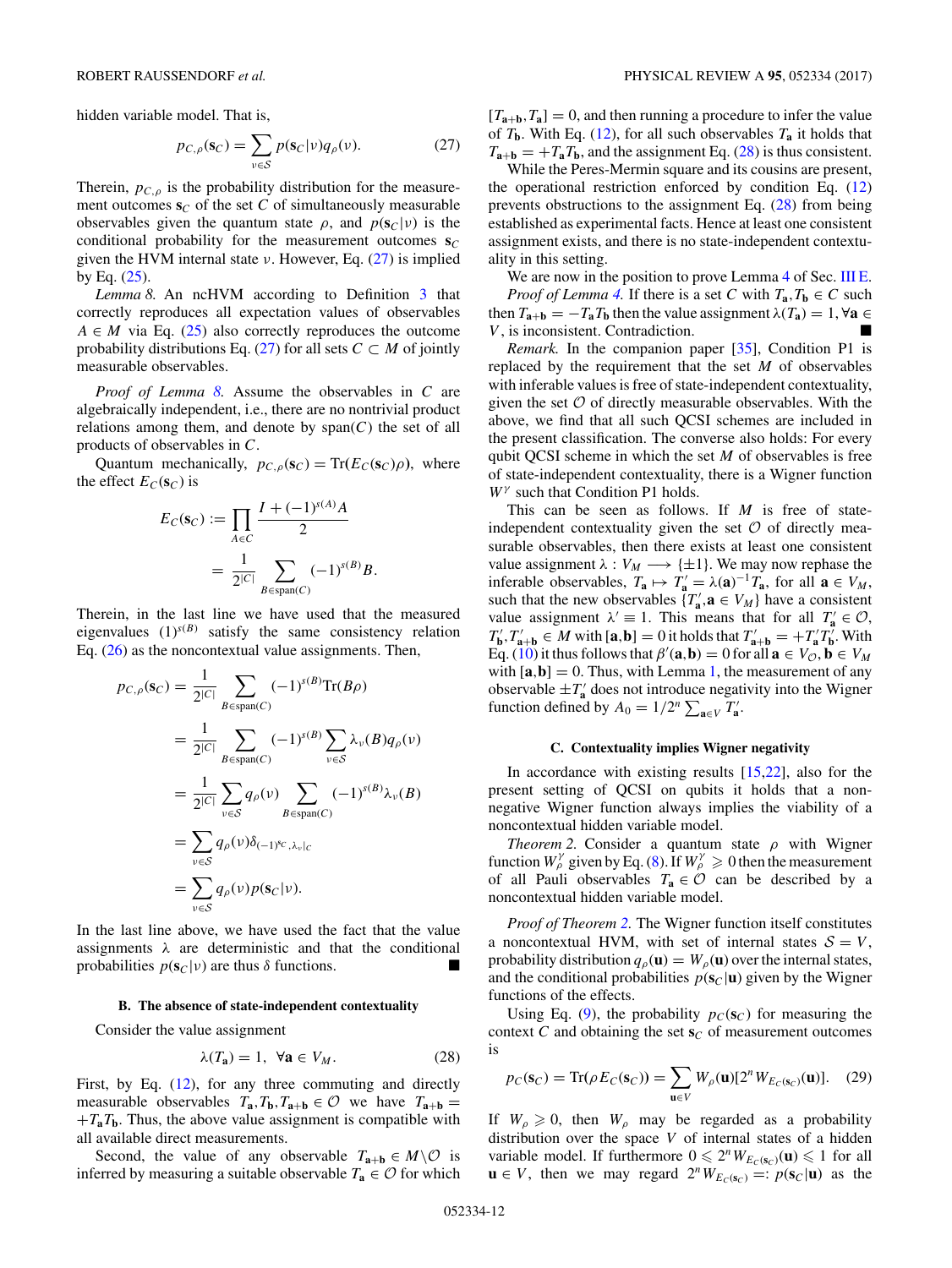hidden variable model. That is,

$$p_{C,\rho}(\mathbf{s}_C) = \sum_{\nu \in \mathcal{S}} p(\mathbf{s}_C|\nu) q_\rho(\nu). \tag{27}$$

Therein, $p_{C,\rho}$ is the probability distribution for the measurement outcomes $\mathbf{s}_C$ of the set $C$ of simultaneously measurable observables given the quantum state $\rho$, and $p(\mathbf{s}_C|\nu)$ is the conditional probability for the measurement outcomes $\mathbf{s}_C$ given the HVM internal state $\nu$. However, Eq. (27) is implied by Eq. (25).

*Lemma 8.* An ncHVM according to Definition 3 that correctly reproduces all expectation values of observables $A \in M$ via Eq. (25) also correctly reproduces the outcome probability distributions Eq. (27) for all sets $C \subset M$ of jointly measurable observables.

*Proof of Lemma 8.* Assume the observables in $C$ are algebraically independent, i.e., there are no nontrivial product relations among them, and denote by span($C$) the set of all products of observables in $C$.

Quantum mechanically, $p_{C,\rho}(\mathbf{s}_C) = \text{Tr}(E_C(\mathbf{s}_C)\rho)$, where the effect $E_C(\mathbf{s}_C)$ is

$$\begin{aligned}
E_C(\mathbf{s}_C) &:= \prod_{A \in C} \frac{I + (-1)^{s(A)}A}{2} \\
&= \frac{1}{2^{|C|}} \sum_{B \in \text{span}(C)} (-1)^{s(B)} B.
\end{aligned}$$

Therein, in the last line we have used that the measured eigenvalues $(1)^{s(B)}$ satisfy the same consistency relation Eq. (26) as the noncontextual value assignments. Then,

$$\begin{aligned}
p_{C,\rho}(\mathbf{s}_C) &= \frac{1}{2^{|C|}} \sum_{B \in \text{span}(C)} (-1)^{s(B)} \text{Tr}(B\rho) \\
&= \frac{1}{2^{|C|}} \sum_{B \in \text{span}(C)} (-1)^{s(B)} \sum_{\nu \in \mathcal{S}} \lambda_\nu(B) q_\rho(\nu) \\
&= \frac{1}{2^{|C|}} \sum_{\nu \in \mathcal{S}} q_\rho(\nu) \sum_{B \in \text{span}(C)} (-1)^{s(B)} \lambda_\nu(B) \\
&= \sum_{\nu \in \mathcal{S}} q_\rho(\nu) \delta_{(-1)^{\mathbf{s}_C}, \lambda_\nu|_C} \\
&= \sum_{\nu \in \mathcal{S}} q_\rho(\nu) p(\mathbf{s}_C|\nu).
\end{aligned}$$

In the last line above, we have used the fact that the value assignments $\lambda$ are deterministic and that the conditional probabilities $p(\mathbf{s}_C|\nu)$ are thus $\delta$ functions. ■

### B. The absence of state-independent contextuality

Consider the value assignment

$$\lambda(T_\mathbf{a}) = 1, \;\; \forall \mathbf{a} \in V_M. \tag{28}$$

First, by Eq. (12), for any three commuting and directly measurable observables $T_\mathbf{a}, T_\mathbf{b}, T_{\mathbf{a}+\mathbf{b}} \in \mathcal{O}$ we have $T_{\mathbf{a}+\mathbf{b}} = +T_\mathbf{a}T_\mathbf{b}$. Thus, the above value assignment is compatible with all available direct measurements.

Second, the value of any observable $T_{\mathbf{a}+\mathbf{b}} \in M\backslash\mathcal{O}$ is inferred by measuring a suitable observable $T_\mathbf{a} \in \mathcal{O}$ for which $[T_{\mathbf{a}+\mathbf{b}}, T_\mathbf{a}] = 0$, and then running a procedure to infer the value of $T_\mathbf{b}$. With Eq. (12), for all such observables $T_\mathbf{a}$ it holds that $T_{\mathbf{a}+\mathbf{b}} = +T_\mathbf{a}T_\mathbf{b}$, and the assignment Eq. (28) is thus consistent.

While the Peres-Mermin square and its cousins are present, the operational restriction enforced by condition Eq. (12) prevents obstructions to the assignment Eq. (28) from being established as experimental facts. Hence at least one consistent assignment exists, and there is no state-independent contextuality in this setting.

We are now in the position to prove Lemma 4 of Sec. III E.

*Proof of Lemma 4.* If there is a set $C$ with $T_\mathbf{a}, T_\mathbf{b} \in C$ such then $T_{\mathbf{a}+\mathbf{b}} = -T_\mathbf{a}T_\mathbf{b}$ then the value assignment $\lambda(T_\mathbf{a}) = 1, \forall \mathbf{a} \in V$, is inconsistent. Contradiction. ■

*Remark.* In the companion paper [35], Condition P1 is replaced by the requirement that the set $M$ of observables with inferable values is free of state-independent contextuality, given the set $\mathcal{O}$ of directly measurable observables. With the above, we find that all such QCSI schemes are included in the present classification. The converse also holds: For every qubit QCSI scheme in which the set $M$ of observables is free of state-independent contextuality, there is a Wigner function $W^\gamma$ such that Condition P1 holds.

This can be seen as follows. If $M$ is free of state-independent contextuality given the set $\mathcal{O}$ of directly measurable observables, then there exists at least one consistent value assignment $\lambda : V_M \longrightarrow \{\pm 1\}$. We may now rephase the inferable observables, $T_\mathbf{a} \mapsto T'_\mathbf{a} = \lambda(\mathbf{a})^{-1}T_\mathbf{a}$, for all $\mathbf{a} \in V_M$, such that the new observables $\{T'_\mathbf{a}, \mathbf{a} \in V_M\}$ have a consistent value assignment $\lambda' \equiv 1$. This means that for all $T'_\mathbf{a} \in \mathcal{O}$, $T'_\mathbf{b}, T'_{\mathbf{a}+\mathbf{b}} \in M$ with $[\mathbf{a},\mathbf{b}] = 0$ it holds that $T'_{\mathbf{a}+\mathbf{b}} = +T'_\mathbf{a}T'_\mathbf{b}$. With Eq. (10) it thus follows that $\beta'(\mathbf{a},\mathbf{b}) = 0$ for all $\mathbf{a} \in V_\mathcal{O}, \mathbf{b} \in V_M$ with $[\mathbf{a},\mathbf{b}] = 0$. Thus, with Lemma 1, the measurement of any observable $\pm T'_\mathbf{a}$ does not introduce negativity into the Wigner function defined by $A_0 = 1/2^n \sum_{\mathbf{a} \in V} T'_\mathbf{a}$.

### C. Contextuality implies Wigner negativity

In accordance with existing results [15,22], also for the present setting of QCSI on qubits it holds that a nonnegative Wigner function always implies the viability of a noncontextual hidden variable model.

*Theorem 2.* Consider a quantum state $\rho$ with Wigner function $W^\gamma_\rho$ given by Eq. (8). If $W^\gamma_\rho \geqslant 0$ then the measurement of all Pauli observables $T_\mathbf{a} \in \mathcal{O}$ can be described by a noncontextual hidden variable model.

*Proof of Theorem 2.* The Wigner function itself constitutes a noncontextual HVM, with set of internal states $\mathcal{S} = V$, probability distribution $q_\rho(\mathbf{u}) = W_\rho(\mathbf{u})$ over the internal states, and the conditional probabilities $p(\mathbf{s}_C|\mathbf{u})$ given by the Wigner functions of the effects.

Using Eq. (9), the probability $p_C(\mathbf{s}_C)$ for measuring the context $C$ and obtaining the set $\mathbf{s}_C$ of measurement outcomes is

$$p_C(\mathbf{s}_C) = \text{Tr}(\rho E_C(\mathbf{s}_C)) = \sum_{\mathbf{u} \in V} W_\rho(\mathbf{u})[2^n W_{E_C(\mathbf{s}_C)}(\mathbf{u})]. \tag{29}$$

If $W_\rho \geqslant 0$, then $W_\rho$ may be regarded as a probability distribution over the space $V$ of internal states of a hidden variable model. If furthermore $0 \leqslant 2^n W_{E_C(\mathbf{s}_C)}(\mathbf{u}) \leqslant 1$ for all $\mathbf{u} \in V$, then we may regard $2^n W_{E_C(\mathbf{s}_C)} =: p(\mathbf{s}_C|\mathbf{u})$ as the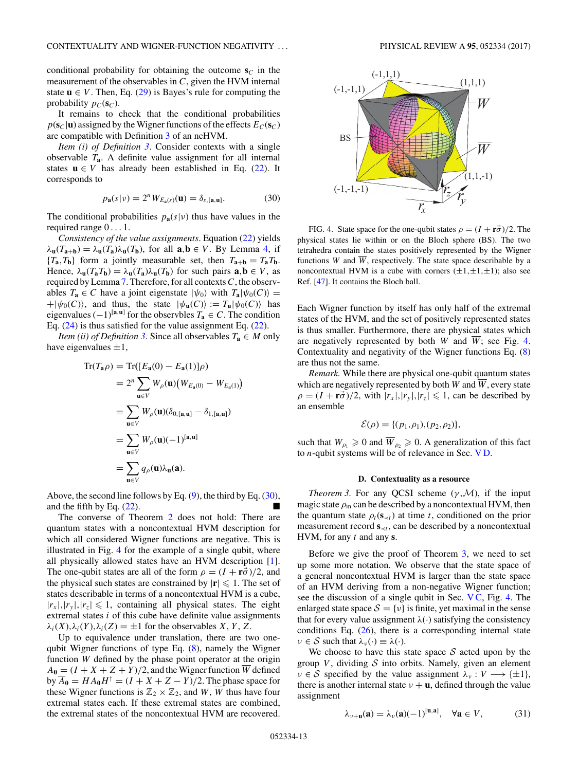conditional probability for obtaining the outcome $\mathbf{s}_C$ in the measurement of the observables in $C$, given the HVM internal state $\mathbf{u} \in V$. Then, Eq. (29) is Bayes's rule for computing the probability $p_C(\mathbf{s}_C)$.

It remains to check that the conditional probabilities $p(\mathbf{s}_C|\mathbf{u})$ assigned by the Wigner functions of the effects $E_C(\mathbf{s}_C)$ are compatible with Definition 3 of an ncHVM.

*Item (i) of Definition 3.* Consider contexts with a single observable $T_\mathbf{a}$. A definite value assignment for all internal states $\mathbf{u} \in V$ has already been established in Eq. (22). It corresponds to

$$p_\mathbf{a}(s|\nu) = 2^n W_{E_\mathbf{a}(s)}(\mathbf{u}) = \delta_{s,[\mathbf{a},\mathbf{u}]}. \tag{30}$$

The conditional probabilities $p_\mathbf{a}(s|\nu)$ thus have values in the required range $0\ldots1$.

*Consistency of the value assignments.* Equation (22) yields $\lambda_\mathbf{u}(T_{\mathbf{a}+\mathbf{b}}) = \lambda_\mathbf{u}(T_\mathbf{a})\lambda_\mathbf{u}(T_\mathbf{b})$, for all $\mathbf{a},\mathbf{b} \in V$. By Lemma 4, if $\{T_\mathbf{a},T_\mathbf{b}\}$ form a jointly measurable set, then $T_{\mathbf{a}+\mathbf{b}} = T_\mathbf{a}T_\mathbf{b}$. Hence, $\lambda_\mathbf{u}(T_\mathbf{a}T_\mathbf{b}) = \lambda_\mathbf{u}(T_\mathbf{a})\lambda_\mathbf{u}(T_\mathbf{b})$ for such pairs $\mathbf{a},\mathbf{b} \in V$, as required by Lemma 7. Therefore, for all contexts $C$, the observables $T_\mathbf{a} \in C$ have a joint eigenstate $|\psi_0\rangle$ with $T_\mathbf{a}|\psi_0(C)\rangle = +|\psi_0(C)\rangle$, and thus, the state $|\psi_\mathbf{u}(C)\rangle := T_\mathbf{u}|\psi_0(C)\rangle$ has eigenvalues $(-1)^{[\mathbf{a},\mathbf{u}]}$ for the observbles $T_\mathbf{a} \in C$. The condition Eq. (24) is thus satisfied for the value assignment Eq. (22).

*Item (ii) of Definition 3.* Since all observables $T_\mathbf{a} \in M$ only have eigenvalues $\pm1$,

$$\begin{aligned}
\mathrm{Tr}(T_\mathbf{a}\rho) &= \mathrm{Tr}([E_\mathbf{a}(0) - E_\mathbf{a}(1)]\rho)\\
&= 2^n \sum_{\mathbf{u}\in V} W_\rho(\mathbf{u})\big(W_{E_\mathbf{a}(0)} - W_{E_\mathbf{a}(1)}\big)\\
&= \sum_{\mathbf{u}\in V} W_\rho(\mathbf{u})(\delta_{0,[\mathbf{a},\mathbf{u}]} - \delta_{1,[\mathbf{a},\mathbf{u}]})\\
&= \sum_{\mathbf{u}\in V} W_\rho(\mathbf{u})(-1)^{[\mathbf{a},\mathbf{u}]}\\
&= \sum_{\mathbf{u}\in V} q_\rho(\mathbf{u})\lambda_\mathbf{u}(\mathbf{a}).
\end{aligned}$$

Above, the second line follows by Eq. (9), the third by Eq. (30), and the fifth by Eq. (22). ■

The converse of Theorem 2 does not hold: There are quantum states with a noncontextual HVM description for which all considered Wigner functions are negative. This is illustrated in Fig. 4 for the example of a single qubit, where all physically allowed states have an HVM description [1]. The one-qubit states are all of the form $\rho = (I + \mathbf{r}\vec{\sigma})/2$, and the physical such states are constrained by $|\mathbf{r}| \leqslant 1$. The set of states describable in terms of a noncontextual HVM is a cube, $|r_x|,|r_y|,|r_z| \leqslant 1$, containing all physical states. The eight extremal states $i$ of this cube have definite value assignments $\lambda_i(X),\lambda_i(Y),\lambda_i(Z) = \pm1$ for the observables $X$, $Y$, $Z$.

Up to equivalence under translation, there are two one-qubit Wigner functions of type Eq. (8), namely the Wigner function $W$ defined by the phase point operator at the origin $A_\mathbf{0} = (I + X + Z + Y)/2$, and the Wigner function $\overline{W}$ defined by $\overline{A}_\mathbf{0} = HA_\mathbf{0}H^\dagger = (I + X + Z - Y)/2$. The phase space for these Wigner functions is $\mathbb{Z}_2 \times \mathbb{Z}_2$, and $W$, $\overline{W}$ thus have four extremal states each. If these extremal states are combined, the extremal states of the noncontextual HVM are recovered.

FIG. 4. State space for the one-qubit states $\rho = (I + \mathbf{r}\vec{\sigma})/2$. The physical states lie within or on the Bloch sphere (BS). The two tetrahedra contain the states positively represented by the Wigner functions $W$ and $\overline{W}$, respectively. The state space describable by a noncontextual HVM is a cube with corners $(\pm1,\pm1,\pm1)$; also see Ref. [47]. It contains the Bloch ball.

Each Wigner function by itself has only half of the extremal states of the HVM, and the set of positively represented states is thus smaller. Furthermore, there are physical states which are negatively represented by both $W$ and $\overline{W}$; see Fig. 4. Contextuality and negativity of the Wigner functions Eq. (8) are thus not the same.

*Remark.* While there are physical one-qubit quantum states which are negatively represented by both $W$ and $\overline{W}$, every state $\rho = (I + \mathbf{r}\vec{\sigma})/2$, with $|r_x|,|r_y|,|r_z| \leqslant 1$, can be described by an ensemble

$$\mathcal{E}(\rho) = \{(p_1,\rho_1),(p_2,\rho_2)\},$$

such that $W_{\rho_1} \geqslant 0$ and $\overline{W}_{\rho_2} \geqslant 0$. A generalization of this fact to $n$-qubit systems will be of relevance in Sec. V D.

### D. Contextuality as a resource

*Theorem 3.* For any QCSI scheme $(\gamma,\mathcal{M})$, if the input magic state $\rho_{\text{in}}$ can be described by a noncontextual HVM, then the quantum state $\rho_t(\mathbf{s}_{\prec t})$ at time $t$, conditioned on the prior measurement record $\mathbf{s}_{\prec t}$, can be described by a noncontextual HVM, for any $t$ and any $\mathbf{s}$.

Before we give the proof of Theorem 3, we need to set up some more notation. We observe that the state space of a general noncontextual HVM is larger than the state space of an HVM deriving from a non-negative Wigner function; see the discussion of a single qubit in Sec. V C, Fig. 4. The enlarged state space $\mathcal{S} = \{\nu\}$ is finite, yet maximal in the sense that for every value assignment $\lambda(\cdot)$ satisfying the consistency conditions Eq. (26), there is a corresponding internal state $\nu \in \mathcal{S}$ such that $\lambda_\nu(\cdot) \equiv \lambda(\cdot)$.

We choose to have this state space $\mathcal{S}$ acted upon by the group $V$, dividing $\mathcal{S}$ into orbits. Namely, given an element $\nu \in \mathcal{S}$ specified by the value assignment $\lambda_\nu : V \longrightarrow \{\pm1\}$, there is another internal state $\nu + \mathbf{u}$, defined through the value assignment

$$\lambda_{\nu+\mathbf{u}}(\mathbf{a}) = \lambda_\nu(\mathbf{a})(-1)^{[\mathbf{u},\mathbf{a}]}, \quad \forall \mathbf{a} \in V, \tag{31}$$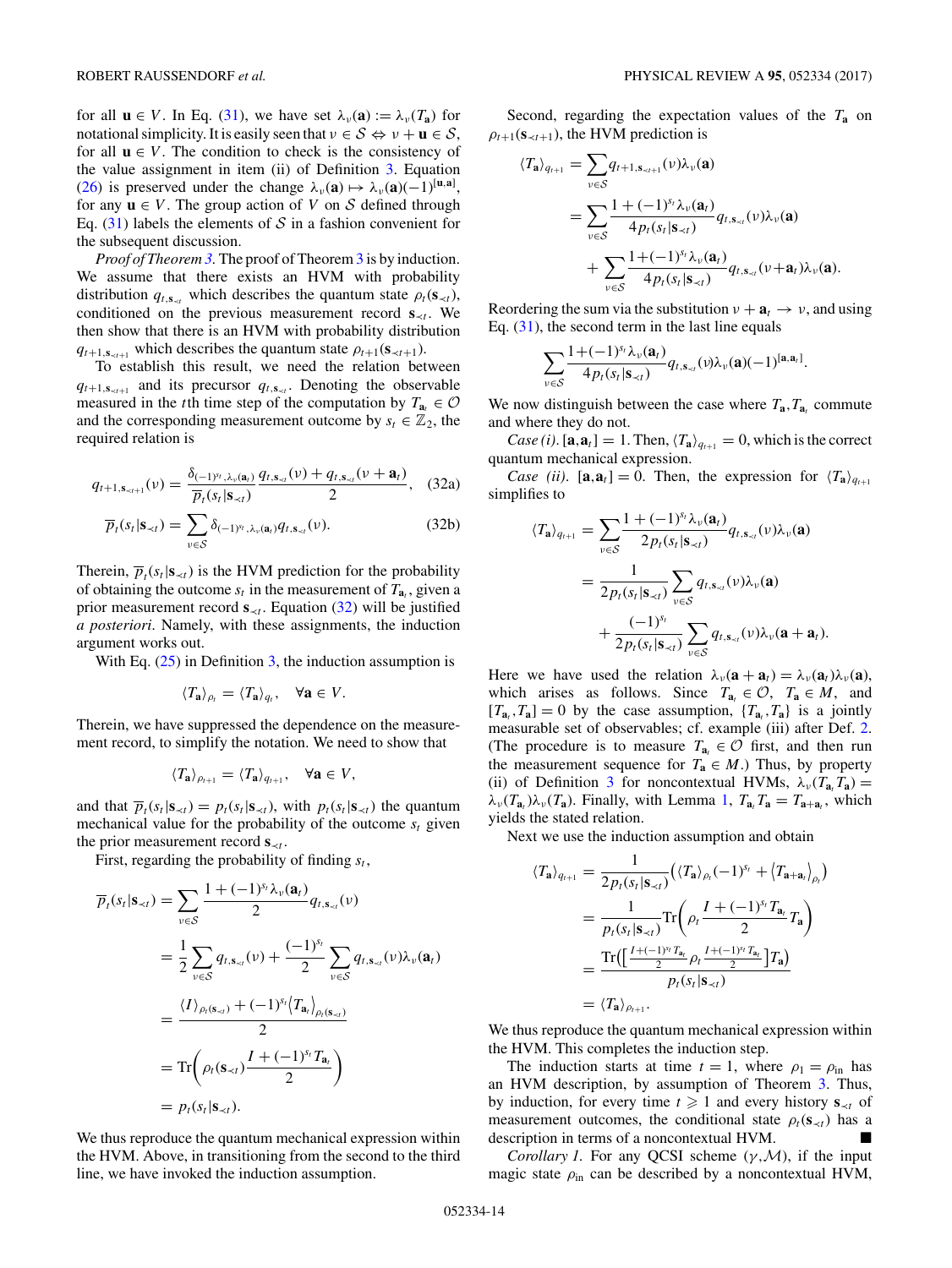for all $\mathbf{u} \in V$. In Eq. (31), we have set $\lambda_\nu(\mathbf{a}) := \lambda_\nu(T_\mathbf{a})$ for notational simplicity. It is easily seen that $\nu \in \mathcal{S} \Leftrightarrow \nu + \mathbf{u} \in \mathcal{S}$, for all $\mathbf{u} \in V$. The condition to check is the consistency of the value assignment in item (ii) of Definition 3. Equation (26) is preserved under the change $\lambda_\nu(\mathbf{a}) \mapsto \lambda_\nu(\mathbf{a})(-1)^{[\mathbf{u},\mathbf{a}]}$, for any $\mathbf{u} \in V$. The group action of $V$ on $\mathcal{S}$ defined through Eq. (31) labels the elements of $\mathcal{S}$ in a fashion convenient for the subsequent discussion.

*Proof of Theorem 3.* The proof of Theorem 3 is by induction. We assume that there exists an HVM with probability distribution $q_{t,\mathbf{s}_{\prec t}}$ which describes the quantum state $\rho_t(\mathbf{s}_{\prec t})$, conditioned on the previous measurement record $\mathbf{s}_{\prec t}$. We then show that there is an HVM with probability distribution $q_{t+1,\mathbf{s}_{\prec t+1}}$ which describes the quantum state $\rho_{t+1}(\mathbf{s}_{\prec t+1})$.

To establish this result, we need the relation between $q_{t+1,\mathbf{s}_{\prec t+1}}$ and its precursor $q_{t,\mathbf{s}_{\prec t}}$. Denoting the observable measured in the $t$th time step of the computation by $T_{\mathbf{a}_t} \in \mathcal{O}$ and the corresponding measurement outcome by $s_t \in \mathbb{Z}_2$, the required relation is

$$q_{t+1,\mathbf{s}_{\prec t+1}}(\nu) = \frac{\delta_{(-1)^{s_t},\lambda_\nu(\mathbf{a}_t)}}{\overline{p}_t(s_t|\mathbf{s}_{\prec t})} \frac{q_{t,\mathbf{s}_{\prec t}}(\nu) + q_{t,\mathbf{s}_{\prec t}}(\nu + \mathbf{a}_t)}{2}, \quad (32a)$$

$$\overline{p}_t(s_t|\mathbf{s}_{\prec t}) = \sum_{\nu \in \mathcal{S}} \delta_{(-1)^{s_t},\lambda_\nu(\mathbf{a}_t)} q_{t,\mathbf{s}_{\prec t}}(\nu). \quad (32b)$$

Therein, $\overline{p}_t(s_t|\mathbf{s}_{\prec t})$ is the HVM prediction for the probability of obtaining the outcome $s_t$ in the measurement of $T_{\mathbf{a}_t}$, given a prior measurement record $\mathbf{s}_{\prec t}$. Equation (32) will be justified *a posteriori*. Namely, with these assignments, the induction argument works out.

With Eq. (25) in Definition 3, the induction assumption is

$$\langle T_\mathbf{a} \rangle_{\rho_t} = \langle T_\mathbf{a} \rangle_{q_t}, \quad \forall \mathbf{a} \in V.$$

Therein, we have suppressed the dependence on the measurement record, to simplify the notation. We need to show that

$$\langle T_\mathbf{a} \rangle_{\rho_{t+1}} = \langle T_\mathbf{a} \rangle_{q_{t+1}}, \quad \forall \mathbf{a} \in V,$$

and that $\overline{p}_t(s_t|\mathbf{s}_{\prec t}) = p_t(s_t|\mathbf{s}_{\prec t})$, with $p_t(s_t|\mathbf{s}_{\prec t})$ the quantum mechanical value for the probability of the outcome $s_t$ given the prior measurement record $\mathbf{s}_{\prec t}$.

First, regarding the probability of finding $s_t$,

$$\begin{aligned}
\overline{p}_t(s_t|\mathbf{s}_{\prec t}) &= \sum_{\nu \in \mathcal{S}} \frac{1 + (-1)^{s_t} \lambda_\nu(\mathbf{a}_t)}{2} q_{t,\mathbf{s}_{\prec t}}(\nu) \\
&= \frac{1}{2} \sum_{\nu \in \mathcal{S}} q_{t,\mathbf{s}_{\prec t}}(\nu) + \frac{(-1)^{s_t}}{2} \sum_{\nu \in \mathcal{S}} q_{t,\mathbf{s}_{\prec t}}(\nu) \lambda_\nu(\mathbf{a}_t) \\
&= \frac{\langle I \rangle_{\rho_t(\mathbf{s}_{\prec t})} + (-1)^{s_t} \langle T_{\mathbf{a}_t} \rangle_{\rho_t(\mathbf{s}_{\prec t})}}{2} \\
&= \text{Tr}\left( \rho_t(\mathbf{s}_{\prec t}) \frac{I + (-1)^{s_t} T_{\mathbf{a}_t}}{2} \right) \\
&= p_t(s_t|\mathbf{s}_{\prec t}).
\end{aligned}$$

We thus reproduce the quantum mechanical expression within the HVM. Above, in transitioning from the second to the third line, we have invoked the induction assumption.

Second, regarding the expectation values of the $T_\mathbf{a}$ on $\rho_{t+1}(\mathbf{s}_{\prec t+1})$, the HVM prediction is

$$\begin{aligned}
\langle T_\mathbf{a} \rangle_{q_{t+1}} &= \sum_{\nu \in \mathcal{S}} q_{t+1,\mathbf{s}_{\prec t+1}}(\nu) \lambda_\nu(\mathbf{a}) \\
&= \sum_{\nu \in \mathcal{S}} \frac{1 + (-1)^{s_t} \lambda_\nu(\mathbf{a}_t)}{4 p_t(s_t|\mathbf{s}_{\prec t})} q_{t,\mathbf{s}_{\prec t}}(\nu) \lambda_\nu(\mathbf{a}) \\
&\quad + \sum_{\nu \in \mathcal{S}} \frac{1 + (-1)^{s_t} \lambda_\nu(\mathbf{a}_t)}{4 p_t(s_t|\mathbf{s}_{\prec t})} q_{t,\mathbf{s}_{\prec t}}(\nu + \mathbf{a}_t) \lambda_\nu(\mathbf{a}).
\end{aligned}$$

Reordering the sum via the substitution $\nu + \mathbf{a}_t \rightarrow \nu$, and using Eq. (31), the second term in the last line equals

$$\sum_{\nu \in \mathcal{S}} \frac{1 + (-1)^{s_t} \lambda_\nu(\mathbf{a}_t)}{4 p_t(s_t|\mathbf{s}_{\prec t})} q_{t,\mathbf{s}_{\prec t}}(\nu) \lambda_\nu(\mathbf{a}) (-1)^{[\mathbf{a},\mathbf{a}_t]}.$$

We now distinguish between the case where $T_\mathbf{a}, T_{\mathbf{a}_t}$ commute and where they do not.

*Case (i).* $[\mathbf{a},\mathbf{a}_t] = 1$. Then, $\langle T_\mathbf{a} \rangle_{q_{t+1}} = 0$, which is the correct quantum mechanical expression.

*Case (ii).* $[\mathbf{a},\mathbf{a}_t] = 0$. Then, the expression for $\langle T_\mathbf{a} \rangle_{q_{t+1}}$ simplifies to

$$\begin{aligned}
\langle T_\mathbf{a} \rangle_{q_{t+1}} &= \sum_{\nu \in \mathcal{S}} \frac{1 + (-1)^{s_t} \lambda_\nu(\mathbf{a}_t)}{2 p_t(s_t|\mathbf{s}_{\prec t})} q_{t,\mathbf{s}_{\prec t}}(\nu) \lambda_\nu(\mathbf{a}) \\
&= \frac{1}{2 p_t(s_t|\mathbf{s}_{\prec t})} \sum_{\nu \in \mathcal{S}} q_{t,\mathbf{s}_{\prec t}}(\nu) \lambda_\nu(\mathbf{a}) \\
&\quad + \frac{(-1)^{s_t}}{2 p_t(s_t|\mathbf{s}_{\prec t})} \sum_{\nu \in \mathcal{S}} q_{t,\mathbf{s}_{\prec t}}(\nu) \lambda_\nu(\mathbf{a} + \mathbf{a}_t).
\end{aligned}$$

Here we have used the relation $\lambda_\nu(\mathbf{a} + \mathbf{a}_t) = \lambda_\nu(\mathbf{a}_t)\lambda_\nu(\mathbf{a})$, which arises as follows. Since $T_{\mathbf{a}_t} \in \mathcal{O}$, $T_\mathbf{a} \in M$, and $[T_{\mathbf{a}_t}, T_\mathbf{a}] = 0$ by the case assumption, $\{T_{\mathbf{a}_t}, T_\mathbf{a}\}$ is a jointly measurable set of observables; cf. example (iii) after Def. 2. (The procedure is to measure $T_{\mathbf{a}_t} \in \mathcal{O}$ first, and then run the measurement sequence for $T_\mathbf{a} \in M$.) Thus, by property (ii) of Definition 3 for noncontextual HVMs, $\lambda_\nu(T_{\mathbf{a}_t} T_\mathbf{a}) = \lambda_\nu(T_{\mathbf{a}_t})\lambda_\nu(T_\mathbf{a})$. Finally, with Lemma 1, $T_{\mathbf{a}_t} T_\mathbf{a} = T_{\mathbf{a}+\mathbf{a}_t}$, which yields the stated relation.

Next we use the induction assumption and obtain

$$\begin{aligned}
\langle T_\mathbf{a} \rangle_{q_{t+1}} &= \frac{1}{2 p_t(s_t|\mathbf{s}_{\prec t})} \left( \langle T_\mathbf{a} \rangle_{\rho_t} (-1)^{s_t} + \langle T_{\mathbf{a}+\mathbf{a}_t} \rangle_{\rho_t} \right) \\
&= \frac{1}{p_t(s_t|\mathbf{s}_{\prec t})} \text{Tr}\left( \rho_t \frac{I + (-1)^{s_t} T_{\mathbf{a}_t}}{2} T_\mathbf{a} \right) \\
&= \frac{\text{Tr}\left( \left[ \frac{I + (-1)^{s_t} T_{\mathbf{a}_t}}{2} \rho_t \frac{I + (-1)^{s_t} T_{\mathbf{a}_t}}{2} \right] T_\mathbf{a} \right)}{p_t(s_t|\mathbf{s}_{\prec t})} \\
&= \langle T_\mathbf{a} \rangle_{\rho_{t+1}}.
\end{aligned}$$

We thus reproduce the quantum mechanical expression within the HVM. This completes the induction step.

The induction starts at time $t = 1$, where $\rho_1 = \rho_{\text{in}}$ has an HVM description, by assumption of Theorem 3. Thus, by induction, for every time $t \geqslant 1$ and every history $\mathbf{s}_{\prec t}$ of measurement outcomes, the conditional state $\rho_t(\mathbf{s}_{\prec t})$ has a description in terms of a noncontextual HVM. ■

*Corollary 1.* For any QCSI scheme $(\gamma, \mathcal{M})$, if the input magic state $\rho_{\text{in}}$ can be described by a noncontextual HVM,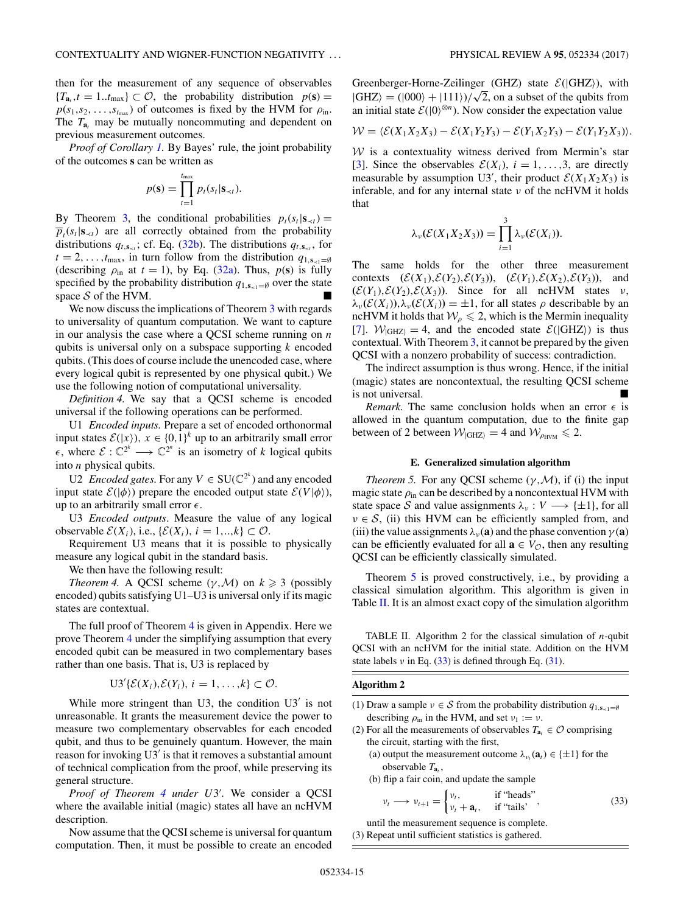then for the measurement of any sequence of observables $\{T_{\mathbf{a}_t}, t = 1..t_{\max}\} \subset \mathcal{O}$, the probability distribution $p(\mathbf{s}) = p(s_1, s_2, \ldots, s_{t_{\max}})$ of outcomes is fixed by the HVM for $\rho_{\text{in}}$. The $T_{\mathbf{a}_t}$ may be mutually noncommuting and dependent on previous measurement outcomes.

*Proof of Corollary 1.* By Bayes' rule, the joint probability of the outcomes $\mathbf{s}$ can be written as

$$p(\mathbf{s}) = \prod_{t=1}^{t_{\max}} p_t(s_t|\mathbf{s}_{<t}).$$

By Theorem 3, the conditional probabilities $p_t(s_t|\mathbf{s}_{<t}) = \overline{p}_t(s_t|\mathbf{s}_{<t})$ are all correctly obtained from the probability distributions $q_{t,\mathbf{s}_{<t}}$; cf. Eq. (32b). The distributions $q_{t,\mathbf{s}_{<t}}$, for $t = 2, \ldots, t_{\max}$, in turn follow from the distribution $q_{1,\mathbf{s}_{<1}=\emptyset}$ (describing $\rho_{\text{in}}$ at $t = 1$), by Eq. (32a). Thus, $p(\mathbf{s})$ is fully specified by the probability distribution $q_{1,\mathbf{s}_{<1}=\emptyset}$ over the state space $\mathcal{S}$ of the HVM. ■

We now discuss the implications of Theorem 3 with regards to universality of quantum computation. We want to capture in our analysis the case where a QCSI scheme running on $n$ qubits is universal only on a subspace supporting $k$ encoded qubits. (This does of course include the unencoded case, where every logical qubit is represented by one physical qubit.) We use the following notion of computational universality.

*Definition 4.* We say that a QCSI scheme is encoded universal if the following operations can be performed.

U1 *Encoded inputs.* Prepare a set of encoded orthonormal input states $\mathcal{E}(|x\rangle)$, $x \in \{0,1\}^k$ up to an arbitrarily small error $\epsilon$, where $\mathcal{E}: \mathbb{C}^{2^k} \longrightarrow \mathbb{C}^{2^n}$ is an isometry of $k$ logical qubits into $n$ physical qubits.

U2 *Encoded gates.* For any $V \in SU(\mathbb{C}^{2^k})$ and any encoded input state $\mathcal{E}(|\phi\rangle)$ prepare the encoded output state $\mathcal{E}(V|\phi\rangle)$, up to an arbitrarily small error $\epsilon$.

U3 *Encoded outputs*. Measure the value of any logical observable $\mathcal{E}(X_i)$, i.e., $\{\mathcal{E}(X_i),\, i = 1,..,k\} \subset \mathcal{O}$.

Requirement U3 means that it is possible to physically measure any logical qubit in the standard basis.

We then have the following result:

*Theorem 4.* A QCSI scheme $(\gamma, \mathcal{M})$ on $k \geqslant 3$ (possibly encoded) qubits satisfying U1–U3 is universal only if its magic states are contextual.

The full proof of Theorem 4 is given in Appendix. Here we prove Theorem 4 under the simplifying assumption that every encoded qubit can be measured in two complementary bases rather than one basis. That is, U3 is replaced by

$$\text{U3}'\{\mathcal{E}(X_i), \mathcal{E}(Y_i),\, i = 1, \ldots, k\} \subset \mathcal{O}.$$

While more stringent than U3, the condition U3$'$ is not unreasonable. It grants the measurement device the power to measure two complementary observables for each encoded qubit, and thus to be genuinely quantum. However, the main reason for invoking U3$'$ is that it removes a substantial amount of technical complication from the proof, while preserving its general structure.

*Proof of Theorem 4 under U3$'$.* We consider a QCSI where the available initial (magic) states all have an ncHVM description.

Now assume that the QCSI scheme is universal for quantum computation. Then, it must be possible to create an encoded Greenberger-Horne-Zeilinger (GHZ) state $\mathcal{E}(|\text{GHZ}\rangle)$, with $|\text{GHZ}\rangle = (|000\rangle + |111\rangle)/\sqrt{2}$, on a subset of the qubits from an initial state $\mathcal{E}(|0\rangle^{\otimes n})$. Now consider the expectation value

$$\mathcal{W} = \langle \mathcal{E}(X_1X_2X_3) - \mathcal{E}(X_1Y_2Y_3) - \mathcal{E}(Y_1X_2Y_3) - \mathcal{E}(Y_1Y_2X_3)\rangle.$$

$\mathcal{W}$ is a contextuality witness derived from Mermin's star [3]. Since the observables $\mathcal{E}(X_i)$, $i = 1, \ldots, 3$, are directly measurable by assumption U3$'$, their product $\mathcal{E}(X_1X_2X_3)$ is inferable, and for any internal state $\nu$ of the ncHVM it holds that

$$\lambda_\nu(\mathcal{E}(X_1X_2X_3)) = \prod_{i=1}^{3} \lambda_\nu(\mathcal{E}(X_i)).$$

The same holds for the other three measurement contexts $(\mathcal{E}(X_1), \mathcal{E}(Y_2), \mathcal{E}(Y_3))$, $(\mathcal{E}(Y_1), \mathcal{E}(X_2), \mathcal{E}(Y_3))$, and $(\mathcal{E}(Y_1), \mathcal{E}(Y_2), \mathcal{E}(X_3))$. Since for all ncHVM states $\nu$, $\lambda_\nu(\mathcal{E}(X_i)), \lambda_\nu(\mathcal{E}(X_i)) = \pm 1$, for all states $\rho$ describable by an ncHVM it holds that $\mathcal{W}_\rho \leqslant 2$, which is the Mermin inequality [7]. $\mathcal{W}_{|\text{GHZ}\rangle} = 4$, and the encoded state $\mathcal{E}(|\text{GHZ}\rangle)$ is thus contextual. With Theorem 3, it cannot be prepared by the given QCSI with a nonzero probability of success: contradiction.

The indirect assumption is thus wrong. Hence, if the initial (magic) states are noncontextual, the resulting QCSI scheme is not universal. ■

*Remark.* The same conclusion holds when an error $\epsilon$ is allowed in the quantum computation, due to the finite gap between of 2 between $\mathcal{W}_{|\text{GHZ}\rangle} = 4$ and $\mathcal{W}_{\rho_{\text{HVM}}} \leqslant 2$.

### E. Generalized simulation algorithm

*Theorem 5.* For any QCSI scheme $(\gamma, \mathcal{M})$, if (i) the input magic state $\rho_{\text{in}}$ can be described by a noncontextual HVM with state space $\mathcal{S}$ and value assignments $\lambda_\nu : V \longrightarrow \{\pm 1\}$, for all $\nu \in \mathcal{S}$, (ii) this HVM can be efficiently sampled from, and (iii) the value assignments $\lambda_\nu(\mathbf{a})$ and the phase convention $\gamma(\mathbf{a})$ can be efficiently evaluated for all $\mathbf{a} \in V_{\mathcal{O}}$, then any resulting QCSI can be efficiently classically simulated.

Theorem 5 is proved constructively, i.e., by providing a classical simulation algorithm. This algorithm is given in Table II. It is an almost exact copy of the simulation algorithm

TABLE II. Algorithm 2 for the classical simulation of $n$-qubit QCSI with an ncHVM for the initial state. Addition on the HVM state labels $\nu$ in Eq. (33) is defined through Eq. (31).

**Algorithm 2**

(1) Draw a sample $\nu \in \mathcal{S}$ from the probability distribution $q_{1,\mathbf{s}_{<1}=\emptyset}$ describing $\rho_{\text{in}}$ in the HVM, and set $\nu_1 := \nu$.
(2) For all the measurements of observables $T_{\mathbf{a}_t} \in \mathcal{O}$ comprising the circuit, starting with the first,
 (a) output the measurement outcome $\lambda_{\nu_t}(\mathbf{a}_t) \in \{\pm 1\}$ for the observable $T_{\mathbf{a}_t}$,
 (b) flip a fair coin, and update the sample

$$\nu_t \longrightarrow \nu_{t+1} = \begin{cases} \nu_t, & \text{if "heads"} \\ \nu_t + \mathbf{a}_t, & \text{if "tails"} \end{cases}, \tag{33}$$

 until the measurement sequence is complete.
(3) Repeat until sufficient statistics is gathered.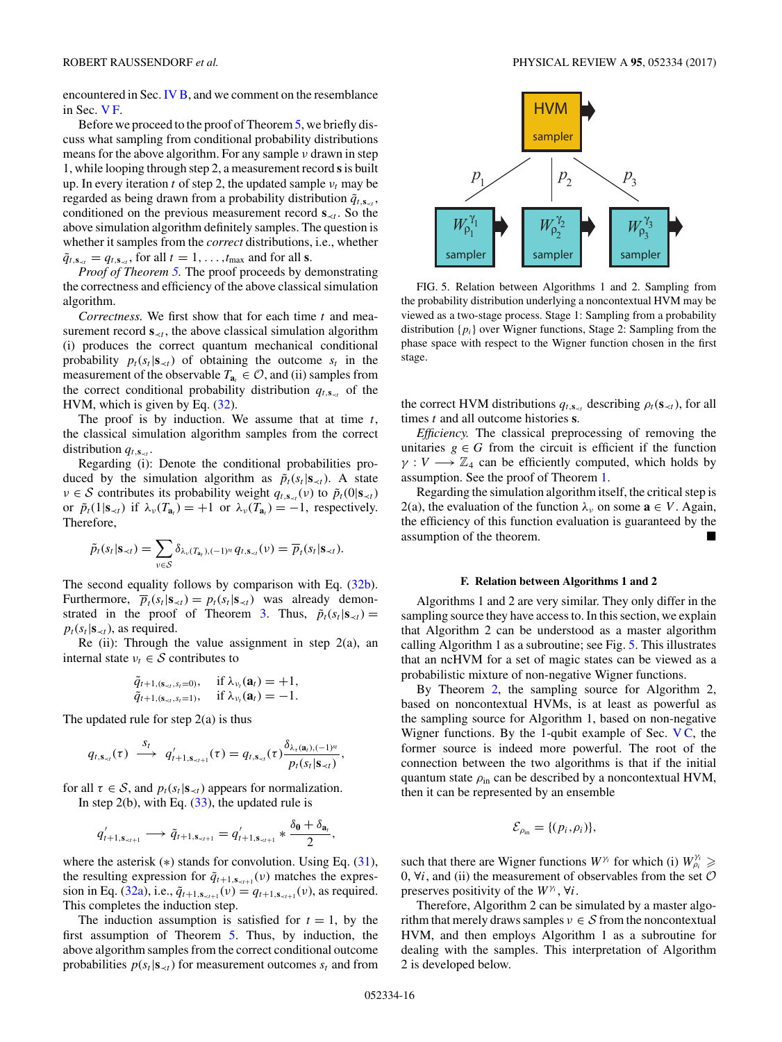encountered in Sec. IV B, and we comment on the resemblance in Sec. V F.

Before we proceed to the proof of Theorem 5, we briefly discuss what sampling from conditional probability distributions means for the above algorithm. For any sample $\nu$ drawn in step 1, while looping through step 2, a measurement record $\mathbf{s}$ is built up. In every iteration $t$ of step 2, the updated sample $\nu_t$ may be regarded as being drawn from a probability distribution $\tilde{q}_{t,\mathbf{s}_{\prec t}}$, conditioned on the previous measurement record $\mathbf{s}_{\prec t}$. So the above simulation algorithm definitely samples. The question is whether it samples from the *correct* distributions, i.e., whether $\tilde{q}_{t,\mathbf{s}_{\prec t}} = q_{t,\mathbf{s}_{\prec t}}$, for all $t = 1,\ldots,t_{\max}$ and for all $\mathbf{s}$.

*Proof of Theorem 5.* The proof proceeds by demonstrating the correctness and efficiency of the above classical simulation algorithm.

*Correctness.* We first show that for each time $t$ and measurement record $\mathbf{s}_{\prec t}$, the above classical simulation algorithm (i) produces the correct quantum mechanical conditional probability $p_t(s_t|\mathbf{s}_{\prec t})$ of obtaining the outcome $s_t$ in the measurement of the observable $T_{\mathbf{a}_t} \in \mathcal{O}$, and (ii) samples from the correct conditional probability distribution $q_{t,\mathbf{s}_{\prec t}}$ of the HVM, which is given by Eq. (32).

The proof is by induction. We assume that at time $t$, the classical simulation algorithm samples from the correct distribution $q_{t,\mathbf{s}_{\prec t}}$.

Regarding (i): Denote the conditional probabilities produced by the simulation algorithm as $\tilde{p}_t(s_t|\mathbf{s}_{\prec t})$. A state $\nu \in \mathcal{S}$ contributes its probability weight $q_{t,\mathbf{s}_{\prec t}}(\nu)$ to $\tilde{p}_t(0|\mathbf{s}_{\prec t})$ or $\tilde{p}_t(1|\mathbf{s}_{\prec t})$ if $\lambda_\nu(T_{\mathbf{a}_t}) = +1$ or $\lambda_\nu(T_{\mathbf{a}_t}) = -1$, respectively. Therefore,

$$\tilde{p}_t(s_t|\mathbf{s}_{\prec t}) = \sum_{\nu \in \mathcal{S}} \delta_{\lambda_\nu(T_{\mathbf{a}_t}),(-1)^{s_t}}\, q_{t,\mathbf{s}_{\prec t}}(\nu) = \overline{p}_t(s_t|\mathbf{s}_{\prec t}).$$

The second equality follows by comparison with Eq. (32b). Furthermore, $\overline{p}_t(s_t|\mathbf{s}_{\prec t}) = p_t(s_t|\mathbf{s}_{\prec t})$ was already demonstrated in the proof of Theorem 3. Thus, $\tilde{p}_t(s_t|\mathbf{s}_{\prec t}) = p_t(s_t|\mathbf{s}_{\prec t})$, as required.

Re (ii): Through the value assignment in step 2(a), an internal state $\nu_t \in \mathcal{S}$ contributes to

$$\begin{array}{ll} \tilde{q}_{t+1,(\mathbf{s}_{\prec t}, s_t=0)}, & \text{if } \lambda_{\nu_t}(\mathbf{a}_t) = +1, \\ \tilde{q}_{t+1,(\mathbf{s}_{\prec t}, s_t=1)}, & \text{if } \lambda_{\nu_t}(\mathbf{a}_t) = -1. \end{array}$$

The updated rule for step 2(a) is thus

$$q_{t,\mathbf{s}_{\prec t}}(\tau) \overset{s_t}{\longrightarrow} q'_{t+1,\mathbf{s}_{\prec t+1}}(\tau) = q_{t,\mathbf{s}_{\prec t}}(\tau)\frac{\delta_{\lambda_\tau(\mathbf{a}_t),(-1)^{s_t}}}{p_t(s_t|\mathbf{s}_{\prec t})},$$

for all $\tau \in \mathcal{S}$, and $p_t(s_t|\mathbf{s}_{\prec t})$ appears for normalization.

In step 2(b), with Eq. (33), the updated rule is

$$q'_{t+1,\mathbf{s}_{\prec t+1}} \longrightarrow \tilde{q}_{t+1,\mathbf{s}_{\prec t+1}} = q'_{t+1,\mathbf{s}_{\prec t+1}} * \frac{\delta_0 + \delta_{\mathbf{a}_t}}{2},$$

where the asterisk ($*$) stands for convolution. Using Eq. (31), the resulting expression for $\tilde{q}_{t+1,\mathbf{s}_{\prec t+1}}(\nu)$ matches the expression in Eq. (32a), i.e., $\tilde{q}_{t+1,\mathbf{s}_{\prec t+1}}(\nu) = q_{t+1,\mathbf{s}_{\prec t+1}}(\nu)$, as required. This completes the induction step.

The induction assumption is satisfied for $t = 1$, by the first assumption of Theorem 5. Thus, by induction, the above algorithm samples from the correct conditional outcome probabilities $p(s_t|\mathbf{s}_{\prec t})$ for measurement outcomes $s_t$ and from the correct HVM distributions $q_{t,\mathbf{s}_{\prec t}}$ describing $\rho_t(\mathbf{s}_{\prec t})$, for all times $t$ and all outcome histories $\mathbf{s}$.

*Efficiency.* The classical preprocessing of removing the unitaries $g \in G$ from the circuit is efficient if the function $\gamma : V \longrightarrow \mathbb{Z}_4$ can be efficiently computed, which holds by assumption. See the proof of Theorem 1.

Regarding the simulation algorithm itself, the critical step is 2(a), the evaluation of the function $\lambda_\nu$ on some $\mathbf{a} \in V$. Again, the efficiency of this function evaluation is guaranteed by the assumption of the theorem. ■

FIG. 5. Relation between Algorithms 1 and 2. Sampling from the probability distribution underlying a noncontextual HVM may be viewed as a two-stage process. Stage 1: Sampling from a probability distribution $\{p_i\}$ over Wigner functions, Stage 2: Sampling from the phase space with respect to the Wigner function chosen in the first stage.

### F. Relation between Algorithms 1 and 2

Algorithms 1 and 2 are very similar. They only differ in the sampling source they have access to. In this section, we explain that Algorithm 2 can be understood as a master algorithm calling Algorithm 1 as a subroutine; see Fig. 5. This illustrates that an ncHVM for a set of magic states can be viewed as a probabilistic mixture of non-negative Wigner functions.

By Theorem 2, the sampling source for Algorithm 2, based on noncontextual HVMs, is at least as powerful as the sampling source for Algorithm 1, based on non-negative Wigner functions. By the 1-qubit example of Sec. V C, the former source is indeed more powerful. The root of the connection between the two algorithms is that if the initial quantum state $\rho_{\text{in}}$ can be described by a noncontextual HVM, then it can be represented by an ensemble

$$\mathcal{E}_{\rho_{\text{in}}} = \{(p_i,\rho_i)\},$$

such that there are Wigner functions $W^{\gamma_i}$ for which (i) $W^{\gamma_i}_{\rho_i} \geqslant 0$, $\forall i$, and (ii) the measurement of observables from the set $\mathcal{O}$ preserves positivity of the $W^{\gamma_i}$, $\forall i$.

Therefore, Algorithm 2 can be simulated by a master algorithm that merely draws samples $\nu \in \mathcal{S}$ from the noncontextual HVM, and then employs Algorithm 1 as a subroutine for dealing with the samples. This interpretation of Algorithm 2 is developed below.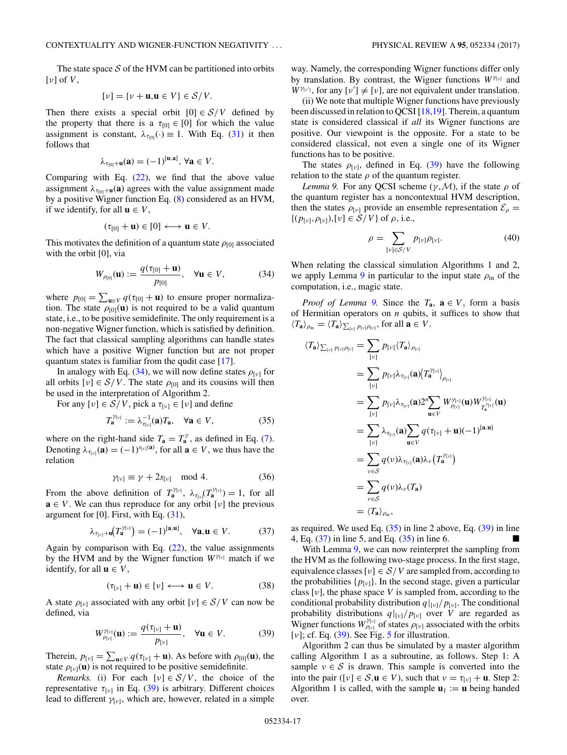The state space $\mathcal{S}$ of the HVM can be partitioned into orbits $[\nu]$ of $V$,

$$[\nu] = \{\nu + \mathbf{u}, \mathbf{u} \in V\} \in \mathcal{S}/V.$$

Then there exists a special orbit $[0] \in \mathcal{S}/V$ defined by the property that there is a $\tau_{[0]} \in [0]$ for which the value assignment is constant, $\lambda_{\tau_{[0]}}(\cdot) \equiv 1$. With Eq. (31) it then follows that

$$\lambda_{\tau_{[0]}+\mathbf{u}}(\mathbf{a}) = (-1)^{[\mathbf{u},\mathbf{a}]}, \ \forall \mathbf{a} \in V.$$

Comparing with Eq. (22), we find that the above value assignment $\lambda_{\tau_{[0]}+\mathbf{u}}(\mathbf{a})$ agrees with the value assignment made by a positive Wigner function Eq. (8) considered as an HVM, if we identify, for all $\mathbf{u} \in V$,

$$(\tau_{[0]} + \mathbf{u}) \in [0] \longleftrightarrow \mathbf{u} \in V.$$

This motivates the definition of a quantum state $\rho_{[0]}$ associated with the orbit [0], via

$$W_{\rho_{[0]}}(\mathbf{u}) := \frac{q(\tau_{[0]} + \mathbf{u})}{p_{[0]}}, \quad \forall \mathbf{u} \in V, \tag{34}$$

where $p_{[0]} = \sum_{\mathbf{u} \in V} q(\tau_{[0]} + \mathbf{u})$ to ensure proper normalization. The state $\rho_{[0]}(\mathbf{u})$ is not required to be a valid quantum state, i.e., to be positive semidefinite. The only requirement is a non-negative Wigner function, which is satisfied by definition. The fact that classical sampling algorithms can handle states which have a positive Wigner function but are not proper quantum states is familiar from the qudit case [17].

In analogy with Eq. (34), we will now define states $\rho_{[\nu]}$ for all orbits $[\nu] \in \mathcal{S}/V$. The state $\rho_{[0]}$ and its cousins will then be used in the interpretation of Algorithm 2.

For any $[\nu] \in \mathcal{S}/V$, pick a $\tau_{[\nu]} \in [\nu]$ and define

$$T_{\mathbf{a}}^{\gamma_{[\nu]}} := \lambda_{\tau_{[\nu]}}^{-1}(\mathbf{a}) T_{\mathbf{a}}, \quad \forall \mathbf{a} \in V, \tag{35}$$

where on the right-hand side $T_{\mathbf{a}} = T_{\mathbf{a}}^{\gamma}$, as defined in Eq. (7). Denoting $\lambda_{\tau_{[\nu]}}(\mathbf{a}) = (-1)^{s_{[\nu]}(\mathbf{a})}$, for all $\mathbf{a} \in V$, we thus have the relation

$$\gamma_{[\nu]} \equiv \gamma + 2 s_{[\nu]} \mod 4. \tag{36}$$

From the above definition of $T_{\mathbf{a}}^{\gamma_{[\nu]}}$, $\lambda_{\tau_{[\nu]}}(T_{\mathbf{a}}^{\gamma_{[\nu]}}) = 1$, for all $\mathbf{a} \in V$. We can thus reproduce for any orbit $[\nu]$ the previous argument for [0]. First, with Eq. (31),

$$\lambda_{\tau_{[\nu]}+\mathbf{u}}\left(T_{\mathbf{a}}^{\gamma_{[\nu]}}\right) = (-1)^{[\mathbf{a},\mathbf{u}]}, \quad \forall \mathbf{a},\mathbf{u} \in V. \tag{37}$$

Again by comparison with Eq. (22), the value assignments by the HVM and by the Wigner function $W^{\gamma_{[\nu]}}$ match if we identify, for all $\mathbf{u} \in V$,

$$(\tau_{[\nu]} + \mathbf{u}) \in [\nu] \longleftrightarrow \mathbf{u} \in V. \tag{38}$$

A state $\rho_{[\nu]}$ associated with any orbit $[\nu] \in \mathcal{S}/V$ can now be defined, via

$$W_{\rho_{[\nu]}}^{\gamma_{[\nu]}}(\mathbf{u}) := \frac{q(\tau_{[\nu]} + \mathbf{u})}{p_{[\nu]}}, \quad \forall \mathbf{u} \in V. \tag{39}$$

Therein, $p_{[\nu]} = \sum_{\mathbf{u} \in V} q(\tau_{[\nu]} + \mathbf{u})$. As before with $\rho_{[0]}(\mathbf{u})$, the state $\rho_{[\nu]}(\mathbf{u})$ is not required to be positive semidefinite.

*Remarks.* (i) For each $[\nu] \in \mathcal{S}/V$, the choice of the representative $\tau_{[\nu]}$ in Eq. (39) is arbitrary. Different choices lead to different $\gamma_{[\nu]}$, which are, however, related in a simple way. Namely, the corresponding Wigner functions differ only by translation. By contrast, the Wigner functions $W^{\gamma_{[\nu]}}$ and $W^{\gamma_{[\nu']}}$, for any $[\nu'] \neq [\nu]$, are not equivalent under translation.

(ii) We note that multiple Wigner functions have previously been discussed in relation to QCSI [18,19]. Therein, a quantum state is considered classical if *all* its Wigner functions are positive. Our viewpoint is the opposite. For a state to be considered classical, not even a single one of its Wigner functions has to be positive.

The states $\rho_{[\nu]}$, defined in Eq. (39) have the following relation to the state $\rho$ of the quantum register.

*Lemma 9.* For any QCSI scheme $(\gamma, \mathcal{M})$, if the state $\rho$ of the quantum register has a noncontextual HVM description, then the states $\rho_{[\nu]}$ provide an ensemble representation $\mathcal{E}_\rho = \{(p_{[\nu]}, \rho_{[\nu]}), [\nu] \in \mathcal{S}/V\}$ of $\rho$, i.e.,

$$\rho = \sum_{[\nu] \in \mathcal{S}/V} p_{[\nu]} \rho_{[\nu]}. \tag{40}$$

When relating the classical simulation Algorithms 1 and 2, we apply Lemma 9 in particular to the input state $\rho_{\text{in}}$ of the computation, i.e., magic state.

*Proof of Lemma 9.* Since the $T_{\mathbf{a}}$, $\mathbf{a} \in V$, form a basis of Hermitian operators on $n$ qubits, it suffices to show that $\langle T_{\mathbf{a}} \rangle_{\rho_{\text{in}}} = \langle T_{\mathbf{a}} \rangle_{\sum_{[\nu]} p_{[\nu]} \rho_{[\nu]}}$, for all $\mathbf{a} \in V$.

$$\begin{aligned}
\langle T_{\mathbf{a}} \rangle_{\sum_{[\nu]} p_{[\nu]} \rho_{[\nu]}} &= \sum_{[\nu]} p_{[\nu]} \langle T_{\mathbf{a}} \rangle_{\rho_{[\nu]}} \\
&= \sum_{[\nu]} p_{[\nu]} \lambda_{\tau_{[\nu]}}(\mathbf{a}) \left\langle T_{\mathbf{a}}^{\gamma_{[\nu]}} \right\rangle_{\rho_{[\nu]}} \\
&= \sum_{[\nu]} p_{[\nu]} \lambda_{\tau_{[\nu]}}(\mathbf{a}) 2^n \sum_{\mathbf{u} \in V} W_{\rho_{[\nu]}}^{\gamma_{[\nu]}}(\mathbf{u}) W_{T_{\mathbf{a}}^{\gamma_{[\nu]}}}^{\gamma_{[\nu]}}(\mathbf{u}) \\
&= \sum_{[\nu]} \lambda_{\tau_{[\nu]}}(\mathbf{a}) \sum_{\mathbf{u} \in V} q(\tau_{[\nu]} + \mathbf{u}) (-1)^{[\mathbf{a},\mathbf{u}]} \\
&= \sum_{\nu \in \mathcal{S}} q(\nu) \lambda_{\tau_{[\nu]}}(\mathbf{a}) \lambda_\nu\left(T_{\mathbf{a}}^{\gamma_{[\nu]}}\right) \\
&= \sum_{\nu \in \mathcal{S}} q(\nu) \lambda_\nu(T_{\mathbf{a}}) \\
&= \langle T_{\mathbf{a}} \rangle_{\rho_{\text{in}}},
\end{aligned}$$

as required. We used Eq. (35) in line 2 above, Eq. (39) in line 4, Eq. (37) in line 5, and Eq. (35) in line 6. ■

With Lemma 9, we can now reinterpret the sampling from the HVM as the following two-stage process. In the first stage, equivalence classes $[\nu] \in \mathcal{S}/V$ are sampled from, according to the probabilities $\{p_{[\nu]}\}$. In the second stage, given a particular class $[\nu]$, the phase space $V$ is sampled from, according to the conditional probability distribution $q|_{[\nu]}/p_{[\nu]}$. The conditional probability distributions $q|_{[\nu]}/p_{[\nu]}$ over $V$ are regarded as Wigner functions $W_{\rho_{[\nu]}}^{\gamma_{[\nu]}}$ of states $\rho_{[\nu]}$ associated with the orbits $[\nu]$; cf. Eq. (39). See Fig. 5 for illustration.

Algorithm 2 can thus be simulated by a master algorithm calling Algorithm 1 as a subroutine, as follows. Step 1: A sample $\nu \in \mathcal{S}$ is drawn. This sample is converted into the pair $([\nu] \in \mathcal{S}, \mathbf{u} \in V)$, such that $\nu = \tau_{[\nu]} + \mathbf{u}$. Step 2: Algorithm 1 is called, with the sample $\mathbf{u}_1 := \mathbf{u}$ being handed over.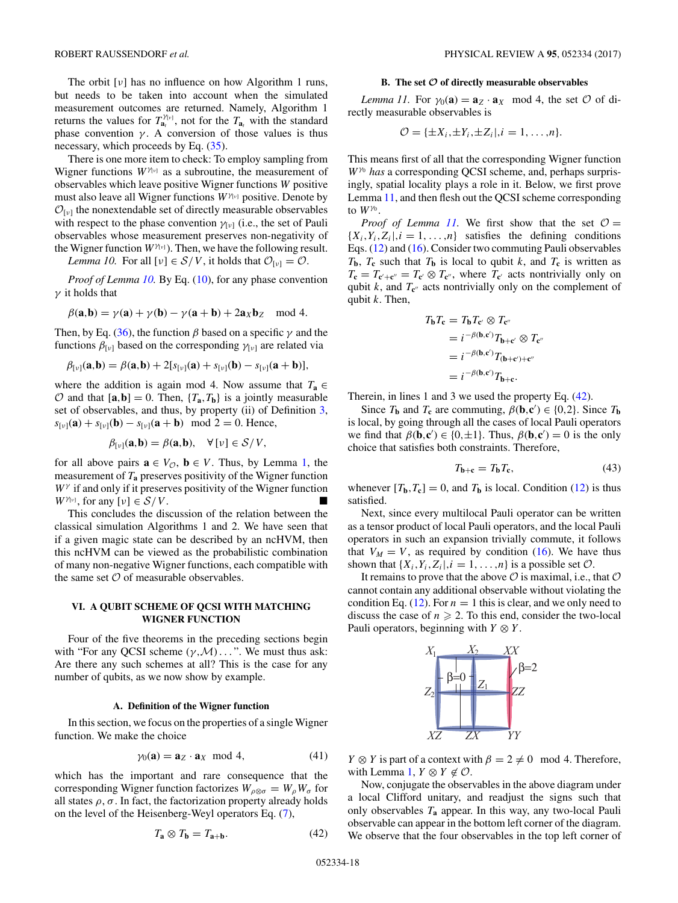The orbit $[\nu]$ has no influence on how Algorithm 1 runs, but needs to be taken into account when the simulated measurement outcomes are returned. Namely, Algorithm 1 returns the values for $T_{\mathbf{a}_i}^{\gamma_{[\nu]}}$, not for the $T_{\mathbf{a}_i}$ with the standard phase convention $\gamma$. A conversion of those values is thus necessary, which proceeds by Eq. (35).

There is one more item to check: To employ sampling from Wigner functions $W^{\gamma_{[\nu]}}$ as a subroutine, the measurement of observables which leave positive Wigner functions $W$ positive must also leave all Wigner functions $W^{\gamma_{[\nu]}}$ positive. Denote by $\mathcal{O}_{[\nu]}$ the nonextendable set of directly measurable observables with respect to the phase convention $\gamma_{[\nu]}$ (i.e., the set of Pauli observables whose measurement preserves non-negativity of the Wigner function $W^{\gamma_{[\nu]}}$). Then, we have the following result.

*Lemma 10.* For all $[\nu] \in \mathcal{S}/V$, it holds that $\mathcal{O}_{[\nu]} = \mathcal{O}$.

*Proof of Lemma 10.* By Eq. (10), for any phase convention $\gamma$ it holds that

$$\beta(\mathbf{a},\mathbf{b}) = \gamma(\mathbf{a}) + \gamma(\mathbf{b}) - \gamma(\mathbf{a}+\mathbf{b}) + 2\mathbf{a}_X\mathbf{b}_Z \mod 4.$$

Then, by Eq. (36), the function $\beta$ based on a specific $\gamma$ and the functions $\beta_{[\nu]}$ based on the corresponding $\gamma_{[\nu]}$ are related via

$$\beta_{[\nu]}(\mathbf{a},\mathbf{b}) = \beta(\mathbf{a},\mathbf{b}) + 2[s_{[\nu]}(\mathbf{a}) + s_{[\nu]}(\mathbf{b}) - s_{[\nu]}(\mathbf{a}+\mathbf{b})],$$

where the addition is again mod 4. Now assume that $T_\mathbf{a} \in \mathcal{O}$ and that $[\mathbf{a},\mathbf{b}] = 0$. Then, $\{T_\mathbf{a}, T_\mathbf{b}\}$ is a jointly measurable set of observables, and thus, by property (ii) of Definition 3, $s_{[\nu]}(\mathbf{a}) + s_{[\nu]}(\mathbf{b}) - s_{[\nu]}(\mathbf{a}+\mathbf{b}) \mod 2 = 0$. Hence,

$$\beta_{[\nu]}(\mathbf{a},\mathbf{b}) = \beta(\mathbf{a},\mathbf{b}), \quad \forall\, [\nu] \in \mathcal{S}/V,$$

for all above pairs $\mathbf{a} \in V_\mathcal{O}$, $\mathbf{b} \in V$. Thus, by Lemma 1, the measurement of $T_\mathbf{a}$ preserves positivity of the Wigner function $W^\gamma$ if and only if it preserves positivity of the Wigner function $W^{\gamma_{[\nu]}}$, for any $[\nu] \in \mathcal{S}/V$. ■

This concludes the discussion of the relation between the classical simulation Algorithms 1 and 2. We have seen that if a given magic state can be described by an ncHVM, then this ncHVM can be viewed as the probabilistic combination of many non-negative Wigner functions, each compatible with the same set $\mathcal{O}$ of measurable observables.

## VI. A QUBIT SCHEME OF QCSI WITH MATCHING WIGNER FUNCTION

Four of the five theorems in the preceding sections begin with "For any QCSI scheme $(\gamma,\mathcal{M})\ldots$". We must thus ask: Are there any such schemes at all? This is the case for any number of qubits, as we now show by example.

### A. Definition of the Wigner function

In this section, we focus on the properties of a single Wigner function. We make the choice

$$\gamma_0(\mathbf{a}) = \mathbf{a}_Z \cdot \mathbf{a}_X \mod 4, \tag{41}$$

which has the important and rare consequence that the corresponding Wigner function factorizes $W_{\rho\otimes\sigma} = W_\rho W_\sigma$ for all states $\rho, \sigma$. In fact, the factorization property already holds on the level of the Heisenberg-Weyl operators Eq. (7),

$$T_\mathbf{a} \otimes T_\mathbf{b} = T_{\mathbf{a}+\mathbf{b}}. \tag{42}$$

### B. The set $\mathcal{O}$ of directly measurable observables

*Lemma 11.* For $\gamma_0(\mathbf{a}) = \mathbf{a}_Z \cdot \mathbf{a}_X \mod 4$, the set $\mathcal{O}$ of directly measurable observables is

$$\mathcal{O} = \{\pm X_i, \pm Y_i, \pm Z_i | , i = 1,\ldots,n\}.$$

This means first of all that the corresponding Wigner function $W^{\gamma_0}$ *has* a corresponding QCSI scheme, and, perhaps surprisingly, spatial locality plays a role in it. Below, we first prove Lemma 11, and then flesh out the QCSI scheme corresponding to $W^{\gamma_0}$.

*Proof of Lemma 11.* We first show that the set $\mathcal{O} = \{X_i, Y_i, Z_i | , i = 1,\ldots,n\}$ satisfies the defining conditions Eqs. (12) and (16). Consider two commuting Pauli observables $T_\mathbf{b}$, $T_\mathbf{c}$ such that $T_\mathbf{b}$ is local to qubit $k$, and $T_\mathbf{c}$ is written as $T_\mathbf{c} = T_{\mathbf{c}'+\mathbf{c}''} = T_{\mathbf{c}'} \otimes T_{\mathbf{c}''}$, where $T_{\mathbf{c}'}$ acts nontrivially only on qubit $k$, and $T_{\mathbf{c}''}$ acts nontrivially only on the complement of qubit $k$. Then,

$$\begin{aligned}
T_\mathbf{b} T_\mathbf{c} &= T_\mathbf{b} T_{\mathbf{c}'} \otimes T_{\mathbf{c}''}\\
&= i^{-\beta(\mathbf{b},\mathbf{c}')} T_{\mathbf{b}+\mathbf{c}'} \otimes T_{\mathbf{c}''}\\
&= i^{-\beta(\mathbf{b},\mathbf{c}')} T_{(\mathbf{b}+\mathbf{c}')+\mathbf{c}''}\\
&= i^{-\beta(\mathbf{b},\mathbf{c}')} T_{\mathbf{b}+\mathbf{c}}.
\end{aligned}$$

Therein, in lines 1 and 3 we used the property Eq. (42).

Since $T_\mathbf{b}$ and $T_\mathbf{c}$ are commuting, $\beta(\mathbf{b},\mathbf{c}') \in \{0,2\}$. Since $T_\mathbf{b}$ is local, by going through all the cases of local Pauli operators we find that $\beta(\mathbf{b},\mathbf{c}') \in \{0,\pm 1\}$. Thus, $\beta(\mathbf{b},\mathbf{c}') = 0$ is the only choice that satisfies both constraints. Therefore,

$$T_{\mathbf{b}+\mathbf{c}} = T_\mathbf{b} T_\mathbf{c}, \tag{43}$$

whenever $[T_\mathbf{b}, T_\mathbf{c}] = 0$, and $T_\mathbf{b}$ is local. Condition (12) is thus satisfied.

Next, since every multilocal Pauli operator can be written as a tensor product of local Pauli operators, and the local Pauli operators in such an expansion trivially commute, it follows that $V_M = V$, as required by condition (16). We have thus shown that $\{X_i, Y_i, Z_i | , i = 1,\ldots,n\}$ is a possible set $\mathcal{O}$.

It remains to prove that the above $\mathcal{O}$ is maximal, i.e., that $\mathcal{O}$ cannot contain any additional observable without violating the condition Eq. (12). For $n = 1$ this is clear, and we only need to discuss the case of $n \geqslant 2$. To this end, consider the two-local Pauli operators, beginning with $Y \otimes Y$.

$Y \otimes Y$ is part of a context with $\beta = 2 \neq 0 \mod 4$. Therefore, with Lemma 1, $Y \otimes Y \notin \mathcal{O}$.

Now, conjugate the observables in the above diagram under a local Clifford unitary, and readjust the signs such that only observables $T_\mathbf{a}$ appear. In this way, any two-local Pauli observable can appear in the bottom left corner of the diagram. We observe that the four observables in the top left corner of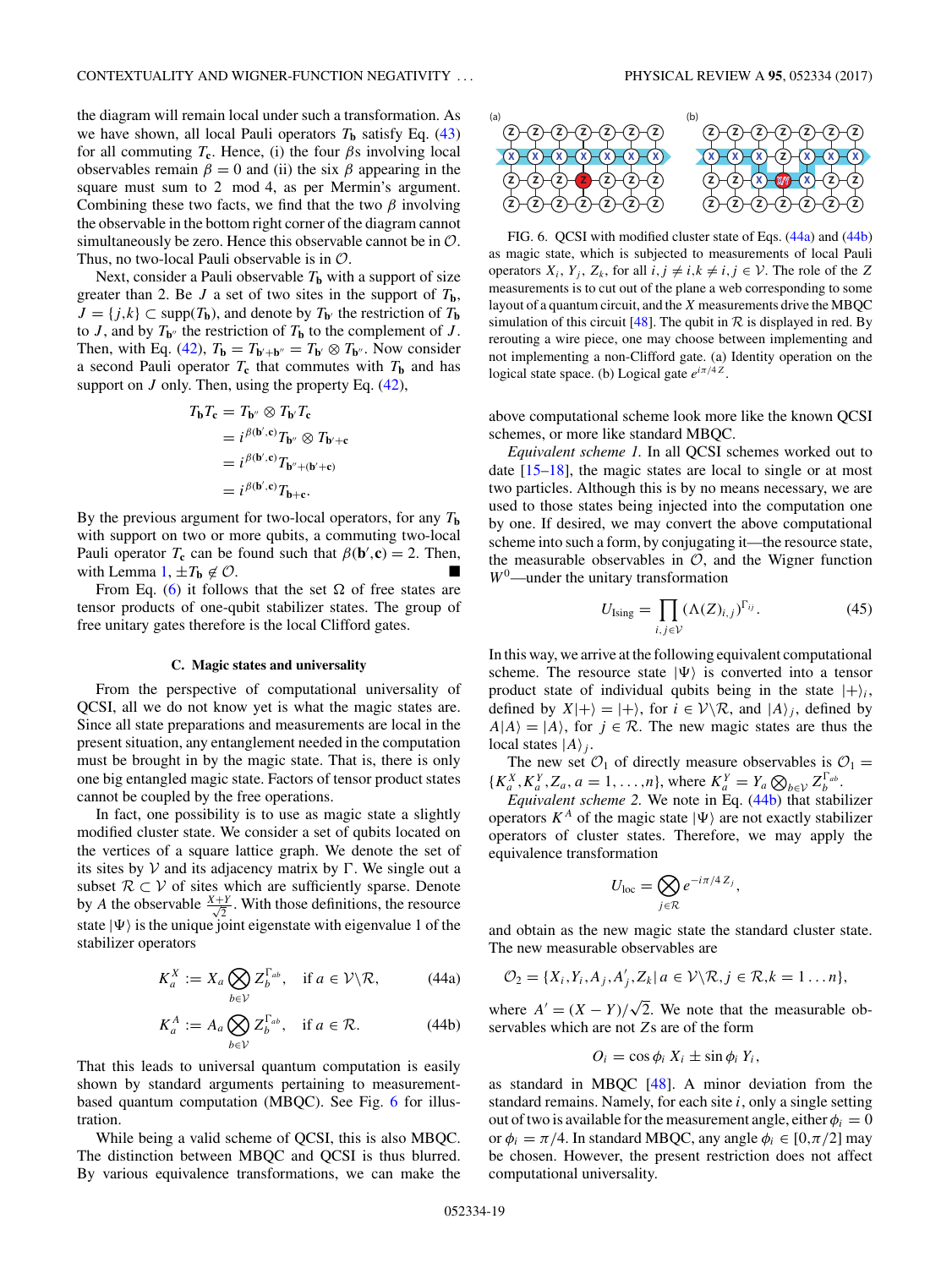the diagram will remain local under such a transformation. As we have shown, all local Pauli operators $T_{\mathbf{b}}$ satisfy Eq. (43) for all commuting $T_{\mathbf{c}}$. Hence, (i) the four $\beta$s involving local observables remain $\beta = 0$ and (ii) the six $\beta$ appearing in the square must sum to 2 mod 4, as per Mermin's argument. Combining these two facts, we find that the two $\beta$ involving the observable in the bottom right corner of the diagram cannot simultaneously be zero. Hence this observable cannot be in $\mathcal{O}$. Thus, no two-local Pauli observable is in $\mathcal{O}$.

Next, consider a Pauli observable $T_{\mathbf{b}}$ with a support of size greater than 2. Be $J$ a set of two sites in the support of $T_{\mathbf{b}}$, $J = \{j,k\} \subset \text{supp}(T_{\mathbf{b}})$, and denote by $T_{\mathbf{b}'}$ the restriction of $T_{\mathbf{b}}$ to $J$, and by $T_{\mathbf{b}''}$ the restriction of $T_{\mathbf{b}}$ to the complement of $J$. Then, with Eq. (42), $T_{\mathbf{b}} = T_{\mathbf{b}'+\mathbf{b}''} = T_{\mathbf{b}'} \otimes T_{\mathbf{b}''}$. Now consider a second Pauli operator $T_{\mathbf{c}}$ that commutes with $T_{\mathbf{b}}$ and has support on $J$ only. Then, using the property Eq. (42),

$$\begin{aligned}
T_{\mathbf{b}} T_{\mathbf{c}} &= T_{\mathbf{b}''} \otimes T_{\mathbf{b}'} T_{\mathbf{c}} \\
&= i^{\beta(\mathbf{b}',\mathbf{c})} T_{\mathbf{b}''} \otimes T_{\mathbf{b}'+\mathbf{c}} \\
&= i^{\beta(\mathbf{b}',\mathbf{c})} T_{\mathbf{b}''+(\mathbf{b}'+\mathbf{c})} \\
&= i^{\beta(\mathbf{b}',\mathbf{c})} T_{\mathbf{b}+\mathbf{c}}.
\end{aligned}$$

By the previous argument for two-local operators, for any $T_{\mathbf{b}}$ with support on two or more qubits, a commuting two-local Pauli operator $T_{\mathbf{c}}$ can be found such that $\beta(\mathbf{b}',\mathbf{c}) = 2$. Then, with Lemma 1, $\pm T_{\mathbf{b}} \notin \mathcal{O}$. ■

From Eq. (6) it follows that the set $\Omega$ of free states are tensor products of one-qubit stabilizer states. The group of free unitary gates therefore is the local Clifford gates.

### C. Magic states and universality

From the perspective of computational universality of QCSI, all we do not know yet is what the magic states are. Since all state preparations and measurements are local in the present situation, any entanglement needed in the computation must be brought in by the magic state. That is, there is only one big entangled magic state. Factors of tensor product states cannot be coupled by the free operations.

In fact, one possibility is to use as magic state a slightly modified cluster state. We consider a set of qubits located on the vertices of a square lattice graph. We denote the set of its sites by $\mathcal{V}$ and its adjacency matrix by $\Gamma$. We single out a subset $\mathcal{R} \subset \mathcal{V}$ of sites which are sufficiently sparse. Denote by $A$ the observable $\frac{X+Y}{\sqrt{2}}$. With those definitions, the resource state $|\Psi\rangle$ is the unique joint eigenstate with eigenvalue 1 of the stabilizer operators

$$K_a^X := X_a \bigotimes_{b\in\mathcal{V}} Z_b^{\Gamma_{ab}}, \quad \text{if } a \in \mathcal{V}\backslash\mathcal{R}, \tag{44a}$$

$$K_a^A := A_a \bigotimes_{b\in\mathcal{V}} Z_b^{\Gamma_{ab}}, \quad \text{if } a \in \mathcal{R}. \tag{44b}$$

That this leads to universal quantum computation is easily shown by standard arguments pertaining to measurement-based quantum computation (MBQC). See Fig. 6 for illustration.

While being a valid scheme of QCSI, this is also MBQC. The distinction between MBQC and QCSI is thus blurred. By various equivalence transformations, we can make the above computational scheme look more like the known QCSI schemes, or more like standard MBQC.

FIG. 6. QCSI with modified cluster state of Eqs. (44a) and (44b) as magic state, which is subjected to measurements of local Pauli operators $X_i$, $Y_j$, $Z_k$, for all $i,j \neq i,k \neq i,j \in \mathcal{V}$. The role of the $Z$ measurements is to cut out of the plane a web corresponding to some layout of a quantum circuit, and the $X$ measurements drive the MBQC simulation of this circuit [48]. The qubit in $\mathcal{R}$ is displayed in red. By rerouting a wire piece, one may choose between implementing and not implementing a non-Clifford gate. (a) Identity operation on the logical state space. (b) Logical gate $e^{i\pi/4Z}$.

*Equivalent scheme 1.* In all QCSI schemes worked out to date [15–18], the magic states are local to single or at most two particles. Although this is by no means necessary, we are used to those states being injected into the computation one by one. If desired, we may convert the above computational scheme into such a form, by conjugating it—the resource state, the measurable observables in $\mathcal{O}$, and the Wigner function $W^0$—under the unitary transformation

$$U_{\text{Ising}} = \prod_{i,j\in\mathcal{V}} (\Lambda(Z)_{i,j})^{\Gamma_{ij}}. \tag{45}$$

In this way, we arrive at the following equivalent computational scheme. The resource state $|\Psi\rangle$ is converted into a tensor product state of individual qubits being in the state $|+\rangle_i$, defined by $X|+\rangle = |+\rangle$, for $i \in \mathcal{V}\backslash\mathcal{R}$, and $|A\rangle_j$, defined by $A|A\rangle = |A\rangle$, for $j \in \mathcal{R}$. The new magic states are thus the local states $|A\rangle_j$.

The new set $\mathcal{O}_1$ of directly measure observables is $\mathcal{O}_1 = \{K_a^X, K_a^Y, Z_a, a = 1,\ldots,n\}$, where $K_a^Y = Y_a \bigotimes_{b\in\mathcal{V}} Z_b^{\Gamma_{ab}}$.

*Equivalent scheme 2.* We note in Eq. (44b) that stabilizer operators $K^A$ of the magic state $|\Psi\rangle$ are not exactly stabilizer operators of cluster states. Therefore, we may apply the equivalence transformation

$$U_{\text{loc}} = \bigotimes_{j\in\mathcal{R}} e^{-i\pi/4 Z_j},$$

and obtain as the new magic state the standard cluster state. The new measurable observables are

$$\mathcal{O}_2 = \{X_i, Y_i, A_j, A'_j, Z_k | a \in \mathcal{V}\backslash\mathcal{R}, j \in \mathcal{R}, k = 1\ldots n\},$$

where $A' = (X - Y)/\sqrt{2}$. We note that the measurable observables which are not $Z$s are of the form

$$O_i = \cos\phi_i\, X_i \pm \sin\phi_i\, Y_i,$$

as standard in MBQC [48]. A minor deviation from the standard remains. Namely, for each site $i$, only a single setting out of two is available for the measurement angle, either $\phi_i = 0$ or $\phi_i = \pi/4$. In standard MBQC, any angle $\phi_i \in [0,\pi/2]$ may be chosen. However, the present restriction does not affect computational universality.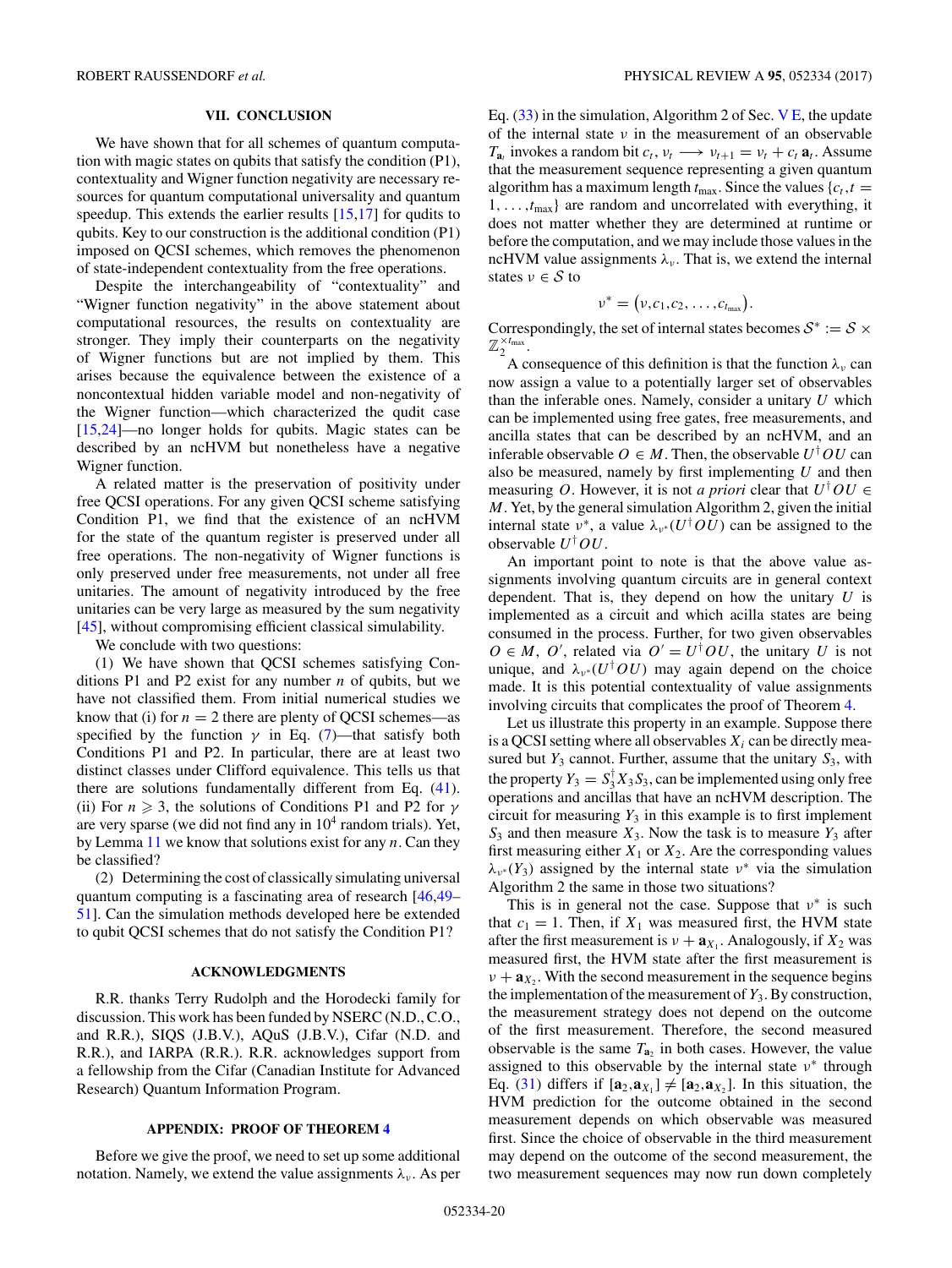## VII. CONCLUSION

We have shown that for all schemes of quantum computation with magic states on qubits that satisfy the condition (P1), contextuality and Wigner function negativity are necessary resources for quantum computational universality and quantum speedup. This extends the earlier results [15,17] for qudits to qubits. Key to our construction is the additional condition (P1) imposed on QCSI schemes, which removes the phenomenon of state-independent contextuality from the free operations.

Despite the interchangeability of "contextuality" and "Wigner function negativity" in the above statement about computational resources, the results on contextuality are stronger. They imply their counterparts on the negativity of Wigner functions but are not implied by them. This arises because the equivalence between the existence of a noncontextual hidden variable model and non-negativity of the Wigner function—which characterized the qudit case [15,24]—no longer holds for qubits. Magic states can be described by an ncHVM but nonetheless have a negative Wigner function.

A related matter is the preservation of positivity under free QCSI operations. For any given QCSI scheme satisfying Condition P1, we find that the existence of an ncHVM for the state of the quantum register is preserved under all free operations. The non-negativity of Wigner functions is only preserved under free measurements, not under all free unitaries. The amount of negativity introduced by the free unitaries can be very large as measured by the sum negativity [45], without compromising efficient classical simulability.

We conclude with two questions:

(1) We have shown that QCSI schemes satisfying Conditions P1 and P2 exist for any number $n$ of qubits, but we have not classified them. From initial numerical studies we know that (i) for $n = 2$ there are plenty of QCSI schemes—as specified by the function $\gamma$ in Eq. (7)—that satisfy both Conditions P1 and P2. In particular, there are at least two distinct classes under Clifford equivalence. This tells us that there are solutions fundamentally different from Eq. (41). (ii) For $n \geqslant 3$, the solutions of Conditions P1 and P2 for $\gamma$ are very sparse (we did not find any in $10^4$ random trials). Yet, by Lemma 11 we know that solutions exist for any $n$. Can they be classified?

(2) Determining the cost of classically simulating universal quantum computing is a fascinating area of research [46,49–51]. Can the simulation methods developed here be extended to qubit QCSI schemes that do not satisfy the Condition P1?

## ACKNOWLEDGMENTS

R.R. thanks Terry Rudolph and the Horodecki family for discussion. This work has been funded by NSERC (N.D., C.O., and R.R.), SIQS (J.B.V.), AQuS (J.B.V.), Cifar (N.D. and R.R.), and IARPA (R.R.). R.R. acknowledges support from a fellowship from the Cifar (Canadian Institute for Advanced Research) Quantum Information Program.

## APPENDIX: PROOF OF THEOREM 4

Before we give the proof, we need to set up some additional notation. Namely, we extend the value assignments $\lambda_\nu$. As per Eq. (33) in the simulation, Algorithm 2 of Sec. V E, the update of the internal state $\nu$ in the measurement of an observable $T_{\mathbf{a}_t}$ invokes a random bit $c_t$, $\nu_t \longrightarrow \nu_{t+1} = \nu_t + c_t\,\mathbf{a}_t$. Assume that the measurement sequence representing a given quantum algorithm has a maximum length $t_{\text{max}}$. Since the values $\{c_t, t = 1,\ldots,t_{\text{max}}\}$ are random and uncorrelated with everything, it does not matter whether they are determined at runtime or before the computation, and we may include those values in the ncHVM value assignments $\lambda_\nu$. That is, we extend the internal states $\nu \in \mathcal{S}$ to

$$\nu^* = (\nu, c_1, c_2, \ldots, c_{t_{\text{max}}}).$$

Correspondingly, the set of internal states becomes $\mathcal{S}^* := \mathcal{S} \times \mathbb{Z}_2^{\times t_{\text{max}}}$.

A consequence of this definition is that the function $\lambda_\nu$ can now assign a value to a potentially larger set of observables than the inferable ones. Namely, consider a unitary $U$ which can be implemented using free gates, free measurements, and ancilla states that can be described by an ncHVM, and an inferable observable $O \in M$. Then, the observable $U^\dagger O U$ can also be measured, namely by first implementing $U$ and then measuring $O$. However, it is not *a priori* clear that $U^\dagger O U \in M$. Yet, by the general simulation Algorithm 2, given the initial internal state $\nu^*$, a value $\lambda_{\nu^*}(U^\dagger O U)$ can be assigned to the observable $U^\dagger O U$.

An important point to note is that the above value assignments involving quantum circuits are in general context dependent. That is, they depend on how the unitary $U$ is implemented as a circuit and which acilla states are being consumed in the process. Further, for two given observables $O \in M$, $O'$, related via $O' = U^\dagger O U$, the unitary $U$ is not unique, and $\lambda_{\nu^*}(U^\dagger O U)$ may again depend on the choice made. It is this potential contextuality of value assignments involving circuits that complicates the proof of Theorem 4.

Let us illustrate this property in an example. Suppose there is a QCSI setting where all observables $X_i$ can be directly measured but $Y_3$ cannot. Further, assume that the unitary $S_3$, with the property $Y_3 = S_3^\dagger X_3 S_3$, can be implemented using only free operations and ancillas that have an ncHVM description. The circuit for measuring $Y_3$ in this example is to first implement $S_3$ and then measure $X_3$. Now the task is to measure $Y_3$ after first measuring either $X_1$ or $X_2$. Are the corresponding values $\lambda_{\nu^*}(Y_3)$ assigned by the internal state $\nu^*$ via the simulation Algorithm 2 the same in those two situations?

This is in general not the case. Suppose that $\nu^*$ is such that $c_1 = 1$. Then, if $X_1$ was measured first, the HVM state after the first measurement is $\nu + \mathbf{a}_{X_1}$. Analogously, if $X_2$ was measured first, the HVM state after the first measurement is $\nu + \mathbf{a}_{X_2}$. With the second measurement in the sequence begins the implementation of the measurement of $Y_3$. By construction, the measurement strategy does not depend on the outcome of the first measurement. Therefore, the second measured observable is the same $T_{\mathbf{a}_2}$ in both cases. However, the value assigned to this observable by the internal state $\nu^*$ through Eq. (31) differs if $[\mathbf{a}_2,\mathbf{a}_{X_1}] \neq [\mathbf{a}_2,\mathbf{a}_{X_2}]$. In this situation, the HVM prediction for the outcome obtained in the second measurement depends on which observable was measured first. Since the choice of observable in the third measurement may depend on the outcome of the second measurement, the two measurement sequences may now run down completely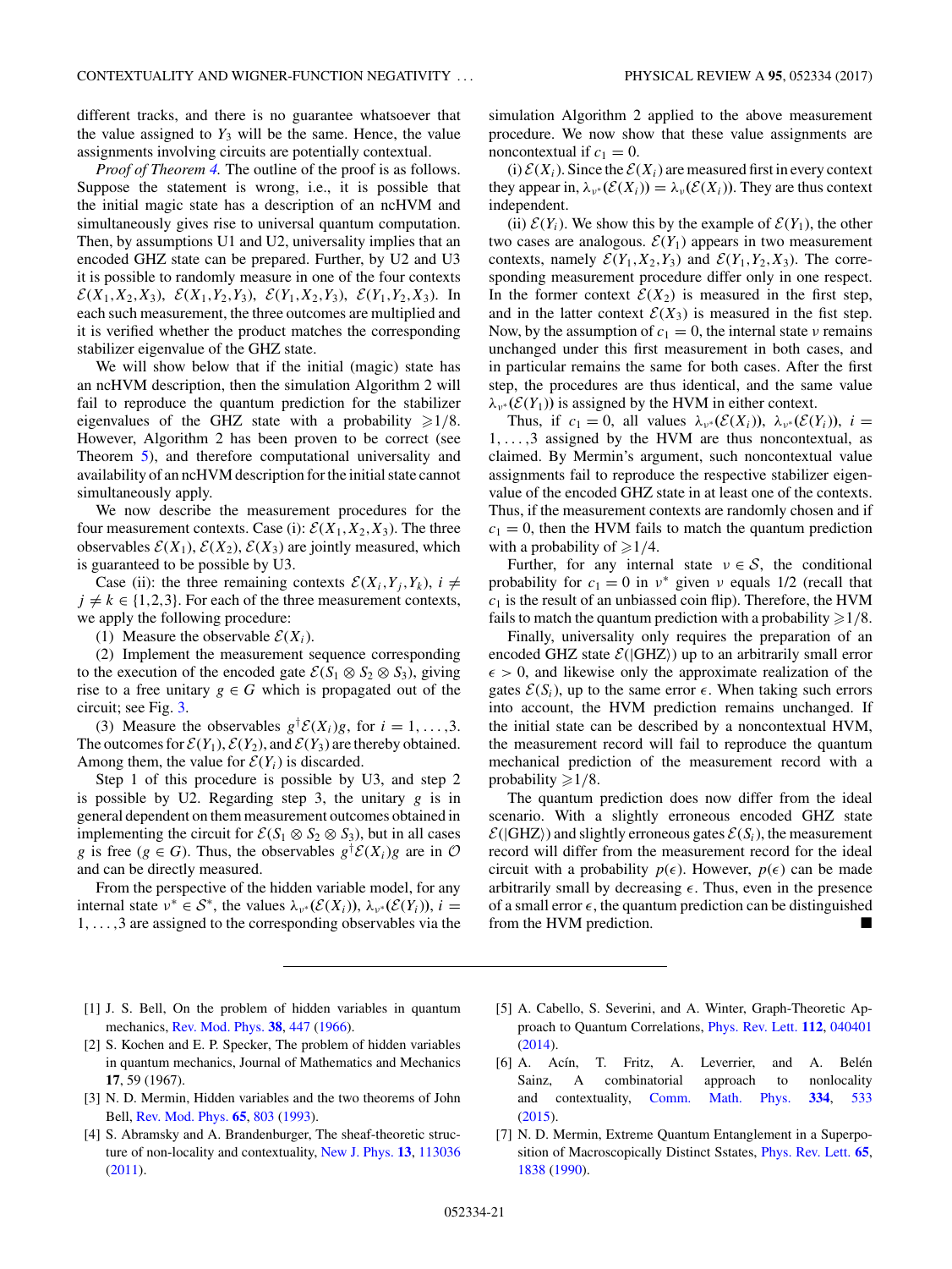different tracks, and there is no guarantee whatsoever that the value assigned to $Y_3$ will be the same. Hence, the value assignments involving circuits are potentially contextual.

*Proof of Theorem 4.* The outline of the proof is as follows. Suppose the statement is wrong, i.e., it is possible that the initial magic state has a description of an ncHVM and simultaneously gives rise to universal quantum computation. Then, by assumptions U1 and U2, universality implies that an encoded GHZ state can be prepared. Further, by U2 and U3 it is possible to randomly measure in one of the four contexts $\mathcal{E}(X_1,X_2,X_3)$, $\mathcal{E}(X_1,Y_2,Y_3)$, $\mathcal{E}(Y_1,X_2,Y_3)$, $\mathcal{E}(Y_1,Y_2,X_3)$. In each such measurement, the three outcomes are multiplied and it is verified whether the product matches the corresponding stabilizer eigenvalue of the GHZ state.

We will show below that if the initial (magic) state has an ncHVM description, then the simulation Algorithm 2 will fail to reproduce the quantum prediction for the stabilizer eigenvalues of the GHZ state with a probability $\geqslant 1/8$. However, Algorithm 2 has been proven to be correct (see Theorem 5), and therefore computational universality and availability of an ncHVM description for the initial state cannot simultaneously apply.

We now describe the measurement procedures for the four measurement contexts. Case (i): $\mathcal{E}(X_1,X_2,X_3)$. The three observables $\mathcal{E}(X_1)$, $\mathcal{E}(X_2)$, $\mathcal{E}(X_3)$ are jointly measured, which is guaranteed to be possible by U3.

Case (ii): the three remaining contexts $\mathcal{E}(X_i,Y_j,Y_k)$, $i \neq j \neq k \in \{1,2,3\}$. For each of the three measurement contexts, we apply the following procedure:

(1) Measure the observable $\mathcal{E}(X_i)$.

(2) Implement the measurement sequence corresponding to the execution of the encoded gate $\mathcal{E}(S_1 \otimes S_2 \otimes S_3)$, giving rise to a free unitary $g \in G$ which is propagated out of the circuit; see Fig. 3.

(3) Measure the observables $g^\dagger \mathcal{E}(X_i) g$, for $i = 1,\ldots,3$. The outcomes for $\mathcal{E}(Y_1)$, $\mathcal{E}(Y_2)$, and $\mathcal{E}(Y_3)$ are thereby obtained. Among them, the value for $\mathcal{E}(Y_i)$ is discarded.

Step 1 of this procedure is possible by U3, and step 2 is possible by U2. Regarding step 3, the unitary $g$ is in general dependent on them measurement outcomes obtained in implementing the circuit for $\mathcal{E}(S_1 \otimes S_2 \otimes S_3)$, but in all cases $g$ is free ($g \in G$). Thus, the observables $g^\dagger \mathcal{E}(X_i) g$ are in $\mathcal{O}$ and can be directly measured.

From the perspective of the hidden variable model, for any internal state $\nu^* \in \mathcal{S}^*$, the values $\lambda_{\nu^*}(\mathcal{E}(X_i))$, $\lambda_{\nu^*}(\mathcal{E}(Y_i))$, $i = 1,\ldots,3$ are assigned to the corresponding observables via the simulation Algorithm 2 applied to the above measurement procedure. We now show that these value assignments are noncontextual if $c_1 = 0$.

(i) $\mathcal{E}(X_i)$. Since the $\mathcal{E}(X_i)$ are measured first in every context they appear in, $\lambda_{\nu^*}(\mathcal{E}(X_i)) = \lambda_\nu(\mathcal{E}(X_i))$. They are thus context independent.

(ii) $\mathcal{E}(Y_i)$. We show this by the example of $\mathcal{E}(Y_1)$, the other two cases are analogous. $\mathcal{E}(Y_1)$ appears in two measurement contexts, namely $\mathcal{E}(Y_1,X_2,Y_3)$ and $\mathcal{E}(Y_1,Y_2,X_3)$. The corresponding measurement procedure differ only in one respect. In the former context $\mathcal{E}(X_2)$ is measured in the first step, and in the latter context $\mathcal{E}(X_3)$ is measured in the fist step. Now, by the assumption of $c_1 = 0$, the internal state $\nu$ remains unchanged under this first measurement in both cases, and in particular remains the same for both cases. After the first step, the procedures are thus identical, and the same value $\lambda_{\nu^*}(\mathcal{E}(Y_1))$ is assigned by the HVM in either context.

Thus, if $c_1 = 0$, all values $\lambda_{\nu^*}(\mathcal{E}(X_i))$, $\lambda_{\nu^*}(\mathcal{E}(Y_i))$, $i = 1,\ldots,3$ assigned by the HVM are thus noncontextual, as claimed. By Mermin's argument, such noncontextual value assignments fail to reproduce the respective stabilizer eigenvalue of the encoded GHZ state in at least one of the contexts. Thus, if the measurement contexts are randomly chosen and if $c_1 = 0$, then the HVM fails to match the quantum prediction with a probability of $\geqslant 1/4$.

Further, for any internal state $\nu \in \mathcal{S}$, the conditional probability for $c_1 = 0$ in $\nu^*$ given $\nu$ equals 1/2 (recall that $c_1$ is the result of an unbiassed coin flip). Therefore, the HVM fails to match the quantum prediction with a probability $\geqslant 1/8$.

Finally, universality only requires the preparation of an encoded GHZ state $\mathcal{E}(|\mathrm{GHZ}\rangle)$ up to an arbitrarily small error $\epsilon > 0$, and likewise only the approximate realization of the gates $\mathcal{E}(S_i)$, up to the same error $\epsilon$. When taking such errors into account, the HVM prediction remains unchanged. If the initial state can be described by a noncontextual HVM, the measurement record will fail to reproduce the quantum mechanical prediction of the measurement record with a probability $\geqslant 1/8$.

The quantum prediction does now differ from the ideal scenario. With a slightly erroneous encoded GHZ state $\mathcal{E}(|\mathrm{GHZ}\rangle)$ and slightly erroneous gates $\mathcal{E}(S_i)$, the measurement record will differ from the measurement record for the ideal circuit with a probability $p(\epsilon)$. However, $p(\epsilon)$ can be made arbitrarily small by decreasing $\epsilon$. Thus, even in the presence of a small error $\epsilon$, the quantum prediction can be distinguished from the HVM prediction. ■

---

[1] J. S. Bell, On the problem of hidden variables in quantum mechanics, Rev. Mod. Phys. **38**, 447 (1966).

[2] S. Kochen and E. P. Specker, The problem of hidden variables in quantum mechanics, Journal of Mathematics and Mechanics **17**, 59 (1967).

[3] N. D. Mermin, Hidden variables and the two theorems of John Bell, Rev. Mod. Phys. **65**, 803 (1993).

[4] S. Abramsky and A. Brandenburger, The sheaf-theoretic structure of non-locality and contextuality, New J. Phys. **13**, 113036 (2011).

[5] A. Cabello, S. Severini, and A. Winter, Graph-Theoretic Approach to Quantum Correlations, Phys. Rev. Lett. **112**, 040401 (2014).

[6] A. Acín, T. Fritz, A. Leverrier, and A. Belén Sainz, A combinatorial approach to nonlocality and contextuality, Comm. Math. Phys. **334**, 533 (2015).

[7] N. D. Mermin, Extreme Quantum Entanglement in a Superposition of Macroscopically Distinct Sstates, Phys. Rev. Lett. **65**, 1838 (1990).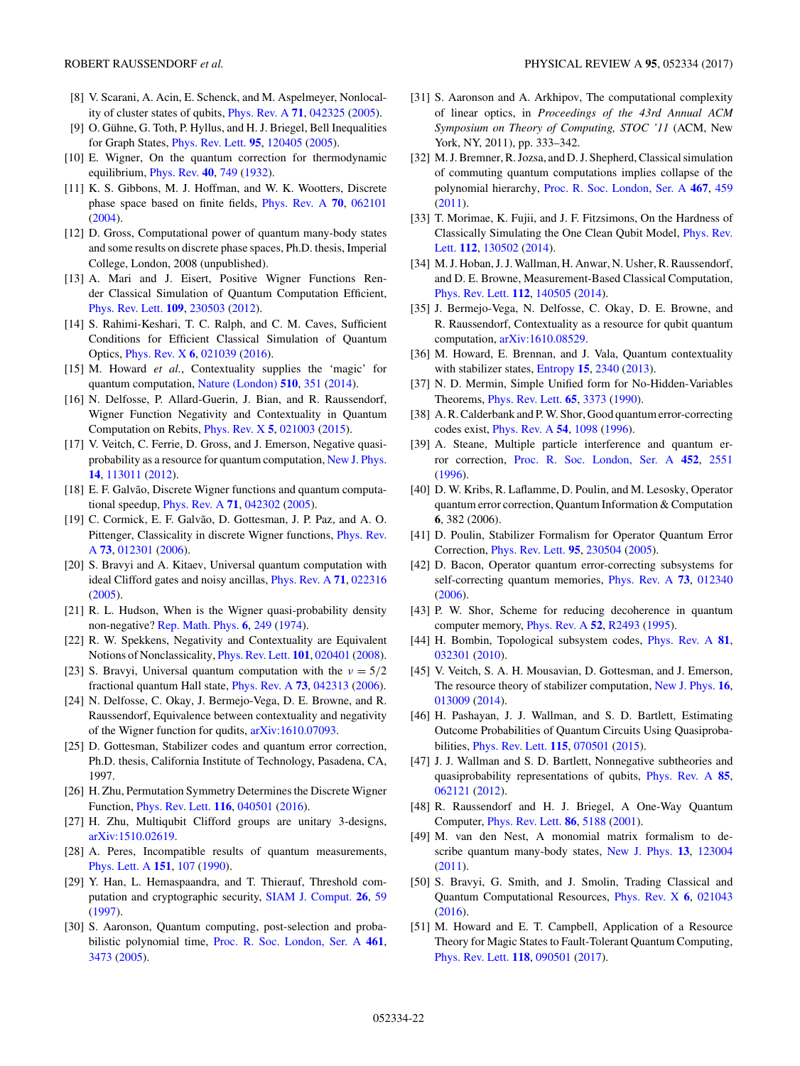[8] V. Scarani, A. Acin, E. Schenck, and M. Aspelmeyer, Nonlocality of cluster states of qubits, Phys. Rev. A **71**, 042325 (2005).

[9] O. Gühne, G. Toth, P. Hyllus, and H. J. Briegel, Bell Inequalities for Graph States, Phys. Rev. Lett. **95**, 120405 (2005).

[10] E. Wigner, On the quantum correction for thermodynamic equilibrium, Phys. Rev. **40**, 749 (1932).

[11] K. S. Gibbons, M. J. Hoffman, and W. K. Wootters, Discrete phase space based on finite fields, Phys. Rev. A **70**, 062101 (2004).

[12] D. Gross, Computational power of quantum many-body states and some results on discrete phase spaces, Ph.D. thesis, Imperial College, London, 2008 (unpublished).

[13] A. Mari and J. Eisert, Positive Wigner Functions Render Classical Simulation of Quantum Computation Efficient, Phys. Rev. Lett. **109**, 230503 (2012).

[14] S. Rahimi-Keshari, T. C. Ralph, and C. M. Caves, Sufficient Conditions for Efficient Classical Simulation of Quantum Optics, Phys. Rev. X **6**, 021039 (2016).

[15] M. Howard *et al.*, Contextuality supplies the 'magic' for quantum computation, Nature (London) **510**, 351 (2014).

[16] N. Delfosse, P. Allard-Guerin, J. Bian, and R. Raussendorf, Wigner Function Negativity and Contextuality in Quantum Computation on Rebits, Phys. Rev. X **5**, 021003 (2015).

[17] V. Veitch, C. Ferrie, D. Gross, and J. Emerson, Negative quasi-probability as a resource for quantum computation, New J. Phys. **14**, 113011 (2012).

[18] E. F. Galvão, Discrete Wigner functions and quantum computational speedup, Phys. Rev. A **71**, 042302 (2005).

[19] C. Cormick, E. F. Galvão, D. Gottesman, J. P. Paz, and A. O. Pittenger, Classicality in discrete Wigner functions, Phys. Rev. A **73**, 012301 (2006).

[20] S. Bravyi and A. Kitaev, Universal quantum computation with ideal Clifford gates and noisy ancillas, Phys. Rev. A **71**, 022316 (2005).

[21] R. L. Hudson, When is the Wigner quasi-probability density non-negative? Rep. Math. Phys. **6**, 249 (1974).

[22] R. W. Spekkens, Negativity and Contextuality are Equivalent Notions of Nonclassicality, Phys. Rev. Lett. **101**, 020401 (2008).

[23] S. Bravyi, Universal quantum computation with the $\nu = 5/2$ fractional quantum Hall state, Phys. Rev. A **73**, 042313 (2006).

[24] N. Delfosse, C. Okay, J. Bermejo-Vega, D. E. Browne, and R. Raussendorf, Equivalence between contextuality and negativity of the Wigner function for qudits, arXiv:1610.07093.

[25] D. Gottesman, Stabilizer codes and quantum error correction, Ph.D. thesis, California Institute of Technology, Pasadena, CA, 1997.

[26] H. Zhu, Permutation Symmetry Determines the Discrete Wigner Function, Phys. Rev. Lett. **116**, 040501 (2016).

[27] H. Zhu, Multiqubit Clifford groups are unitary 3-designs, arXiv:1510.02619.

[28] A. Peres, Incompatible results of quantum measurements, Phys. Lett. A **151**, 107 (1990).

[29] Y. Han, L. Hemaspaandra, and T. Thierauf, Threshold computation and cryptographic security, SIAM J. Comput. **26**, 59 (1997).

[30] S. Aaronson, Quantum computing, post-selection and probabilistic polynomial time, Proc. R. Soc. London, Ser. A **461**, 3473 (2005).

[31] S. Aaronson and A. Arkhipov, The computational complexity of linear optics, in *Proceedings of the 43rd Annual ACM Symposium on Theory of Computing, STOC '11* (ACM, New York, NY, 2011), pp. 333–342.

[32] M. J. Bremner, R. Jozsa, and D. J. Shepherd, Classical simulation of commuting quantum computations implies collapse of the polynomial hierarchy, Proc. R. Soc. London, Ser. A **467**, 459 (2011).

[33] T. Morimae, K. Fujii, and J. F. Fitzsimons, On the Hardness of Classically Simulating the One Clean Qubit Model, Phys. Rev. Lett. **112**, 130502 (2014).

[34] M. J. Hoban, J. J. Wallman, H. Anwar, N. Usher, R. Raussendorf, and D. E. Browne, Measurement-Based Classical Computation, Phys. Rev. Lett. **112**, 140505 (2014).

[35] J. Bermejo-Vega, N. Delfosse, C. Okay, D. E. Browne, and R. Raussendorf, Contextuality as a resource for qubit quantum computation, arXiv:1610.08529.

[36] M. Howard, E. Brennan, and J. Vala, Quantum contextuality with stabilizer states, Entropy **15**, 2340 (2013).

[37] N. D. Mermin, Simple Unified form for No-Hidden-Variables Theorems, Phys. Rev. Lett. **65**, 3373 (1990).

[38] A. R. Calderbank and P. W. Shor, Good quantum error-correcting codes exist, Phys. Rev. A **54**, 1098 (1996).

[39] A. Steane, Multiple particle interference and quantum error correction, Proc. R. Soc. London, Ser. A **452**, 2551 (1996).

[40] D. W. Kribs, R. Laflamme, D. Poulin, and M. Lesosky, Operator quantum error correction, Quantum Information & Computation **6**, 382 (2006).

[41] D. Poulin, Stabilizer Formalism for Operator Quantum Error Correction, Phys. Rev. Lett. **95**, 230504 (2005).

[42] D. Bacon, Operator quantum error-correcting subsystems for self-correcting quantum memories, Phys. Rev. A **73**, 012340 (2006).

[43] P. W. Shor, Scheme for reducing decoherence in quantum computer memory, Phys. Rev. A **52**, R2493 (1995).

[44] H. Bombin, Topological subsystem codes, Phys. Rev. A **81**, 032301 (2010).

[45] V. Veitch, S. A. H. Mousavian, D. Gottesman, and J. Emerson, The resource theory of stabilizer computation, New J. Phys. **16**, 013009 (2014).

[46] H. Pashayan, J. J. Wallman, and S. D. Bartlett, Estimating Outcome Probabilities of Quantum Circuits Using Quasiprobabilities, Phys. Rev. Lett. **115**, 070501 (2015).

[47] J. J. Wallman and S. D. Bartlett, Nonnegative subtheories and quasiprobability representations of qubits, Phys. Rev. A **85**, 062121 (2012).

[48] R. Raussendorf and H. J. Briegel, A One-Way Quantum Computer, Phys. Rev. Lett. **86**, 5188 (2001).

[49] M. van den Nest, A monomial matrix formalism to describe quantum many-body states, New J. Phys. **13**, 123004 (2011).

[50] S. Bravyi, G. Smith, and J. Smolin, Trading Classical and Quantum Computational Resources, Phys. Rev. X **6**, 021043 (2016).

[51] M. Howard and E. T. Campbell, Application of a Resource Theory for Magic States to Fault-Tolerant Quantum Computing, Phys. Rev. Lett. **118**, 090501 (2017).